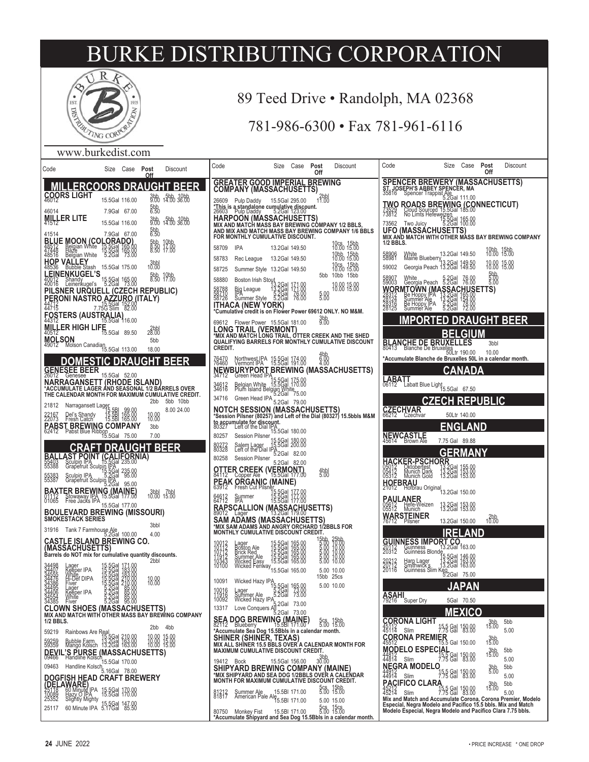# BURKE DISTRIBUTING CORPORATION

89 Teed Drive • Randolph, MA 02368

781-986-6300 • Fax 781-961-6116

www.burkedist.com

| Code | | Size | Case | Post Off | Discount |
|---|---|---|---|---|---|
| **MILLERCOORS DRAUGHT BEER** | | | | | |
| **COORS LIGHT** | | | | | |
| 46012 | | 15.5Gal | 116.00 | 3bb 9.00 | 5bb 14.00, 10bb 36.00 |
| 46014 | | 7.9Gal | 67.00 | 5bb 6.50 | |
| **MILLER LITE** | | | | | |
| 41512 | | 15.5Gal | 116.00 | 3bb 9.00 | 5bb 14.00, 10bb 36.00 |
| 41514 | | 7.9Gal | 67.00 | 5bb 6.50 | |
| **BLUE MOON (COLORADO)** | | | | | |
| 48512 | Belgian White | 15.5Gal | 165.00 | 5bb 8.50 | 10bb 17.00 |
| 47448 | Haze | 15.5Gal | 165.00 | 8.50 | 17.00 |
| 48516 | Belgian White | 5.2Gal | 73.00 | | |
| **HOP VALLEY** | | | | | |
| 48536 | Bubble Stash | 15.5Gal | 175.00 | 3bbl 10.00 | |
| **LEINENKUGEL'S** | | | | | |
| 40012 | Shandy | 15.5Gal | 165.00 | 5bb 8.50 | 10bb 17.00 |
| 40016 | Leinenkugel's | 5.2Gal | 73.00 | | |
| **PILSNER URQUELL (CZECH REPUBLIC)** | | | | | |
| **PERONI NASTRO AZZURO (ITALY)** | | | | | |
| 44712 | | 15.5Gal | 152.00 | | |
| 44715 | | 7.75G Slim | 82.00 | | |
| **FOSTERS (AUSTRALIA)** | | | | | |
| 44312 | | 15.5Gal | 116.00 | | |
| **MILLER HIGH LIFE** | | | | | |
| 40512 | | 15.5Gal | 89.50 | 2bbl 28.00 | |
| **MOLSON** | | | | | |
| 49012 | Molson Canadian | 15.5Gal | 113.00 | 5bb 18.00 | |
| **DOMESTIC DRAUGHT BEER** | | | | | |
| **GENESEE BEER** | | | | | |
| 26012 | Genesee | 15.5Gal | 52.00 | | |
| **NARRAGANSETT (RHODE ISLAND)** | | | | | |
| *ACCUMULATE LAGER AND SEASONAL 1/2 BARRELS OVER THE CALENDAR MONTH FOR MAXIMUM CUMULATIVE CREDIT. | | | | | |
| | | | | 2bb | 5bb 10bb |
| 21812 | Narragansett Lager | 15.5Bl | 99.00 | | 8.00 24.00 |
| 22167 | Del's Shandy | 15.5Bl | 165.00 | 10.00 | |
| 22073 | Fresh Catch | 15.5Bl | 165.00 | 10.00 | |
| **PABST BREWING COMPANY** | | | | 3bb | |
| 62412 | Pabst Blue Ribbon | 15.5Gal | 75.00 | 7.00 | |
| **CRAFT DRAUGHT BEER** | | | | | |
| **BALLAST POINT (CALIFORNIA)** | | | | | |
| 55403 | Sculpin IPA | 15.5Gal | 235.00 | | |
| 55388 | Grapefruit Sculpin IPA | 15.5Gal | 235.00 | | |
| 55383 | Sculpin IPA | 5.2Gal | 95.00 | | |
| 55387 | Grapefruit Sculpin IPA | 5.2Gal | 95.00 | | |
| **BAXTER BREWING (MAINE)** | | | | 3bbl | 7bbl |
| 01112 | Stowaway IPA | 15.5Gal | 177.00 | 10.00 | 15.00 |
| 01065 | Free Jacks IPA | 15.5Gal | 177.00 | | |
| **BOULEVARD BREWING (MISSOURI)** | | | | | |
| **SMOKESTACK SERIES** | | | | 3bbl | |
| 31916 | Tank 7 Farmhouse Ale | 5.2Gal | 100.00 | 4.00 | |
| **CASTLE ISLAND BREWING CO. (MASSACHUSETTS)** | | | | | |
| Barrels do NOT mix for cumulative quantity discounts. | | | | 2bbl | |
| 34498 | Lager | 15.5Gal | 171.00 | | |
| 34407 | Keeper IPA | 15.5Gal | 183.00 | | |
| 34555 | White | 15.5Gal | 183.00 | | |
| 34476 | Hi-Def DIPA | 15.5Gal | 210.00 | 10.00 | |
| 34386 | Fiver | 15.5Gal | 210.00 | 10.00 | |
| 34495 | Lager | 5.2Gal | 69.00 | | |
| 34406 | Keeper IPA | 5.2Gal | 85.00 | | |
| 34552 | White | 5.2Gal | 85.00 | | |
| 34385 | Fiver | 5.2Gal | 95.00 | | |
| **CLOWN SHOES (MASSACHUSETTS)** | | | | | |
| MIX AND MATCH WITH OTHER MASS BAY BREWING COMPANY 1/2 BBLS. | | | | 2bb | 4bb |
| 59219 | Rainbows Are Real | 15.5Gal | 210.00 | 10.00 | 15.00 |
| 59259 | Bubble Farm | 13.2Gal | 163.00 | 10.00 | 15.00 |
| 59359 | Mango Kolsch | 13.2Gal | 163.00 | 10.00 | 15.00 |
| **DEVIL'S PURSE (MASSACHUSETTS)** | | | | | |
| 09466 | Handline Kolsch | 15.5Gal | 170.00 | | |
| 09463 | Handline Kolsch | 5.16Gal | 78.00 | | |
| **DOGFISH HEAD CRAFT BREWERY (DELAWARE)** | | | | | |
| 25118 | 60 Minute IPA | 15.5Gal | 170.00 | | |
| 70088 | Hazy O IPA | 15.5Gal | 170.00 | | |
| 25352 | Slightly Mighty | 15.5Gal | 147.00 | | |
| 25117 | 60 Minute IPA | 5.17Gal | 85.50 | | |
| **GREATER GOOD IMPERIAL BREWING COMPANY (MASSACHUSETTS)** | | | | | |
| 26609 | Pulp Daddy | 15.5Gal | 295.00 | 2bbl 11.00 | |
| *This is a standalone cumulative discount. | | | | | |
| 26603 | Pulp Daddy | 5.2Gal | 123.00 | | |
| **HARPOON (MASSACHUSETTS)** | | | | | |
| MIX AND MATCH MASS BAY BREWING COMPANY 1/2 BBLS, AND MIX AND MATCH MASS BAY BREWING COMPANY 1/6 BBLS FOR MONTHLY CUMULATIVE DISCOUNT. | | | | | |
| 58709 | IPA | 13.2Gal | 149.50 | 10cs 10.00 | 15bb 15.00 |
| 58783 | Rec League | 13.2Gal | 149.50 | 10bb 10.00 | 15bb 15.00 |
| 58725 | Summer Style | 13.2Gal | 149.50 | 10cs 10.00 | 15bb 15.00 |
| | | | | 5bb 10bb | 15bb |
| 58880 | Boston Irish Stout | 13.2Gal | 171.00 | | |
| 58788 | Big League | 13.2Gal | 171.00 | 10.00 15.00 | |
| 58710 | IPA | 5.2Gal | 76.00 | 5.00 | |
| 58726 | Summer Style | 5.2Gal | 76.00 | 5.00 | |
| **ITHACA (NEW YORK)** | | | | | |
| *Cumulative credit is on Flower Power 69612 ONLY. NO M&M. | | | | | |
| 69612 | Flower Power | 15.5Gal | 181.00 | 3bb 9.00 | |
| **LONG TRAIL (VERMONT)** | | | | | |
| *MIX AND MATCH LONG TRAIL, OTTER CREEK AND THE SHED QUALIFYING BARRELS FOR MONTHLY CUMULATIVE DISCOUNT CREDIT. | | | | | |
| 76470 | Northwest IPA | 15.5Gal | 174.00 | 4bb 6.00 | |
| 76460 | Vermont IPA | 15.5Gal | 191.00 | 4.00 | |
| **NEWBURYPORT BREWING (MASSACHUSETTS)** | | | | | |
| 34712 | Green Head IPA | 15.5Gal | 175.00 | | |
| 34612 | Belgian White | 15.5Gal | 170.00 | | |
| 34616 | Plum Island Belgian White | 5.2Gal | 75.00 | | |
| 34716 | Green Head IPA | 5.2Gal | 79.00 | | |
| **NOTCH SESSION (MASSACHUSETTS)** | | | | | |
| *Session Pilsner (80257) and Left of the Dial (80327) 15.5bbls M&M to accumulate for discount. | | | | | |
| 80327 | Left of the Dial IPA | 15.5Gal | 180.00 | | |
| 80257 | Session Pilsner | 15.5Gal | 180.00 | | |
| 80272 | Salem Lager | 15.5Gal | 200.00 | | |
| 80328 | Left of the Dial IPA | 5.2Gal | 82.00 | | |
| 80258 | Session Pilsner | 5.2Gal | 82.00 | | |
| **OTTER CREEK (VERMONT)** | | | | | |
| 84112 | Copper Ale | 15.5Gal | 177.00 | 4bbl 5.00 | |
| **PEAK ORGANIC (MAINE)** | | | | | |
| 63912 | Fresh Cut Pilsner | 15.5Gal | 177.00 | | |
| 64612 | Summer | 15.5Gal | 177.00 | | |
| 64712 | IPA | 15.5Gal | 177.00 | | |
| **RAPSCALLION (MASSACHUSETTS)** | | | | | |
| 89012 | Lager | 13.2Gal | 179.00 | | |
| **SAM ADAMS (MASSACHUSETTS)** | | | | | |
| *MIX SAM ADAMS AND ANGRY ORCHARD 1/2BBLS FOR MONTHLY CUMULATIVE DISCOUNT CREDIT. | | | | 15bb | 25bb |
| 10012 | Lager | 15.5Gal | 165.00 | 5.00 | 10.00 |
| 10112 | Boston Ale | 15.5Gal | 165.00 | 5.00 | 10.00 |
| 10712 | Brick Red | 15.5Gal | 165.00 | 5.00 | 10.00 |
| 11912 | Summer Ale | 15.5Gal | 165.00 | 5.00 | 10.00 |
| 10343 | Wicked Easy | 15.5Gal | 165.00 | 5.00 | 10.00 |
| 10100 | Wicked Fenway | 15.5Gal | 165.00 | 5.00 | 10.00 |
| | | | | 15bb | 25cs |
| 10091 | Wicked Hazy IPA | 15.5Gal | 165.00 | 5.00 | 10.00 |
| 10016 | Lager | 5.2Gal | 73.00 | | |
| 11916 | Summer Ale | 5.2Gal | 73.00 | | |
| 10092 | Wicked Hazy IPA | 5.2Gal | 73.00 | | |
| 13317 | Love Conquers All | 5.2Gal | 73.00 | | |
| **SEA DOG BREWING (MAINE)** | | | | 5cs | 15bb |
| 82112 | Blueberry | 15.5Bl | 171.00 | 5.00 | 15.00 |
| *Accumulate Sea Dog 15.5Bbls in a calendar month. | | | | | |
| **SHINER (SHINER, TEXAS)** | | | | | |
| MIX ALL SHINER 15.5 BBLS OVER A CALENDAR MONTH FOR MAXIMUM CUMULATIVE DISCOUNT CREDIT. | | | | | |
| 19412 | Bock | 15.5Gal | 156.00 | 3bb 30.00 | |
| **SHIPYARD BREWING COMPANY (MAINE)** | | | | | |
| *MIX SHIPYARD AND SEA DOG 1/2BBLS OVER A CALENDAR MONTH FOR MAXIMUM CUMULATIVE DISCOUNT CREDIT. | | | | | |
| | | | | 5cs | 15bb |
| 81212 | Summer Ale | 15.5Bl | 171.00 | 5.00 | 15.00 |
| 81817 | American Pale Ale | 15.5Bl | 171.00 | 5.00 | 15.00 |
| | | | | 5cs | 15cs |
| 80750 | Monkey Fist | 15.5Bl | 171.00 | 5.00 | 15.00 |
| *Accumulate Shipyard and Sea Dog 15.5Bbls in a calendar month. | | | | | |
| **SPENCER BREWERY (MASSACHUSETTS)** | | | | | |
| **ST. JOSEPH'S ABBEY SPENCER, MA** | | | | | |
| 35816 | Spencer Trappist Ale | 5.2Gal | 111.00 | | |
| **TWO ROADS BREWING (CONNECTICUT)** | | | | | |
| 73529 | Cloud Sourced | 15.5Gal | 185.00 | | |
| 73812 | No Limits Hefeweizen | 15.5Gal | 165.00 | | |
| 73562 | Two Juicy | 5.2Gal | 100.00 | | |
| **UFO (MASSACHUSETTS)** | | | | | |
| MIX AND MATCH WITH OTHER MASS BAY BREWING COMPANY 1/2 BBLS. | | | | | |
| 58906 | White | 13.2Gal | 149.50 | 10bb 10.00 | 15bb 15.00 |
| 58981 | Maine Blueberry | 13.2Gal | 149.50 | 10.00 | 15.00 |
| 59002 | Georgia Peach | 13.2Gal | 149.50 | 10.00 | 15.00 |
| | | | | 5bb | |
| 58907 | White | 5.2Gal | 76.00 | 5.00 | |
| 59003 | Georgia Peach | 5.2Gal | 76.00 | 5.00 | |
| **WORMTOWN (MASSACHUSETTS)** | | | | | |
| 28312 | Be Hoppy IPA | 13.2Gal | 165.00 | | |
| 28124 | Summer Ale | 13.2Gal | 154.00 | | |
| 28316 | Be Hoppy IPA | 5.2Gal | 78.00 | | |
| 28125 | Summer Ale | 5.2Gal | 72.00 | | |
| **IMPORTED DRAUGHT BEER** | | | | | |
| **BELGIUM** | | | | | |
| **BLANCHE DE BRUXELLES** | | | | 3bbl | |
| 80413 | Blanche De Bruxelles | 50Ltr | 190.00 | 10.00 | |
| *Accumulate Blanche de Bruxelles 50L in a calendar month. | | | | | |
| **CANADA** | | | | | |
| **LABATT** | | | | | |
| 06112 | Labatt Blue Light | 15.5Gal | 67.50 | | |
| **CZECH REPUBLIC** | | | | | |
| **CZECHVAR** | | | | | |
| 66212 | Czechvar | 50Ltr | 140.00 | | |
| **ENGLAND** | | | | | |
| **NEWCASTLE** | | | | | |
| 45614 | Brown Ale | 7.75 Gal | 89.88 | | |
| **GERMANY** | | | | | |
| **HACKER-PSCHORR** | | | | | |
| 05012 | Oktoberfest | 13.2Gal | 155.00 | | |
| 05412 | Munich Dark | 13.2Gal | 153.00 | | |
| 05312 | Munich Gold | 13.2Gal | 153.00 | | |
| **HOFBRAU** | | | | | |
| 21012 | Hofbrau Original | 13.2Gal | 150.00 | | |
| **PAULANER** | | | | | |
| 05612 | Hefe-Weizen | 13.2Gal | 153.00 | | |
| 05512 | Munich | 13.2Gal | 153.00 | | |
| **WARSTEINER** | | | | | |
| 76712 | Pilsner | 13.2Gal | 150.00 | 2bb 10.00 | |
| **IRELAND** | | | | | |
| **GUINNESS IMPORT CO.** | | | | | |
| 20112 | Guinness | 13.2Gal | 163.00 | | |
| 20312 | Guinness Blonde | 15.5Gal | 146.00 | | |
| 20212 | Harp Lager | 13.2Gal | 163.00 | | |
| 20712 | Smithwick's | 13.2Gal | 163.00 | | |
| 20116 | Guinness Slim Keg | 5.2Gal | 75.00 | | |
| **JAPAN** | | | | | |
| **ASAHI** | | | | | |
| 79216 | Super Dry | 5Gal | 70.50 | | |
| **MEXICO** | | | | | |
| **CORONA LIGHT** | | | | 3bb | 5bb |
| 45112 | | 15.5 Gal | 150.00 | 15.00 | |
| 45114 | Slim | 7.75 Gal | 83.00 | | 5.00 |
| **CORONA PREMIER** | | | | 3bb | |
| 45512 | | 15.5 Gal | 150.00 | 15.00 | |
| **MODELO ESPECIAL** | | | | 3bb | 5bb |
| 44812 | | 15.5 Gal | 150.00 | 15.00 | |
| 44814 | Slim | 7.75 Gal | 83.00 | | 5.00 |
| **NEGRA MODELO** | | | | 3bb | 5bb |
| 44912 | | 15.5 Gal | 150.00 | 15.00 | |
| 44914 | Slim | 7.75 Gal | 83.00 | | 5.00 |
| **PACIFICO CLARA** | | | | 3bb | 5bb |
| 45212 | | 15.5 Gal | 150.00 | 15.00 | |
| 45214 | Slim | 7.75 Gal | 83.00 | | 5.00 |

**Mix and Match and Accumulate Corona, Corona Premier, Modelo Especial, Negra Modelo and Pacifico 15.5 bbls. Mix and Match Modelo Especial, Negra Modelo and Pacifico Clara 7.75 bbls.**

• PRICE INCREASE * ONE DROP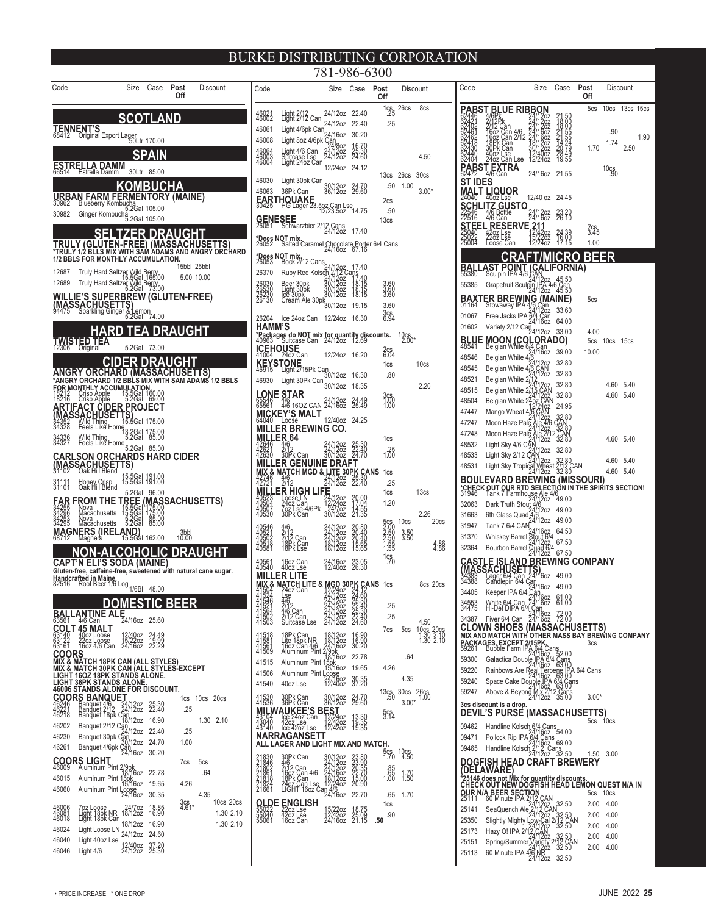# BURKE DISTRIBUTING CORPORATION

781-986-6300

| Code | | Size | Case | Post Off | Discount |
|---|---|---|---|---|---|

## SCOTLAND

**TENNENT'S**

| Code | Description | Size | Case | Post Off | Discount |
|---|---|---|---|---|---|
| 68412 | Original Export Lager | 50Ltr | 170.00 | | |

## SPAIN

**ESTRELLA DAMM**

| Code | Description | Size | Case | Post Off | Discount |
|---|---|---|---|---|---|
| 66514 | Estrella Damm | 30Ltr | 85.00 | | |

## KOMBUCHA

**URBAN FARM FERMENTORY (MAINE)**

| Code | Description | Size | Case | Post Off | Discount |
|---|---|---|---|---|---|
| 30962 | Blueberry Kombucha | 5.2Gal | 105.00 | | |
| 30982 | Ginger Kombucha | 5.2Gal | 105.00 | | |

## SELTZER DRAUGHT

**TRULY (GLUTEN-FREE) (MASSACHUSETTS)**

*TRULY 1/2 BLLS MIX WITH SAM ADAMS AND ANGRY ORCHARD 1/2 BBLS FOR MONTHLY ACCUMULATION.

| Code | Description | Size | Case | 15bbl | 25bbl |
|---|---|---|---|---|---|
| 12687 | Truly Hard Seltzer Wild Berry | 15.5Gal | 165.00 | 5.00 | 10.00 |
| 12689 | Truly Hard Seltzer Wild Berry | 5.2Gal | 73.00 | | |

**WILLIE'S SUPERBREW (GLUTEN-FREE) (MASSACHUSETTS)**

| Code | Description | Size | Case | Post Off | Discount |
|---|---|---|---|---|---|
| 94475 | Sparkling Ginger & Lemon | 5.2Gal | 74.00 | | |

## HARD TEA DRAUGHT

**TWISTED TEA**

| Code | Description | Size | Case | Post Off | Discount |
|---|---|---|---|---|---|
| 12306 | Original | 5.2Gal | 73.00 | | |

## CIDER DRAUGHT

**ANGRY ORCHARD (MASSACHUSETTS)**

*ANGRY ORCHARD 1/2 BBLS MIX WITH SAM ADAMS 1/2 BBLS FOR MONTHLY ACCUMULATION.

| Code | Description | Size | Case | Post Off | Discount |
|---|---|---|---|---|---|
| 18212 | Crisp Apple | 15.5Gal | 160.00 | | |
| 18216 | Crisp Apple | 5.2Gal | 69.00 | | |

**ARTIFACT CIDER PROJECT (MASSACHUSETTS)**

| Code | Description | Size | Case | Post Off | Discount |
|---|---|---|---|---|---|
| 34352 | Wild Thing | 15.5Gal | 175.00 | | |
| 34328 | Feels Like Home | 13.2Gal | 175.00 | | |
| 34336 | Wild Thing | 5.2Gal | 85.00 | | |
| 34327 | Feels Like Home | 5.2Gal | 85.00 | | |

**CARLSON ORCHARDS HARD CIDER (MASSACHUSETTS)**

| Code | Description | Size | Case | Post Off | Discount |
|---|---|---|---|---|---|
| 31102 | Oak Hill Blend | 15.5Gal | 191.00 | | |
| 31111 | Honey Crisp | 15.5Gal | 191.00 | | |
| 31101 | Oak Hill Blend | 5.2Gal | 96.00 | | |

**FAR FROM THE TREE (MASSACHUSETTS)**

| Code | Description | Size | Case | Post Off | Discount |
|---|---|---|---|---|---|
| 34255 | Nova | 15.5Gal | 175.00 | | |
| 34296 | Macachusetts | 15.5Gal | 175.00 | | |
| 34253 | Nova | 5.2Gal | 85.00 | | |
| 34295 | Macachusetts | 5.2Gal | 85.00 | | |

**MAGNERS (IRELAND)**

| Code | Description | Size | Case | Post Off | Discount |
|---|---|---|---|---|---|
| 68712 | Magners | 15.5Gal | 162.00 | | 3bbl 10.00 |

## NON-ALCOHOLIC DRAUGHT

**CAPT'N ELI'S SODA (MAINE)**

Gluten-free, caffeine-free, sweetened with natural cane sugar. Handcrafted in Maine.

| Code | Description | Size | Case | Post Off | Discount |
|---|---|---|---|---|---|
| 82516 | Root Beer 1/6 Log | 1/6Bl | 48.00 | | |

## DOMESTIC BEER

**BALLANTINE ALE**

| Code | Description | Size | Case | Post Off | Discount |
|---|---|---|---|---|---|
| 63561 | 4/6 Can | 24/16oz | 25.60 | | |

**COLT 45 MALT**

| Code | Description | Size | Case | Post Off | Discount |
|---|---|---|---|---|---|
| 63140 | 40oz Loose | 12/40oz | 24.49 | | |
| 63122 | 22oz Loose | 15/22oz | 19.99 | | |
| 63161 | 16oz 4/6 Can | 24/16oz | 22.29 | | |

**COORS**

MIX & MATCH 18PK CAN (ALL STYLES)
MIX & MATCH 30PK CAN (ALL STYLES-EXCEPT LIGHT 16OZ 18PK STANDS ALONE.
LIGHT 36PK STANDS ALONE.
46006 STANDS ALONE FOR DISCOUNT.

**COORS BANQUET**

| Code | Description | Size | Case | Post Off | 1cs | 10cs | 20cs |
|---|---|---|---|---|---|---|---|
| 46246 | Banquet 4/6 | 24/12oz | 25.30 | | .25 | | |
| 46221 | Banquet 2/12 | 24/12oz | 22.40 | | | | |
| 46218 | Banquet 18pk Can | 18/12oz | 16.90 | | | 1.30 | 2.10 |
| 46202 | Banquet 2/12 Can | 24/12oz | 22.40 | | .25 | | |
| 46230 | Banquet 30pk Can | 30/12oz | 24.70 | | 1.00 | | |
| 46261 | Banquet 4/6pk Can | 24/16oz | 30.20 | | | | |

**COORS LIGHT**

| Code | Description | Size | Case | Post Off | Discount | | |
|---|---|---|---|---|---|---|---|
| | | | | 7cs | 5cs | | |
| 46009 | Aluminum Pint 2/9pk | 18/16oz | 22.78 | | .64 | | |
| 46015 | Aluminum Pint 15pk | 15/16oz | 19.65 | 4.26 | | | |
| 46060 | Aluminum Pint Loose | 24/16oz | 30.35 | | 4.35 | | |
| | | | | 3cs | | 10cs | 20cs |
| 46006 | 7oz Loose | 24/7oz | 18.85 | 4.61* | | | |
| 46081 | Light 18pk NR | 18/12oz | 16.90 | | | 1.30 | 2.10 |
| 46018 | Light 18pk Can | 18/12oz | 16.90 | | | 1.30 | 2.10 |
| 46024 | Light Loose LN | 24/12oz | 24.60 | | | | |
| 46040 | Light 40oz Lse | 12/40oz | 37.20 | | | | |
| 46046 | Light 4/6 | 24/12oz | 25.30 | | | | |

| Code | Description | Size | Case | 1cs | 26cs | 8cs |
|---|---|---|---|---|---|---|
| 46021 | Light 2/12 | 24/12oz | 22.40 | .25 | | |
| 46002 | Light 2/12 Can | 24/12oz | 22.40 | .25 | | |
| 46061 | Light 4/6pk Can | 24/16oz | 30.20 | | | |
| 46008 | Light 8oz 4/6pk Can | 24/8oz | 16.70 | | | |
| 46064 | Light 4/6 Can | 24/12oz | 25.30 | | | |
| 46003 | Suitcase Lse | 24/12oz | 24.60 | | | 4.50 |
| 46004 | Light 24oz Can | 12/24oz | 24.12 | | | |

| Code | Description | Size | Case | 13cs | 26cs | 30cs |
|---|---|---|---|---|---|---|
| 46030 | Light 30pk Can | 30/12oz | 24.70 | .50 | 1.00 | |
| 46063 | 36Pk Can | 36/12oz | 29.60 | | | 3.00* |

**EARTHQUAKE**

| Code | Description | Size | Case | Post Off | Discount |
|---|---|---|---|---|---|
| | | | | 2cs | |
| 30425 | HG Lager 23.5oz Can Lse | 12/23.5oz | 14.75 | .50 | |

**GENESEE**

| Code | Description | Size | Case | Post Off | Discount |
|---|---|---|---|---|---|
| | | | | 13cs | |
| 26051 | Schwarzbier 2/12 Cans | 24/12oz | 17.40 | | |

*Does NOT mix.

| Code | Description | Size | Case | Post Off | Discount |
|---|---|---|---|---|---|
| 26052 | Salted Caramel Chocolate Porter 6/4 Cans | 24/16oz | 67.16 | | |

*Does NOT mix.

| Code | Description | Size | Case | Post Off | Discount |
|---|---|---|---|---|---|
| 26053 | Bock 2/12 Cans | 24/12oz | 17.40 | | |
| 26370 | Ruby Red Kolsch 2/12 Cans | 24/12oz | 17.40 | | |
| 26030 | Beer 30pk | 30/12oz | 18.15 | 3.60 | |
| 26230 | Light 30pk | 30/12oz | 18.15 | 3.60 | |
| 26330 | Ice 30pk | 30/12oz | 18.15 | 3.60 | |
| 26130 | Cream Ale 30pk | 30/12oz | 19.15 | 3.60 | |
| | | | | 3cs | |
| 26204 | Ice 24oz Can | 12/24oz | 16.30 | 6.94 | |

**HAMM'S**

*Packages do NOT mix for quantity discounts.

| Code | Description | Size | Case | Post Off | Discount |
|---|---|---|---|---|---|
| | | | | | 10cs |
| 40963 | Suitcase Can | 24/12oz | 12.69 | | 2.00* |

**ICEHOUSE**

| Code | Description | Size | Case | Post Off | Discount |
|---|---|---|---|---|---|
| | | | | 2cs | |
| 41004 | 24oz Can | 12/24oz | 16.20 | 6.04 | |

**KEYSTONE**

| Code | Description | Size | Case | Post Off | Discount |
|---|---|---|---|---|---|
| | | | | 1cs | 10cs |
| 46915 | Light 2/15Pk Can | 30/12oz | 16.30 | .80 | |
| 46930 | Light 30Pk Can | 30/12oz | 18.35 | | 2.20 |

**LONE STAR**

| Code | Description | Size | Case | Post Off | Discount |
|---|---|---|---|---|---|
| | | | | 3cs | |
| 65549 | 4/6 | 24/12oz | 24.49 | 1.00 | |
| 65561 | 4/6 16OZ CAN | 24/16oz | 25.49 | 1.00 | |

**MICKEY'S MALT**

| Code | Description | Size | Case | Post Off | Discount |
|---|---|---|---|---|---|
| 64040 | Loose | 12/40oz | 24.25 | | |

**MILLER BREWING CO.**

**MILLER 64**

| Code | Description | Size | Case | Post Off | Discount |
|---|---|---|---|---|---|
| | | | | 1cs | |
| 42646 | 4/6 | 24/12oz | 25.30 | | |
| 42621 | 2/12 | 24/12oz | 22.40 | .25 | |
| 42630 | 30Pk Can | 30/12oz | 24.70 | 1.00 | |

**MILLER GENUINE DRAFT**

MIX & MATCH MGD & LITE 30PK CANS

| Code | Description | Size | Case | Post Off | Discount |
|---|---|---|---|---|---|
| | | | | 1cs | |
| 42746 | 4/6 | 24/12oz | 25.30 | | |
| 42721 | 2/12 | 24/12oz | 22.40 | .25 | |

**MILLER HIGH LIFE**

| Code | Description | Size | Case | 1cs | 13cs | |
|---|---|---|---|---|---|---|
| 40523 | Loose LN | 24/12oz | 20.00 | | | |
| 40504 | 24oz Can | 12/24oz | 17.04 | 1.20 | | |
| 40507 | 7oz Lse-4/6Pk | 24/7oz | 14.55 | | | |
| 40530 | 30Pk Can | 30/12oz | 21.35 | | 2.26 | |

| Code | Description | Size | Case | 5cs | 10cs | 20cs |
|---|---|---|---|---|---|---|
| 40546 | 4/6 | 24/12oz | 20.80 | 2.00 | | |
| 40521 | 2/12 | 24/12oz | 20.40 | 2.50 | 3.50 | |
| 40502 | 2/12 Can | 24/12oz | 20.40 | 2.50 | 3.50 | |
| 40518 | 18Pk Can | 18/12oz | 15.65 | 1.55 | | 4.86 |
| 40581 | 18Pk Lse | 18/12oz | 15.65 | 1.55 | | 4.86 |
| | | | | 1cs | | |
| 40561 | 16oz Can | 24/16oz | 23.05 | .70 | | |
| 40540 | 40oz Lse | 12/40oz | 26.30 | | | |

**MILLER LITE**

MIX & MATCH LITE & MGD 30PK CANS

| Code | Description | Size | Case | 1cs | | 8cs | 20cs |
|---|---|---|---|---|---|---|---|
| 41504 | 24oz Can | 12/24oz | 24.12 | | | | |
| 41524 | Lse | 24/12oz | 24.60 | | | | |
| 41546 | 4/6 | 24/12oz | 25.30 | | | | |
| 41521 | 2/12 | 24/12oz | 22.40 | .25 | | | |
| 41564 | 4/6 Can | 24/12oz | 25.30 | | | | |
| 41502 | 2/12 Can | 24/12oz | 22.40 | .25 | | | |
| 41503 | Suitcase Lse | 24/12oz | 24.60 | | | 4.50 | |

| Code | Description | Size | Case | 7cs | 5cs | 10cs | 20cs |
|---|---|---|---|---|---|---|---|
| 41518 | 18Pk Can | 18/12oz | 16.90 | | | 1.30 | 2.10 |
| 41581 | Lite 18pk NR | 18/12oz | 16.90 | | | 1.30 | 2.10 |
| 41561 | 16oz Can 4/6 | 24/16oz | 30.20 | | | | |
| 41509 | Aluminum Pint 2/9pk | 18/16oz | 22.78 | | .64 | | |
| 41515 | Aluminum Pint 15pk | 15/16oz | 19.65 | 4.26 | | | |
| 41506 | Aluminum Pint Loose | 24/16oz | 30.35 | | 4.35 | | |
| 41540 | 40oz Lse | 12/40oz | 37.20 | | | | |

| Code | Description | Size | Case | 13cs | 30cs | 26cs |
|---|---|---|---|---|---|---|
| 41530 | 30Pk Can | 30/12oz | 24.70 | .50 | | 1.00 |
| 41536 | 36Pk Can | 36/12oz | 29.60 | | 3.00* | |

**MILWAUKEE'S BEST**

| Code | Description | Size | Case | Post Off | Discount |
|---|---|---|---|---|---|
| | | | | 5cs | |
| 43104 | Ice 24oz Can | 12/24oz | 13.30 | 3.14 | |
| 43040 | 42oz Lse | 12/42oz | 19.35 | | |
| 43140 | Ice 42oz Lse | 12/42oz | 19.35 | | |

**NARRAGANSETT**

ALL LAGER AND LIGHT MIX AND MATCH.

| Code | Description | Size | Case | 5cs | 10cs |
|---|---|---|---|---|---|
| 21830 | 30Pk Can | 30/12oz | 23.80 | 1.70 | 4.50 |
| 21846 | 4/6 | 24/12oz | 23.90 | | |
| 21802 | 2/12 Can | 24/12oz | 20.35 | .85 | |
| 21861 | 16oz Can 4/6 | 24/16oz | 22.70 | .65 | 1.70 |
| 21818 | 18Pk Can | 18/12oz | 15.00 | 1.00 | 1.50 |
| 21824 | 24oz Can Lse | 12/24oz | 20.90 | | |
| 21661 | LIGHT 16oz Can 4/6 | 24/16oz | 22.70 | .65 | 1.70 |

**OLDE ENGLISH**

| Code | Description | Size | Case | Post Off | Discount |
|---|---|---|---|---|---|
| | | | | 1cs | |
| 55022 | 22oz Lse | 15/22oz | 18.75 | | |
| 55040 | 40oz Lse | 12/40oz | 25.09 | .90 | |
| 55061 | 16oz Can | 24/16oz | 21.15 | .50 | |

**PABST BLUE RIBBON**

| Code | Description | Size | Case | Post Off | 5cs | 10cs | 13cs | 15cs |
|---|---|---|---|---|---|---|---|---|
| 62446 | 4/6Pk | 24/12oz | 21.50 | | | | | |
| 62421 | 2/12Pk | 24/12oz | 18.00 | | | | | |
| 62402 | 2/12 Can | 24/12oz | 18.00 | | | | | |
| 62461 | 16oz Can 4/6 | 24/16oz | 21.55 | | | .90 | | |
| 62462 | 16oz Can 2/12 | 24/16oz | 21.55 | | | | | 1.90 |
| 62418 | 18Pk Can | 18/12oz | 14.24 | | | 1.74 | | |
| 62430 | 30Pk Can | 30/12oz | 20.79 | | 1.70 | | 2.50 | |
| 62440 | 40oz Lse | 12/40oz | 28.49 | | | | | |
| 62404 | 24oz Can Lse | 12/24oz | 19.55 | | | | | |

**PABST EXTRA**

| Code | Description | Size | Case | Post Off | 10cs |
|---|---|---|---|---|---|
| 62472 | 4/6 Can | 24/16oz | 21.55 | | .90 |

**ST IDES**

**MALT LIQUOR**

| Code | Description | Size | Case | Post Off | Discount |
|---|---|---|---|---|---|
| 24040 | 40oz Lse | 12/40 oz | 24.45 | | |

**SCHLITZ GUSTO**

| Code | Description | Size | Case | Post Off | Discount |
|---|---|---|---|---|---|
| 22546 | 4/6 Bottle | 24/12oz | 23.20 | | |
| 22516 | 4/6 Can | 24/16oz | 26.10 | | |

**STEEL RESERVE 211**

| Code | Description | Size | Case | Post Off | Discount |
|---|---|---|---|---|---|
| | | | | 2cs | |
| 25040 | 42oz Lse | 12/42oz | 24.39 | 3.45 | |
| 25022 | 22oz Lse | 15/22oz | 16.00 | | |
| 25004 | Loose Can | 12/24oz | 17.15 | 1.00 | |

## CRAFT/MICRO BEER

**BALLAST POINT (CALIFORNIA)**

| Code | Description | Size | Case | Post Off | Discount |
|---|---|---|---|---|---|
| 55380 | Sculpin IPA 4/6 CAN | 24/12oz | 45.50 | | |
| 55385 | Grapefruit Sculpin IPA 4/6 Can | 24/12oz | 45.50 | | |

**BAXTER BREWING (MAINE)**

| Code | Description | Size | Case | 5cs | |
|---|---|---|---|---|---|
| 01164 | Stowaway IPA 4/6 Can | 24/12oz | 33.60 | | |
| 01067 | Free Jacks IPA 6/4 Can | 24/16oz | 64.00 | | |
| 01602 | Variety 2/12 Can | 24/12oz | 33.00 | 4.00 | |

**BLUE MOON (COLORADO)**

| Code | Description | Size | Case | 5cs | 10cs | 15cs |
|---|---|---|---|---|---|---|
| 48541 | Belgian White 6/4 Can | 24/16oz | 39.00 | 10.00 | | |
| 48546 | Belgian White 4/6 | 24/12oz | 32.80 | | | |
| 48545 | Belgian White 4/6 CAN | 24/12oz | 32.80 | | | |
| 48521 | Belgian White 2/12 | 24/12oz | 32.80 | | 4.60 | 5.40 |
| 48515 | Belgian White 2/15 CAN | 24/12oz | 32.80 | | 4.60 | 5.40 |
| 48504 | Belgian White 24oz CAN | 12/24oz | 24.95 | | | |
| 47447 | Mango Wheat 4/6 CAN | 24/12oz | 32.80 | | | |
| 47247 | Moon Haze Pale Ale 4/6 CAN | 24/12oz | 32.80 | | | |
| 47248 | Moon Haze Pale Ale 2/12 CAN | 24/12oz | 32.80 | | 4.60 | 5.40 |
| 48532 | Light Sky 4/6 CAN | 24/12oz | 32.80 | | | |
| 48533 | Light Sky 2/12 CAN | 24/12oz | 32.80 | | 4.60 | 5.40 |
| 48531 | Light Sky Tropical Wheat 2/12 CAN | 24/12oz | 32.80 | | 4.60 | 5.40 |

**BOULEVARD BREWING (MISSOURI)**

*CHECK OUT OUR RTD SELECTION IN THE SPIRITS SECTION!

| Code | Description | Size | Case | Post Off | Discount |
|---|---|---|---|---|---|
| 31946 | Tank 7 Farmhouse Ale 4/6 | 24/12oz | 49.00 | | |
| 32063 | Dark Truth Stout 4/6 | 24/12oz | 49.00 | | |
| 31663 | 6th Glass Quad 4/6 | 24/12oz | 49.00 | | |
| 31947 | Tank 7 6/4 CAN | 24/16oz | 64.50 | | |
| 31370 | Whiskey Barrel Stout 6/4 | 24/12oz | 67.50 | | |
| 32364 | Bourbon Barrel Quad 6/4 | 24/12oz | 67.50 | | |

**CASTLE ISLAND BREWING COMPANY (MASSACHUSETTS)**

| Code | Description | Size | Case | Post Off | Discount |
|---|---|---|---|---|---|
| 34383 | Lager 6/4 Can | 24/16oz | 49.00 | | |
| 34388 | Candlepin 6/4 Can | 24/16oz | 49.00 | | |
| 34405 | Keeper IPA 6/4 Can | 24/16oz | 61.00 | | |
| 34553 | White 6/4 Can | 24/16oz | 61.00 | | |
| 34475 | Hi-Def DIPA 6/4 Can | 24/16oz | 72.00 | | |
| 34387 | Fiver 6/4 Can | 24/16oz | 72.00 | | |

**CLOWN SHOES (MASSACHUSETTS)**

MIX AND MATCH WITH OTHER MASS BAY BREWING COMPANY PACKAGES, EXCEPT 2/15PK.

| Code | Description | Size | Case | 3cs | |
|---|---|---|---|---|---|
| 59261 | Bubble Farm IPA 6/4 Cans | 24/16oz | 52.00 | | |
| 59300 | Galactica Double IPA 6/4 Cans | 24/16oz | 63.00 | | |
| 59220 | Rainbows Are Real Terpene IPA 6/4 Cans | 24/16oz | 63.00 | | |
| 59240 | Space Cake Double IPA 6/4 Cans | 24/16oz | 63.00 | | |
| 59247 | Above & Beyond Mix 2/12 Cans | 24/12oz | 35.00 | 3.00* | |

3cs discount is a drop.

**DEVIL'S PURSE (MASSACHUSETTS)**

| Code | Description | Size | Case | 5cs | 10cs |
|---|---|---|---|---|---|
| 09462 | Handline Kolsch 6/4 Cans | 24/16oz | 54.00 | | |
| 09471 | Pollock Rip IPA 6/4 Cans | 24/16oz | 69.00 | | |
| 09465 | Handline Kolsch 2/12 Cans | 24/12oz | 32.50 | 1.50 | 3.00 |

**DOGFISH HEAD CRAFT BREWERY (DELAWARE)**

*25146 does not Mix for quantity discounts.
CHECK OUT NEW DOGFISH HEAD LEMON QUEST N/A IN OUR N/A BEER SECTION

| Code | Description | Size | Case | 5cs | 10cs |
|---|---|---|---|---|---|
| 25111 | 60 Minute IPA 2/12 CAN | 24/12oz | 32.50 | 2.00 | 4.00 |
| 25141 | SeaQuench Ale 2/12 CAN | 24/12oz | 32.50 | 2.00 | 4.00 |
| 25350 | Slightly Mighty Low-Cal 2/12 CAN | 24/12oz | 32.50 | 2.00 | 4.00 |
| 25173 | Hazy O! IPA 2/12 CAN | 24/12oz | 32.50 | 2.00 | 4.00 |
| 25151 | Spring/Summer Variety 2/12 CAN | 24/12oz | 32.50 | 2.00 | 4.00 |
| 25113 | 60 Minute IPA 4/6 NR | 24/12oz | 32.50 | | |

• PRICE INCREASE * ONE DROP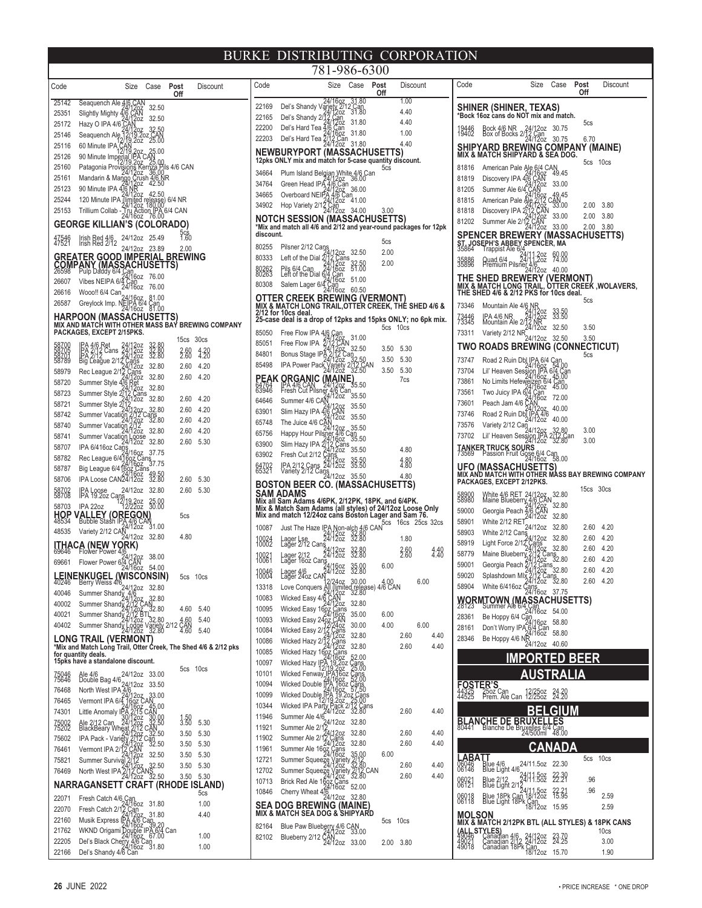# BURKE DISTRIBUTING CORPORATION

781-986-6300

| Code | | Size | Case | Post Off | Discount |
|---|---|---|---|---|---|
| 25142 | Seaquench Ale 4/6 CAN | 24/12oz | 32.50 | | |
| 25351 | Slightly Mighty 4/6 CAN | 24/12oz | 32.50 | | |
| 25172 | Hazy O IPA 4/6 CAN | 24/12oz | 32.50 | | |
| 25146 | Seaquench Ale 12/19.2oz CAN | 12/19.2oz | 25.00 | | |
| 25116 | 60 Minute IPA CAN | 12/19.2oz | 25.00 | | |
| 25126 | 90 Minute Imperial IPA CAN | 12/19.2oz | 25.00 | | |
| 25160 | Patagonia Provisions Kernza Pils 4/6 CAN | 24/12oz | 36.00 | | |
| 25161 | Mandarin & Mango Crush 4/6 NR | 24/12oz | 42.50 | | |
| 25123 | 90 Minute IPA 4/6 NR | 24/12oz | 42.50 | | |
| 25244 | 120 Minute IPA (limited release) 6/4 NR | 24/12oz | 180.00 | | |
| 25153 | Trillium Collab - Tru Action IPA 6/4 CAN | 24/16oz | 76.00 | | |

## GEORGE KILLIAN'S (COLORADO)

| Code | | Size | Case | 5cs |
|---|---|---|---|---|
| 47546 | Irish Red 4/6 | 24/12oz | 25.49 | 1.60 |
| 47521 | Irish Red 2/12 | 24/12oz | 23.89 | 2.00 |

## GREATER GOOD IMPERIAL BREWING COMPANY (MASSACHUSETTS)

| Code | | Size | Case |
|---|---|---|---|
| 26598 | Pulp Daddy 6/4 Can | 24/16oz | 76.00 |
| 26607 | Vibes NEIPA 6/4 Can | 24/16oz | 76.00 |
| 26616 | Wooo!! 6/4 Can | 24/16oz | 81.00 |
| 26587 | Greylock Imp. NEIPA 6/4 Can | 24/16oz | 81.00 |

## HARPOON (MASSACHUSETTS)

MIX AND MATCH WITH OTHER MASS BAY BREWING COMPANY PACKAGES, EXCEPT 2/15PKS.

| Code | | Size | Case | 15cs | 30cs |
|---|---|---|---|---|---|
| 58700 | IPA 4/6 Ret | 24/12oz | 32.80 | | |
| 58705 | IPA 2/12 Cans | 24/12oz | 32.80 | 2.60 | 4.20 |
| 58701 | IPA 2/12 | 24/12oz | 32.80 | 2.60 | 4.20 |
| 58789 | Big League 2/12 Cans | 24/12oz | 32.80 | 2.60 | 4.20 |
| 58979 | Rec League 2/12 Cans | 24/12oz | 32.80 | 2.60 | 4.20 |
| 58720 | Summer Style 4/6 Ret | 24/12oz | 32.80 | | |
| 58723 | Summer Style 2/12 Cans | 24/12oz | 32.80 | 2.60 | 4.20 |
| 58721 | Summer Style 2/12 | 24/12oz | 32.80 | 2.60 | 4.20 |
| 58742 | Summer Vacation 2/12 Cans | 24/12oz | 32.80 | 2.60 | 4.20 |
| 58740 | Summer Vacation 2/12 | 24/12oz | 32.80 | 2.60 | 4.20 |
| 58741 | Summer Vacation Loose | 24/12oz | 32.80 | 2.60 | 5.30 |
| 58707 | IPA 6/416oz Cans | 24/16oz | 37.75 | | |
| 58782 | Rec League 6/416oz Cans | 24/16oz | 37.75 | | |
| 58787 | Big League 6/416oz Cans | 24/16oz | 49.50 | | |
| 58706 | IPA Loose CAN | 24/12oz | 32.80 | 2.60 | 5.30 |
| 58702 | IPA Loose | 24/12oz | 32.80 | 2.60 | 5.30 |
| 58708 | IPA 19.2oz Cans | 12/19.2oz | 25.00 | | |
| 58703 | IPA 22oz | 12/22oz | 30.00 | | |

## HOP VALLEY (OREGON)

| Code | | Size | Case | 5cs |
|---|---|---|---|---|
| 48534 | Bubble Stash IPA 4/6 CAN | 24/12oz | 31.00 | |
| 48535 | Variety 2/12 CAN | 24/12oz | 32.80 | 4.80 |

## ITHACA (NEW YORK)

| Code | | Size | Case |
|---|---|---|---|
| 69646 | Flower Power 4/6 | 24/12oz | 38.00 |
| 69661 | Flower Power 6/4 CAN | 24/16oz | 54.00 |

## LEINENKUGEL (WISCONSIN)

| Code | | Size | Case | 5cs | 10cs |
|---|---|---|---|---|---|
| 40246 | Berry Weiss 4/6 | 24/12oz | 32.80 | | |
| 40046 | Summer Shandy 4/6 | 24/12oz | 32.80 | | |
| 40002 | Summer Shandy 2/12 CAN | 24/12oz | 32.80 | 4.60 | 5.40 |
| 40021 | Summer Shandy 2/12 BTL | 24/12oz | 32.80 | 4.60 | 5.40 |
| 40402 | Summer Shandy Lodge Variety 2/12 CAN | 24/12oz | 32.80 | 4.60 | 5.40 |

## LONG TRAIL (VERMONT)

*Mix and Match Long Trail, Otter Creek, The Shed 4/6 & 2/12 pks for quantity deals.
15pks have a standalone discount.

| Code | | Size | Case | 5cs | 10cs |
|---|---|---|---|---|---|
| 75046 | Ale 4/6 | 24/12oz | 33.00 | | |
| 75646 | Double Bag 4/6 | 24/12oz | 33.50 | | |
| 76468 | North West IPA 4/6 | 24/12oz | 33.00 | | |
| 76465 | Vermont IPA 6/4 16oz CAN | 24/16oz | 45.00 | | |
| 74301 | Little Anomaly IPA 2/15 CAN | 30/12oz | 30.00 | 1.50 | |
| 75002 | Ale 2/12 Can | 24/12oz | 32.50 | 3.50 | 5.30 |
| 75202 | BlackBeary Wheat 2/12 CAN | 24/12oz | 32.50 | 3.50 | 5.30 |
| 75602 | IPA Pack - Variety 2/12 Can | 24/12oz | 32.50 | 3.50 | 5.30 |
| 76461 | Vermont IPA 2/12 CAN | 24/12oz | 32.50 | 3.50 | 5.30 |
| 75821 | Summer Survival 2/12 | 24/12oz | 32.50 | 3.50 | 5.30 |
| 76469 | North West IPA 2/12 CANS | 24/12oz | 32.50 | 3.50 | 5.30 |

## NARRAGANSETT CRAFT (RHODE ISLAND)

| Code | | Size | Case | 5cs |
|---|---|---|---|---|
| 22071 | Fresh Catch 4/6 Can | 24/16oz | 31.80 | 1.00 |
| 22070 | Fresh Catch 2/12 Can | 24/12oz | 31.80 | 4.40 |
| 22160 | Musik Express IPA 4/6 Can | 24/16oz | 39.20 | |
| 21762 | WKND Origami Double IPA 6/4 Can | 24/16oz | 67.00 | 1.00 |
| 22205 | Del's Black Cherry 4/6 Can | 24/16oz | 31.80 | 1.00 |
| 22166 | Del's Shandy 4/6 Can | 24/16oz | 31.80 | 1.00 |
| 22169 | Del's Shandy Variety 2/12 Can | 24/12oz | 31.80 | 4.40 |
| 22165 | Del's Shandy 2/12 Can | 24/12oz | 31.80 | 4.40 |
| 22200 | Del's Hard Tea 4/6 Can | 24/16oz | 31.80 | 1.00 |
| 22203 | Del's Hard Tea 2/12 Can | 24/12oz | 31.80 | 4.40 |

## NEWBURYPORT (MASSACHUSETTS)

12pks ONLY mix and match for 5-case quantity discount.

| Code | | Size | Case | 5cs |
|---|---|---|---|---|
| 34664 | Plum Island Belgian White 4/6 Can | 24/12oz | 36.00 | |
| 34764 | Green Head IPA 4/6 Can | 24/12oz | 36.00 | |
| 34665 | Overboard NEIPA 4/6 Can | 24/12oz | 41.00 | |
| 34902 | Hop Variety 2/12 Can | 24/12oz | 34.00 | 3.00 |

## NOTCH SESSION (MASSACHUSETTS)

*Mix and match all 4/6 and 2/12 and year-round packages for 12pk discount.

| Code | | Size | Case | 5cs |
|---|---|---|---|---|
| 80255 | Pilsner 2/12 Cans | 24/12oz | 32.50 | 2.00 |
| 80333 | Left of the Dial 2/12 Cans | 24/12oz | 32.50 | 2.00 |
| 80262 | Pils 6/4 Can | 24/16oz | 51.00 | |
| 80263 | Left of the Dial 6/4 Can | 24/16oz | 51.00 | |
| 80308 | Salem Lager 6/4 Can | 24/16oz | 60.50 | |

## OTTER CREEK BREWING (VERMONT)

MIX & MATCH LONG TRAIL,OTTER CREEK, THE SHED 4/6 & 2/12 for 10cs deal.
25-case deal is a drop of 12pks and 15pks ONLY; no 6pk mix.

| Code | | Size | Case | 5cs | 10cs |
|---|---|---|---|---|---|
| 85050 | Free Flow IPA 4/6 Can | 24/12oz | 31.00 | | |
| 85051 | Free Flow IPA 2/12 CAN | 24/12oz | 32.50 | 3.50 | 5.30 |
| 84801 | Bonus Stage IPA 2/12 Can | 24/12oz | 32.50 | 3.50 | 5.30 |
| 85498 | IPA Power Pack Variety 2/12 CAN | 24/12oz | 32.50 | 3.50 | 5.30 |

## PEAK ORGANIC (MAINE)

| Code | | Size | Case | 7cs |
|---|---|---|---|---|
| 64764 | IPA 4/6 CAN | 24/12oz | 35.50 | |
| 63946 | Fresh Cut Pilsner 4/6 Can | 24/12oz | 35.50 | |
| 64646 | Summer 4/6 CAN | 24/12oz | 35.50 | |
| 63901 | Slim Hazy IPA 4/6 CAN | 24/12oz | 35.50 | |
| 65748 | The Juice 4/6 CAN | 24/12oz | 35.50 | |
| 65756 | Happy Hour Pilsner 4/6 Can | 24/16oz | 35.50 | |
| 63900 | Slim Hazy IPA 2/12 Cans | 24/12oz | 35.50 | 4.80 |
| 63902 | Fresh Cut 2/12 Cans | 24/12oz | 35.50 | 4.80 |
| 64702 | IPA 2/12 Cans | 24/12oz | 35.50 | 4.80 |
| 65321 | Variety 2/12 Cans | 24/12oz | 35.50 | 4.80 |

## BOSTON BEER CO. (MASSACHUSETTS)

### SAM ADAMS

Mix all Sam Adams 4/6PK, 2/12PK, 18PK, and 6/4PK.
Mix & Match Sam Adams (all styles) of 24/12oz Loose Only
Mix and match 12/24oz cans Boston Lager and Sam 76.

| Code | | Size | Case | 5cs | 16cs | 25cs | 32cs |
|---|---|---|---|---|---|---|---|
| 10087 | Just The Haze IPA Non-alch 4/6 CAN | 24/12oz | 32.80 | | | | |
| 10024 | Lager Lse | 24/12oz | 32.80 | | 1.80 | | |
| 10002 | Lager 2/12 Cans | 24/12oz | 32.80 | | | 2.60 | 4.40 |
| 10021 | Lager 2/12 | 24/12oz | 32.80 | | | 2.60 | 4.40 |
| 10061 | Lager 16oz Cans | 24/16oz | 35.00 | | 6.00 | | |
| 10046 | Lager 4/6 | 24/12oz | 32.80 | | | | |
| 10004 | Lager 24oz CAN | 12/24oz | 30.00 | 4.00 | | 6.00 | |
| 13318 | Love Conquers All (limited release) 4/6 CAN | 24/12oz | 32.80 | | | | |
| 10083 | Wicked Easy 4/6 CAN | 24/12oz | 32.80 | | | | |
| 10095 | Wicked Easy 16oz Cans | 24/16oz | 35.00 | | 6.00 | | |
| 10093 | Wicked Easy 24oz CAN | 12/24oz | 30.00 | 4.00 | | 6.00 | |
| 10084 | Wicked Easy 2/12 Cans | 24/12oz | 32.80 | | | 2.60 | 4.40 |
| 10086 | Wicked Hazy 2/12 Cans | 24/12oz | 32.80 | | | 2.60 | 4.40 |
| 10085 | Wicked Hazy 16oz Cans | 24/16oz | 52.00 | | | | |
| 10097 | Wicked Hazy IPA 19.2oz Cans | 12/19.2oz | 25.00 | | | | |
| 10101 | Wicked Fenway IPA16oz Cans | 24/16oz | 52.00 | | | | |
| 10094 | Wicked Double IPA 16oz Cans | 24/16oz | 57.50 | | | | |
| 10099 | Wicked Double IPA 19.2oz Cans | 12/19.2oz | 25.00 | | | | |
| 10344 | Wicked IPA Party Pack 2/12 Cans | 24/12oz | 32.80 | | | 2.60 | 4.40 |
| 11946 | Summer Ale 4/6 | 24/12oz | 32.80 | | | | |
| 11921 | Summer Ale 2/12 | 24/12oz | 32.80 | | | 2.60 | 4.40 |
| 11902 | Summer Ale 2/12 Cans | 24/12oz | 32.80 | | | 2.60 | 4.40 |
| 11961 | Summer Ale 16oz Cans | 24/16oz | 35.00 | | 6.00 | | |
| 12721 | Summer Squeeze Variety 2/12 | 24/12oz | 32.80 | | | 2.60 | 4.40 |
| 12702 | Summer Squeeze Variety 2/12 CAN | 24/12oz | 32.80 | | | 2.60 | 4.40 |
| 10713 | Brick Red Ale 16oz Cans | 24/16oz | 52.00 | | | | |
| 10846 | Cherry Wheat 4/6 | 24/12oz | 32.80 | | | | |

## SEA DOG BREWING (MAINE)

MIX & MATCH SEA DOG & SHIPYARD

| Code | | Size | Case | 5cs | 10cs |
|---|---|---|---|---|---|
| 82164 | Blue Paw Blueberry 4/6 CAN | 24/12oz | 33.00 | | |
| 82102 | Blueberry 2/12 CAN | 24/12oz | 33.00 | 2.00 | 3.80 |

## SHINER (SHINER, TEXAS)

*Beck 16oz cans do NOT mix and match.

| Code | | Size | Case | 5cs |
|---|---|---|---|---|
| 19446 | Bock 4/6 NR | 24/12oz | 30.75 | |
| 19402 | Box of Bocks 2/12 Can | 24/12oz | 30.75 | 6.70 |

## SHIPYARD BREWING COMPANY (MAINE)

MIX & MATCH SHIPYARD & SEA DOG.

| Code | | Size | Case | 5cs | 10cs |
|---|---|---|---|---|---|
| 81816 | American Pale Ale 6/4 CAN | 24/16oz | 49.45 | | |
| 81819 | Discovery IPA 4/6 CAN | 24/12oz | 33.00 | | |
| 81205 | Summer Ale 6/4 CAN | 24/16oz | 49.45 | | |
| 81815 | American Pale Ale 2/12 CAN | 24/12oz | 33.00 | 2.00 | 3.80 |
| 81818 | Discovery IPA 2/12 CAN | 24/12oz | 33.00 | 2.00 | 3.80 |
| 81202 | Summer Ale 2/12 CAN | 24/12oz | 33.00 | 2.00 | 3.80 |

## SPENCER BREWERY (MASSACHUSETTS)

ST. JOSEPH'S ABBEY SPENCER, MA

| Code | | Size | Case |
|---|---|---|---|
| 35864 | Trappist Ale 6/4 | 24/11.2oz | 60.00 |
| 35886 | Quad 6/4 | 24/11.2oz | 74.00 |
| 35896 | Premium Pilsner 4/6 | 24/12oz | 40.00 |

## THE SHED BREWERY (VERMONT)

MIX & MATCH LONG TRAIL, OTTER CREEK ,WOLAVERS, THE SHED 4/6 & 2/12 PKS for 10cs deal.

| Code | | Size | Case | 5cs |
|---|---|---|---|---|
| 73346 | Mountain Ale 4/6 NR | 24/12oz | 33.50 | |
| 73446 | IPA 4/6 NR | 24/12oz | 33.50 | |
| 73345 | Mountain Ale 2/12 NR | 24/12oz | 32.50 | 3.50 |
| 73311 | Variety 2/12 NR | 24/12oz | 32.50 | 3.50 |

## TWO ROADS BREWING (CONNECTICUT)

| Code | | Size | Case | 5cs |
|---|---|---|---|---|
| 73747 | Road 2 Ruin Dbl IPA 6/4 Can | 24/16oz | 54.00 | |
| 73704 | Lil' Heaven Session IPA 6/4 Can | 24/16oz | 45.00 | |
| 73861 | No Limits Hefeweizen 6/4 Can | 24/16oz | 45.00 | |
| 73561 | Two Juicy IPA 6/4 Can | 24/16oz | 72.00 | |
| 73601 | Peach Jam 4/6 CAN | 24/12oz | 40.00 | |
| 73746 | Road 2 Ruin Dbl IPA 4/6 | 24/12oz | 40.00 | |
| 73576 | Variety 2/12 Can | 24/12oz | 32.80 | 3.00 |
| 73702 | Lil' Heaven Session IPA 2/12 Can | 24/12oz | 32.80 | 3.00 |

## TANKER TRUCK SOURS

| Code | | Size | Case |
|---|---|---|---|
| 73569 | Passion Fruit Gose 6/4 Can | 24/16oz | 58.00 |

## UFO (MASSACHUSETTS)

MIX AND MATCH WITH OTHER MASS BAY BREWING COMPANY PACKAGES, EXCEPT 2/12PKS.

| Code | | Size | Case | 15cs | 30cs |
|---|---|---|---|---|---|
| 58900 | White 4/6 RET | 24/12oz | 32.80 | | |
| 58980 | Maine Blueberry 4/6 CAN | 24/12oz | 32.80 | | |
| 59000 | Georgia Peach 4/6 CAN | 24/12oz | 32.80 | | |
| 58901 | White 2/12 RET | 24/12oz | 32.80 | 2.60 | 4.20 |
| 58903 | White 2/12 Cans | 24/12oz | 32.80 | 2.60 | 4.20 |
| 58919 | Light Force 2/12 Cans | 24/12oz | 32.80 | 2.60 | 4.20 |
| 58779 | Maine Blueberry 2/12 Cans | 24/12oz | 32.80 | 2.60 | 4.20 |
| 59001 | Georgia Peach 2/12 Cans | 24/12oz | 32.80 | 2.60 | 4.20 |
| 59020 | Splashdown Mix 2/12 Cans | 24/12oz | 32.80 | 2.60 | 4.20 |
| 58904 | White 6/416oz Cans | 24/16oz | 37.75 | | |

## WORMTOWN (MASSACHUSETTS)

| Code | | Size | Case |
|---|---|---|---|
| 28123 | Summer Ale 6/4 Can | 24/16oz | 54.00 |
| 28361 | Be Hoppy 6/4 Can | 24/16oz | 58.80 |
| 28161 | Don't Worry IPA 6/4 Can | 24/16oz | 58.80 |
| 28346 | Be Hoppy 4/6 NR | 24/12oz | 40.60 |

# IMPORTED BEER

## AUSTRALIA

### FOSTER'S

| Code | | Size | Case |
|---|---|---|---|
| 44325 | 25oz Can | 12/25oz | 24.20 |
| 44525 | Prem. Ale Can | 12/25oz | 24.20 |

## BELGIUM

### BLANCHE DE BRUXELLES

| Code | | Size | Case |
|---|---|---|---|
| 80441 | Blanche De Bruxelles 6/4 Can | 24/500ml | 48.00 |

## CANADA

### LABATT

| Code | | Size | Case | 5cs | 10cs |
|---|---|---|---|---|---|
| 06046 | Blue 4/6 | 24/11.5oz | 22.30 | | |
| 06146 | Blue Light 4/6 | 24/11.5oz | 22.30 | | |
| 06021 | Blue 2/12 | 24/11.5oz | 22.21 | .96 | |
| 06121 | Blue Light 2/12 | 24/11.5oz | 22.21 | .96 | |
| 06018 | Blue 18Pk Can | 18/12oz | 15.95 | | 2.59 |
| 06118 | Blue Light 18Pk Can | 18/12oz | 15.95 | | 2.59 |

### MOLSON

MIX & MATCH 2/12PK BTL (ALL STYLES) & 18PK CANS (ALL STYLES)

| Code | | Size | Case | 10cs |
|---|---|---|---|---|
| 49046 | Canadian 4/6 | 24/12oz | 23.70 | |
| 49021 | Canadian 2/12 | 24/12oz | 24.25 | 3.00 |
| 49018 | Canadian 18Pk Can | 18/12oz | 15.70 | 1.90 |

26 JUNE 2022 • PRICE INCREASE * ONE DROP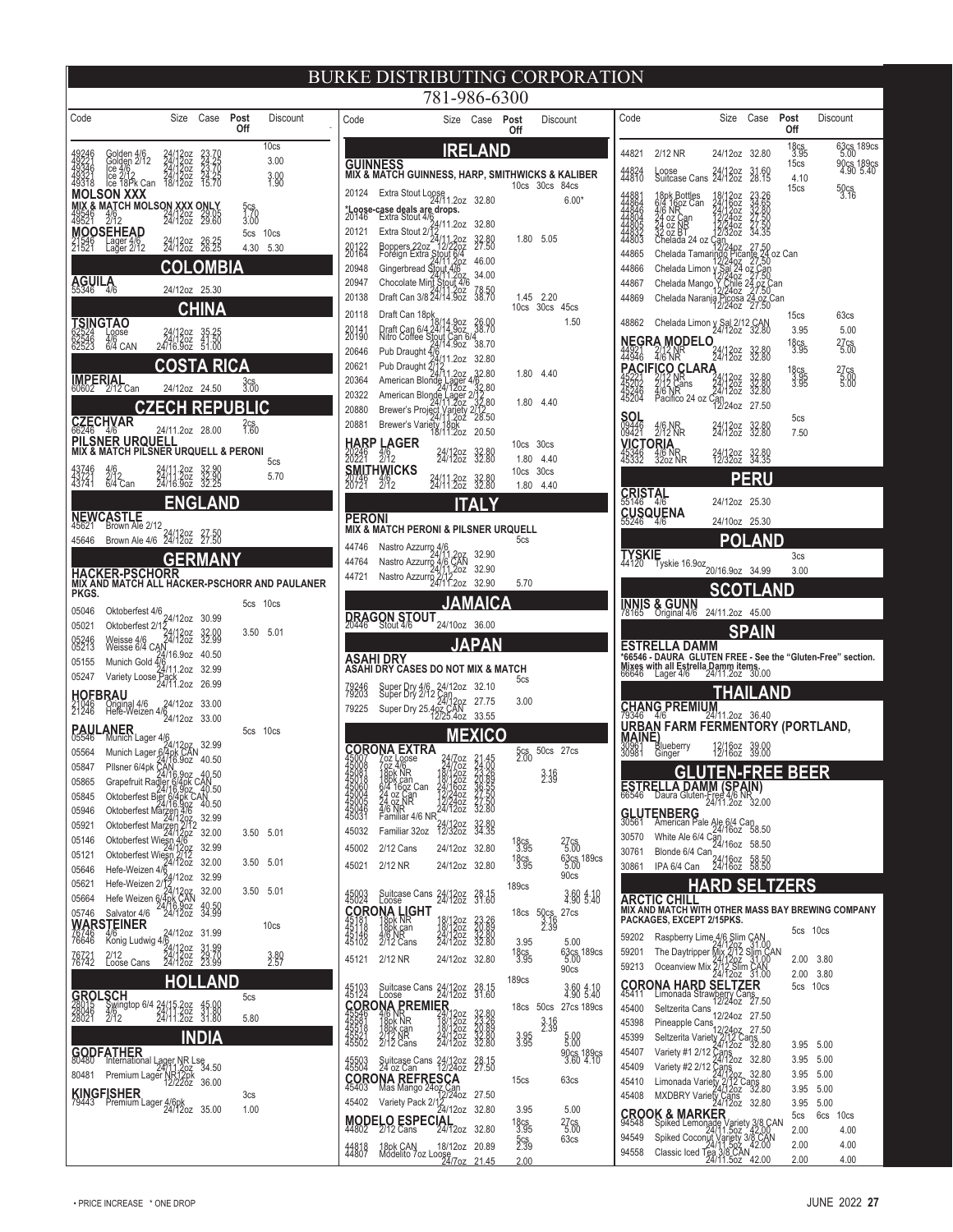# BURKE DISTRIBUTING CORPORATION

781-986-6300

| Code | | Size | Case | Post Off | Discount |
|---|---|---|---|---|---|
| | | | | | 10cs |
| 49246 | Golden 4/6 | 24/12oz | 23.70 | | 3.00 |
| 49221 | Golden 2/12 | 24/12oz | 24.25 | | |
| 49346 | Ice 4/6 | 24/12oz | 23.70 | | 3.00 |
| 49321 | Ice 2/12 | 24/12oz | 24.25 | | |
| 49318 | Ice 18Pk Can | 18/12oz | 15.70 | | 1.90 |

**MOLSON XXX**

**MIX & MATCH MOLSON XXX ONLY**

| Code | | Size | Case | Post Off | Discount |
|---|---|---|---|---|---|
| | | | | 5cs | |
| 49545 | 4/6 | 24/12oz | 29.05 | 1.70 | |
| 49521 | 2/12 | 24/12oz | 29.60 | 3.00 | |

**MOOSEHEAD**

| Code | | Size | Case | Post Off | Discount |
|---|---|---|---|---|---|
| | | | | 5cs | 10cs |
| 21546 | Lager 4/6 | 24/12oz | 26.25 | | |
| 21521 | Lager 2/12 | 24/12oz | 26.25 | 4.30 | 5.30 |

## COLOMBIA

**AGUILA**

| Code | | Size | Case |
|---|---|---|---|
| 55346 | 4/6 | 24/12oz | 25.30 |

## CHINA

**TSINGTAO**

| Code | | Size | Case |
|---|---|---|---|
| 62524 | Loose | 24/12oz | 35.25 |
| 62546 | 4/6 | 24/12oz | 41.50 |
| 62523 | 6/4 CAN | 24/16.9oz | 51.00 |

## COSTA RICA

**IMPERIAL**

| Code | | Size | Case | Post Off |
|---|---|---|---|---|
| | | | | 3cs |
| 60602 | 2/12 Can | 24/12oz | 24.50 | 3.00 |

## CZECH REPUBLIC

**CZECHVAR**

| Code | | Size | Case | Post Off |
|---|---|---|---|---|
| | | | | 2cs |
| 66246 | 4/6 | 24/11.2oz | 28.00 | 1.60 |

**PILSNER URQUELL**

**MIX & MATCH PILSNER URQUELL & PERONI**

| Code | | Size | Case | Post Off | Discount |
|---|---|---|---|---|---|
| | | | | | 5cs |
| 43746 | 4/6 | 24/11.2oz | 32.90 | | |
| 43721 | 2/12 | 24/11.2oz | 32.90 | | 5.70 |
| 43741 | 6/4 Can | 24/16.9oz | 32.25 | | |

## ENGLAND

**NEWCASTLE**

| Code | | Size | Case |
|---|---|---|---|
| 45621 | Brown Ale 2/12 | 24/12oz | 27.50 |
| 45646 | Brown Ale 4/6 | 24/12oz | 27.50 |

## GERMANY

**HACKER-PSCHORR**

**MIX AND MATCH ALL HACKER-PSCHORR AND PAULANER PKGS.**

| Code | | Size | Case | Post Off | Discount |
|---|---|---|---|---|---|
| | | | | 5cs | 10cs |
| 05046 | Oktoberfest 4/6 | 24/12oz | 30.99 | | |
| 05021 | Oktoberfest 2/12 | 24/12oz | 32.00 | 3.50 | 5.01 |
| 05246 | Weisse 4/6 | 24/12oz | 32.99 | | |
| 05213 | Weisse 6/4 CAN | 24/16.9oz | 40.50 | | |
| 05155 | Munich Gold 4/6 | 24/11.2oz | 32.99 | | |
| 05247 | Variety Loose Pack | 24/11.2oz | 26.99 | | |

**HOFBRAU**

| Code | | Size | Case |
|---|---|---|---|
| 21046 | Original 4/6 | 24/12oz | 33.00 |
| 21246 | Hefe-Weizen 4/6 | 24/12oz | 33.00 |

**PAULANER**

| Code | | Size | Case | Post Off | Discount |
|---|---|---|---|---|---|
| | | | | 5cs | 10cs |
| 05546 | Munich Lager 4/6 | 24/12oz | 32.99 | | |
| 05564 | Munich Lager 6/4pk CAN | 24/16.9oz | 40.50 | | |
| 05847 | Pilsner 6/4pk CAN | 24/16.9oz | 40.50 | | |
| 05865 | Grapefruit Radler 6/4pk CAN | 24/16.9oz | 40.50 | | |
| 05845 | Oktoberfest Bier 6/4pk CAN | 24/16.9oz | 40.50 | | |
| 05946 | Oktoberfest Marzen 4/6 | 24/12oz | 32.99 | | |
| 05921 | Oktoberfest Marzen 2/12 | 24/12oz | 32.00 | 3.50 | 5.01 |
| 05146 | Oktoberfest Wiesn 4/6 | 24/12oz | 32.99 | | |
| 05121 | Oktoberfest Wiesn 2/12 | 24/12oz | 32.00 | 3.50 | 5.01 |
| 05646 | Hefe-Weizen 4/6 | 24/12oz | 32.99 | | |
| 05621 | Hefe-Weizen 2/12 | 24/12oz | 32.00 | 3.50 | 5.01 |
| 05664 | Hefe Weizen 6/4pk CAN | 24/16.9oz | 40.50 | | |
| 05746 | Salvator 4/6 | 24/12oz | 34.99 | | |

**WARSTEINER**

| Code | | Size | Case | Post Off | Discount |
|---|---|---|---|---|---|
| | | | | | 10cs |
| 76746 | 4/6 | 24/12oz | 31.99 | | |
| 76646 | Konig Ludwig 4/6 | 24/12oz | 31.99 | | |
| 76721 | 2/12 | 24/12oz | 24.70 | | 3.80 |
| 76742 | Loose Cans | 24/12oz | 23.99 | | 2.57 |

## HOLLAND

**GROLSCH**

| Code | | Size | Case | Post Off |
|---|---|---|---|---|
| | | | | 5cs |
| 28015 | Swingtop 6/4 | 24/15.2oz | 45.00 | |
| 28046 | 4/6 | 24/11.2oz | 31.80 | |
| 28021 | 2/12 | 24/11.2oz | 31.80 | 5.80 |

## INDIA

**GODFATHER**

| Code | | Size | Case |
|---|---|---|---|
| 80480 | International Lager NR Lse | 24/11.2oz | 34.50 |
| 80481 | Premium Lager NR12pk | 12/22oz | 36.00 |

**KINGFISHER**

| Code | | Size | Case | Post Off |
|---|---|---|---|---|
| | | | | 3cs |
| 79443 | Premium Lager 4/6pk | 24/12oz | 35.00 | 1.00 |

## IRELAND

**GUINNESS**

**MIX & MATCH GUINNESS, HARP, SMITHWICKS & KALIBER**

| Code | | Size | Case | Post Off | Discount |
|---|---|---|---|---|---|
| | | | | 10cs 30cs | 84cs |
| 20124 | Extra Stout Loose | 24/11.2oz | 32.80 | | 6.00* |

*Loose-case deals are drops.

| Code | | Size | Case | Post Off | Discount |
|---|---|---|---|---|---|
| 20146 | Extra Stout 4/6 | 24/11.2oz | 32.80 | | |
| 20121 | Extra Stout 2/12 | 24/11.2oz | 32.80 | 1.80 | 5.05 |
| 20122 | Boppers 22oz | 12/22oz | 27.50 | | |
| 20164 | Foreign Extra Stout 6/4 | 24/11.2oz | 46.00 | | |
| 20948 | Gingerbread Stout 4/6 | 24/11.2oz | 34.00 | | |
| 20947 | Chocolate Mint Stout 4/6 | 24/11.2oz | 78.50 | | |
| 20138 | Draft Can 3/8 | 24/14.9oz | 38.70 | 1.45 | 2.20 |
| | | | | 10cs 30cs | 45cs |
| 20118 | Draft Can 18pk | 18/14.9oz | 26.00 | | 1.50 |
| 20141 | Draft Can 6/4 | 24/14.9oz | 38.70 | | |
| 20190 | Nitro Coffee Stout Can 6/4 | 24/14.9oz | 38.70 | | |
| 20646 | Pub Draught 4/6 | 24/11.2oz | 32.80 | | |
| 20621 | Pub Draught 2/12 | 24/11.2oz | 32.80 | 1.80 | 4.40 |
| 20364 | American Blonde Lager 4/6 | 24/12oz | 32.80 | | |
| 20322 | American Blonde Lager 2/12 | 24/11.2oz | 32.80 | 1.80 | 4.40 |
| 20880 | Brewer's Project Variety 2/12 | 24/11.2oz | 28.50 | | |
| 20881 | Brewer's Variety 18pk | 18/11.2oz | 20.50 | | |

**HARP LAGER**

| Code | | Size | Case | Post Off | Discount |
|---|---|---|---|---|---|
| | | | | 10cs | 30cs |
| 20246 | 4/6 | 24/12oz | 32.80 | | |
| 20221 | 2/12 | 24/12oz | 32.80 | 1.80 | 4.40 |

**SMITHWICKS**

| Code | | Size | Case | Post Off | Discount |
|---|---|---|---|---|---|
| | | | | 10cs | 30cs |
| 20746 | 4/6 | 24/11.2oz | 32.80 | | |
| 20721 | 2/12 | 24/11.2oz | 32.80 | 1.80 | 4.40 |

## ITALY

**PERONI**

**MIX & MATCH PERONI & PILSNER URQUELL**

| Code | | Size | Case | Post Off |
|---|---|---|---|---|
| | | | | 5cs |
| 44746 | Nastro Azzurro 4/6 | 24/11.2oz | 32.90 | |
| 44764 | Nastro Azzurro 4/6 CAN | 24/11.2oz | 32.90 | |
| 44721 | Nastro Azzurro 2/12 | 24/11.2oz | 32.90 | 5.70 |

## JAMAICA

**DRAGON STOUT**

| Code | | Size | Case |
|---|---|---|---|
| 20446 | Stout 4/6 | 24/10oz | 36.00 |

## JAPAN

**ASAHI DRY**

**ASAHI DRY CASES DO NOT MIX & MATCH**

| Code | | Size | Case | Post Off |
|---|---|---|---|---|
| | | | | 5cs |
| 79246 | Super Dry 4/6 | 24/12oz | 32.10 | |
| 79203 | Super Dry 2/12 Can | 24/12oz | 27.75 | 3.00 |
| 79225 | Super Dry 25.4oz CAN | 12/25.4oz | 33.55 | |

## MEXICO

**CORONA EXTRA**

| Code | | Size | Case | Post Off | Discount |
|---|---|---|---|---|---|
| | | | | 5cs | 50cs 27cs |
| 45007 | 7oz Loose | 24/7oz | 21.45 | 2.00 | |
| 45008 | 7oz 4/6 | 24/7oz | 24.00 | | |
| 45081 | 18pk NR | 18/12oz | 23.26 | | 3.16 |
| 45018 | 18pk can | 18/12oz | 20.89 | | 2.39 |
| 45060 | 6/4 16oz Can | 24/16oz | 36.55 | | |
| 45004 | 24 oz Can | 12/24oz | 27.50 | | |
| 45005 | 24 oz NR | 12/24oz | 27.50 | | |
| 45046 | 4/6 NR | 24/12oz | 32.80 | | |
| 45031 | Familiar 4/6 NR | 24/12oz | 32.80 | | |
| 45032 | Familiar 32oz | 12/32oz | 34.35 | | |
| | | | | 18cs | 27cs |
| 45002 | 2/12 Cans | 24/12oz | 32.80 | 3.95 | 5.00 |
| | | | | 18cs | 63cs 189cs |
| 45021 | 2/12 NR | 24/12oz | 32.80 | 3.95 | 5.00 |
| | | | | | 90cs |
| | | | | 189cs | |
| 45003 | Suitcase Cans | 24/12oz | 28.15 | | 3.60 4.10 |
| 45024 | Loose | 24/12oz | 31.60 | | 4.90 5.40 |

**CORONA LIGHT**

| Code | | Size | Case | Post Off | Discount |
|---|---|---|---|---|---|
| | | | | 18cs | 50cs 27cs |
| 45181 | 18pk NR | 18/12oz | 23.26 | | 3.16 |
| 45118 | 18pk can | 18/12oz | 20.89 | | 2.39 |
| 45146 | 4/6 NR | 24/12oz | 32.80 | | |
| 45102 | 2/12 Cans | 24/12oz | 32.80 | 3.95 | 5.00 |
| | | | | 18cs | 63cs 189cs |
| 45121 | 2/12 NR | 24/12oz | 32.80 | 3.95 | 5.00 |
| | | | | | 90cs |
| | | | | 189cs | |
| 45103 | Suitcase Cans | 24/12oz | 28.15 | | 3.60 4.10 |
| 45124 | Loose | 24/12oz | 31.60 | | 4.90 5.40 |

**CORONA PREMIER**

| Code | | Size | Case | Post Off | Discount |
|---|---|---|---|---|---|
| | | | | 18cs | 50cs 27cs 189cs |
| 45546 | 4/6 NR | 24/12oz | 32.80 | | |
| 45581 | 18pk NR | 18/12oz | 23.26 | | 3.16 |
| 45518 | 18pk can | 18/12oz | 20.89 | | 2.39 |
| 45521 | 2/12 NR | 24/12oz | 32.80 | 3.95 | 5.00 |
| 45502 | 2/12 Cans | 24/12oz | 32.80 | 3.95 | 5.00 |
| | | | | | 90cs 189cs |
| 45503 | Suitcase Cans | 24/12oz | 28.15 | | 3.60 4.10 |
| 45504 | 24 oz Can | 12/24oz | 27.50 | | |

**CORONA REFRESCA**

| Code | | Size | Case | Post Off | Discount |
|---|---|---|---|---|---|
| | | | | 15cs | 63cs |
| 45403 | Mas Mango 24oz Can | 12/24oz | 27.50 | | |
| 45402 | Variety Pack 2/12 | 24/12oz | 32.80 | 3.95 | 5.00 |

**MODELO ESPECIAL**

| Code | | Size | Case | Post Off | Discount |
|---|---|---|---|---|---|
| | | | | 18cs | 27cs |
| 44802 | 2/12 Cans | 24/12oz | 32.80 | 3.95 | 5.00 |
| | | | | 5cs | 63cs |
| 44818 | 18pk CAN | 18/12oz | 20.89 | 2.39 | |
| 44807 | Modelito 7oz Loose | 24/7oz | 21.45 | 2.00 | |

| Code | | Size | Case | Post Off | Discount |
|---|---|---|---|---|---|
| | | | | 18cs | 63cs 189cs |
| 44821 | 2/12 NR | 24/12oz | 32.80 | 3.95 | 5.00 |
| | | | | 15cs | 90cs 189cs |
| 44824 | Loose | 24/12oz | 31.60 | | 4.90 5.40 |
| 44810 | Suitcase Cans | 24/12oz | 28.15 | 4.10 | |
| | | | | 15cs | 50cs |
| 44881 | 18pk Bottles | 18/12oz | 23.26 | | 3.16 |
| 44864 | 6/4 16oz Can | 24/16oz | 34.65 | | |
| 44846 | 4/6 NR | 24/12oz | 32.80 | | |
| 44804 | 24 oz Can | 12/24oz | 27.50 | | |
| 44805 | 24 oz NR | 12/24oz | 27.50 | | |
| 44832 | 32 oz BT | 12/32oz | 34.35 | | |
| 44803 | Chelada 24 oz Can | 12/24oz | 27.50 | | |
| 44865 | Chelada Tamarindo Picante 24 oz Can | 12/24oz | 27.50 | | |
| 44866 | Chelada Limon y Sal 24 oz Can | 12/24oz | 27.50 | | |
| 44867 | Chelada Mango Y Chile 24 oz Can | 12/24oz | 27.50 | | |
| 44869 | Chelada Naranja Picosa 24 oz Can | 12/24oz | 27.50 | | |
| | | | | 15cs | 63cs |
| 48862 | Chelada Limon y Sal 2/12 CAN | 24/12oz | 32.80 | 3.95 | 5.00 |

**NEGRA MODELO**

| Code | | Size | Case | Post Off | Discount |
|---|---|---|---|---|---|
| | | | | 18cs | 27cs |
| 44921 | 2/12 NR | 24/12oz | 32.80 | 3.95 | 5.00 |
| 44946 | 4/6 NR | 24/12oz | 32.80 | | |

**PACIFICO CLARA**

| Code | | Size | Case | Post Off | Discount |
|---|---|---|---|---|---|
| | | | | 18cs | 27cs |
| 45221 | 2/12 NR | 24/12oz | 32.80 | 3.95 | 5.00 |
| 45202 | 2/12 Cans | 24/12oz | 32.80 | 3.95 | 5.00 |
| 45246 | 4/6 NR | 24/12oz | 32.80 | | |
| 45204 | Pacifico 24 oz Can | 12/24oz | 27.50 | | |

**SOL**

| Code | | Size | Case | Post Off |
|---|---|---|---|---|
| | | | | 5cs |
| 09446 | 4/6 NR | 24/12oz | 32.80 | |
| 09421 | 2/12 NR | 24/12oz | 32.80 | 7.50 |

**VICTORIA**

| Code | | Size | Case |
|---|---|---|---|
| 45346 | 4/6 NR | 24/12oz | 32.80 |
| 45332 | 32oz NR | 12/32oz | 34.35 |

## PERU

**CRISTAL**

| Code | | Size | Case |
|---|---|---|---|
| 55146 | 4/6 | 24/12oz | 25.30 |

**CUSQUENA**

| Code | | Size | Case |
|---|---|---|---|
| 55246 | 4/6 | 24/10oz | 25.30 |

## POLAND

**TYSKIE**

| Code | | Size | Case | Post Off |
|---|---|---|---|---|
| | | | | 3cs |
| 44120 | Tyskie 16.9oz | 20/16.9oz | 34.99 | 3.00 |

## SCOTLAND

**INNIS & GUNN**

| Code | | Size | Case |
|---|---|---|---|
| 78165 | Original 4/6 | 24/11.2oz | 45.00 |

## SPAIN

**ESTRELLA DAMM**

*66546 - DAURA GLUTEN FREE - See the "Gluten-Free" section.

**Mixes with all Estrella Damm items.**

| Code | | Size | Case |
|---|---|---|---|
| 66646 | Lager 4/6 | 24/11.2oz | 30.00 |

## THAILAND

**CHANG PREMIUM**

| Code | | Size | Case |
|---|---|---|---|
| 79346 | 4/6 | 24/11.2oz | 36.40 |

## URBAN FARM FERMENTORY (PORTLAND, MAINE)

| Code | | Size | Case |
|---|---|---|---|
| 30961 | Blueberry | 12/16oz | 39.00 |
| 30981 | Ginger | 12/16oz | 39.00 |

## GLUTEN-FREE BEER

**ESTRELLA DAMM (SPAIN)**

| Code | | Size | Case |
|---|---|---|---|
| 66546 | Daura Gluten-Free 4/6 NR | 24/11.2oz | 32.00 |

**GLUTENBERG**

| Code | | Size | Case |
|---|---|---|---|
| 30561 | American Pale Ale 6/4 Can | 24/16oz | 58.50 |
| 30570 | White Ale 6/4 Can | 24/16oz | 58.50 |
| 30761 | Blonde 6/4 Can | 24/16oz | 58.50 |
| 30861 | IPA 6/4 Can | 24/16oz | 58.50 |

## HARD SELTZERS

**ARCTIC CHILL**

**MIX AND MATCH WITH OTHER MASS BAY BREWING COMPANY PACKAGES, EXCEPT 2/15PKS.**

| Code | | Size | Case | Post Off | Discount |
|---|---|---|---|---|---|
| | | | | 5cs | 10cs |
| 59202 | Raspberry Lime 4/6 Slim CAN | 24/12oz | 31.00 | | |
| 59201 | The Daytripper Mix 2/12 Slim CAN | 24/12oz | 31.00 | 2.00 | 3.80 |
| 59213 | Oceanview Mix 2/12 Slim CAN | 24/12oz | 31.00 | 2.00 | 3.80 |

**CORONA HARD SELTZER**

| Code | | Size | Case | Post Off | Discount |
|---|---|---|---|---|---|
| | | | | 5cs | 10cs |
| 45411 | Limonada Strawberry Cans | 12/24oz | 27.50 | | |
| 45400 | Seltzerita Cans | 12/24oz | 27.50 | | |
| 45398 | Pineapple Cans | 12/24oz | 27.50 | | |
| 45399 | Seltzerita Variety 2/12 Cans | 24/12oz | 32.80 | 3.95 | 5.00 |
| 45407 | Variety #1 2/12 Cans | 24/12oz | 32.80 | 3.95 | 5.00 |
| 45409 | Variety #2 2/12 Cans | 24/12oz | 32.80 | 3.95 | 5.00 |
| 45410 | Limonada Variety 2/12 Cans | 24/12oz | 32.80 | 3.95 | 5.00 |
| 45408 | MXDBRY Variety Cans | 24/12oz | 32.80 | 3.95 | 5.00 |

**CROOK & MARKER**

| Code | | Size | Case | Post Off | Discount |
|---|---|---|---|---|---|
| | | | | 5cs | 6cs 10cs |
| 94548 | Spiked Lemonade Variety 3/8 CAN | 24/11.5oz | 42.00 | 2.00 | 4.00 |
| 94549 | Spiked Coconut Variety 3/8 CAN | 24/11.5oz | 42.00 | 2.00 | 4.00 |
| 94558 | Classic Iced Tea 3/8 CAN | 24/11.5oz | 42.00 | 2.00 | 4.00 |

• PRICE INCREASE * ONE DROP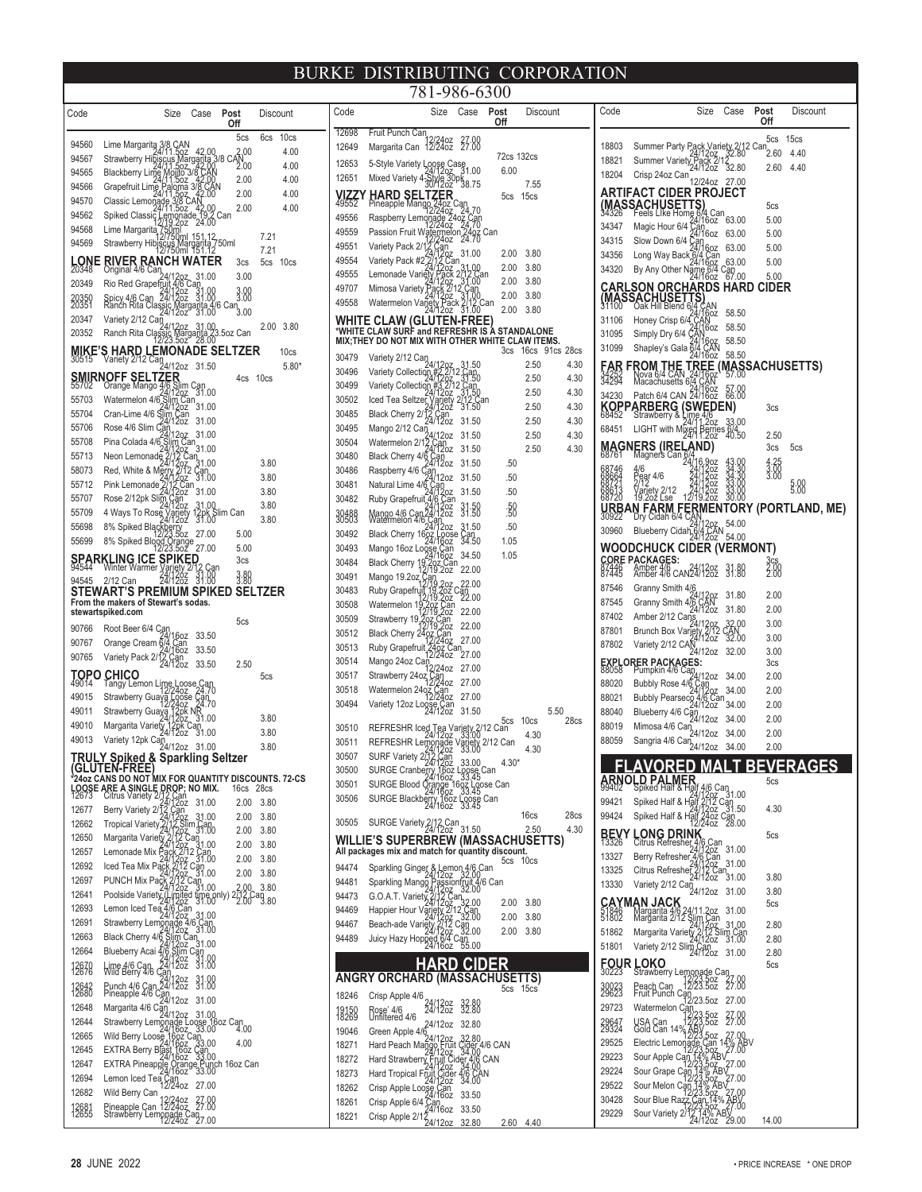# BURKE DISTRIBUTING CORPORATION

781-986-6300

| Code | Item | Size | Case | Post Off | Discount |
|---|---|---|---|---|---|
| | | | | | 5cs 6cs 10cs |
| 94560 | Lime Margarita 3/8 CAN | 24/11.5oz | 42.00 | | 2.00 4.00 |
| 94567 | Strawberry Hibiscus Margarita 3/8 CAN | 24/11.5oz | 42.00 | | 2.00 4.00 |
| 94565 | Blackberry Lime Mojito 3/8 CAN | 24/11.5oz | 42.00 | | 2.00 4.00 |
| 94566 | Grapefruit Lime Paloma 3/8 CAN | 24/11.5oz | 42.00 | | 2.00 4.00 |
| 94570 | Classic Lemonade 3/8 CAN | 24/11.5oz | 42.00 | | 2.00 4.00 |
| 94562 | Spiked Classic Lemonade 19.2 Can | 12/19.2oz | 24.00 | | |
| 94568 | Lime Margarita 750ml | 12/750ml | 151.12 | | 7.21 |
| 94569 | Strawberry Hibiscus Margarita 750ml | 12/750ml | 151.12 | | 7.21 |

## LONE RIVER RANCH WATER

| Code | Item | Size | Case | Post Off | 3cs | 5cs 10cs |
|---|---|---|---|---|---|---|
| 20348 | Original 4/6 Can | 24/12oz | 31.00 | | 3.00 | |
| 20349 | Rio Red Grapefruit 4/6 Can | 24/12oz | 31.00 | | 3.00 | |
| 20350 | Spicy 4/6 Can | 24/12oz | 31.00 | | 3.00 | |
| 20351 | Ranch Rita Classic Margarita 4/6 Can | 24/12oz | 31.00 | | 3.00 | |
| 20347 | Variety 2/12 Can | 24/12oz | 31.00 | | | 2.00 3.80 |
| 20352 | Ranch Rita Classic Margarita 23.5oz Can | 12/23.5oz | 28.00 | | | |

## MIKE'S HARD LEMONADE SELTZER

| Code | Item | Size | Case | 10cs |
|---|---|---|---|---|
| 30515 | Variety 2/12 Can | 24/12oz | 31.50 | 5.80* |

## SMIRNOFF SELTZER

| Code | Item | Size | Case | 4cs 10cs |
|---|---|---|---|---|
| 55702 | Orange Mango 4/6 Slim Can | 24/12oz | 31.00 | |
| 55703 | Watermelon 4/6 Slim Can | 24/12oz | 31.00 | |
| 55704 | Cran-Lime 4/6 Slim Can | 24/12oz | 31.00 | |
| 55706 | Rose 4/6 Slim Can | 24/12oz | 31.00 | |
| 55708 | Pina Colada 4/6 Slim Can | 24/12oz | 31.00 | |
| 55713 | Neon Lemonade 2/12 Can | 24/12oz | 31.00 | 3.80 |
| 58073 | Red, White & Merry 2/12 Can | 24/12oz | 31.00 | 3.80 |
| 55712 | Pink Lemonade 2/12 Can | 24/12oz | 31.00 | 3.80 |
| 55707 | Rose 2/12pk Slim Can | 24/12oz | 31.00 | 3.80 |
| 55709 | 4 Ways To Rose Variety 12pk Slim Can | 24/12oz | 31.00 | 3.80 |
| 55698 | 8% Spiked Blackberry | 12/23.5oz | 27.00 | 5.00 |
| 55699 | 8% Spiked Blood Orange | 12/23.5oz | 27.00 | 5.00 |

## SPARKLING ICE SPIKED

| Code | Item | Size | Case | 3cs |
|---|---|---|---|---|
| 94544 | Winter Warmer Variety 2/12 Can | 24/12oz | 31.00 | 3.80 |
| 94545 | 2/12 Can | 24/12oz | 31.00 | 3.80 |

## STEWART'S PREMIUM SPIKED SELTZER

From the makers of Stewart's sodas.
stewartspiked.com

| Code | Item | Size | Case | 5cs |
|---|---|---|---|---|
| 90766 | Root Beer 6/4 Can | 24/16oz | 33.50 | |
| 90767 | Orange Cream 6/4 Can | 24/16oz | 33.50 | |
| 90765 | Variety Pack 2/12 Can | 24/12oz | 33.50 | 2.50 |

## TOPO CHICO

| Code | Item | Size | Case | 5cs |
|---|---|---|---|---|
| 49014 | Tangy Lemon Lime Loose Can | 12/24oz | 24.70 | |
| 49015 | Strawberry Guava Loose Can | 12/24oz | 24.70 | |
| 49011 | Strawberry Guava 12pk NR | 24/12oz | 31.00 | 3.80 |
| 49010 | Margarita Variety 12pk Can | 24/12oz | 31.00 | 3.80 |
| 49013 | Variety 12pk Can | 24/12oz | 31.00 | 3.80 |

## TRULY Spiked & Sparkling Seltzer (GLUTEN-FREE)

*24oz CANS DO NOT MIX FOR QUANTITY DISCOUNTS. 72-CS LOOSE ARE A SINGLE DROP; NO MIX.

| Code | Item | Size | Case | 16cs 28cs |
|---|---|---|---|---|
| 12673 | Citrus Variety 2/12 Can | 24/12oz | 31.00 | 2.00 3.80 |
| 12677 | Berry Variety 2/12 Can | 24/12oz | 31.00 | 2.00 3.80 |
| 12662 | Tropical Variety 2/12 Slim Can | 24/12oz | 31.00 | 2.00 3.80 |
| 12650 | Margarita Variety 2/12 Can | 24/12oz | 31.00 | 2.00 3.80 |
| 12657 | Lemonade Mix Pack 2/12 Can | 24/12oz | 31.00 | 2.00 3.80 |
| 12692 | Iced Tea Mix Pack 2/12 Can | 24/12oz | 31.00 | 2.00 3.80 |
| 12697 | PUNCH Mix Pack 2/12 Can | 24/12oz | 31.00 | 2.00 3.80 |
| 12641 | Poolside Variety (Limited time only) 2/12 Can | 24/12oz | 31.00 | 2.00 3.80 |
| 12693 | Lemon Iced Tea 4/6 Can | 24/12oz | 31.00 | |
| 12691 | Strawberry Lemonade 4/6 Can | 24/12oz | 31.00 | |
| 12663 | Black Cherry 4/6 Slim Can | 24/12oz | 31.00 | |
| 12664 | Blueberry Acai 4/6 Slim Can | 24/12oz | 31.00 | |
| 12670 | Lime 4/6 Can | 24/12oz | 31.00 | |
| 12676 | Wild Berry 4/6 Can | 24/12oz | 31.00 | |
| 12642 | Punch 4/6 Can | 24/12oz | 31.00 | |
| 12680 | Pineapple 4/6 Can | 24/12oz | 31.00 | |
| 12648 | Margarita 4/6 Can | 24/12oz | 31.00 | |
| 12644 | Strawberry Lemonade Loose 16oz Can | 24/16oz | 33.00 | 4.00 |
| 12665 | Wild Berry Loose 16oz Can | 24/16oz | 33.00 | 4.00 |
| 12645 | EXTRA Berry Blast 16oz Can | 24/16oz | 33.00 | |
| 12647 | EXTRA Pineapple Orange Punch 16oz Can | 24/16oz | 33.00 | |
| 12694 | Lemon Iced Tea Can | 12/24oz | 27.00 | |
| 12682 | Wild Berry Can | 12/24oz | 27.00 | |
| 12681 | Pineapple Can | 12/24oz | 27.00 | |
| 12655 | Strawberry Lemonade Can | 12/24oz | 27.00 | |
| 12698 | Fruit Punch Can | 12/24oz | 27.00 | |
| 12649 | Margarita Can | 12/24oz | 27.00 | |
| | | | | 72cs 132cs |
| 12653 | 5-Style Variety Loose Case | 24/12oz | 31.00 | 6.00 |
| 12651 | Mixed Variety 4-Style 30pk | 30/12oz | 38.75 | 7.55 |

## VIZZY HARD SELTZER

| Code | Item | Size | Case | 5cs 15cs |
|---|---|---|---|---|
| 49552 | Pineapple Mango 24oz Can | 12/24oz | 24.70 | |
| 49556 | Raspberry Lemonade 24oz Can | 12/24oz | 24.70 | |
| 49559 | Passion Fruit Watermelon 24oz Can | 12/24oz | 24.70 | |
| 49551 | Variety Pack 2/12 Can | 24/12oz | 31.00 | 2.00 3.80 |
| 49554 | Variety Pack #2 2/12 Can | 24/12oz | 31.00 | 2.00 3.80 |
| 49555 | Lemonade Variety Pack 2/12 Can | 24/12oz | 31.00 | 2.00 3.80 |
| 49707 | Mimosa Variety Pack 2/12 Can | 24/12oz | 31.00 | 2.00 3.80 |
| 49558 | Watermelon Variety Pack 2/12 Can | 24/12oz | 31.00 | 2.00 3.80 |

## WHITE CLAW (GLUTEN-FREE)

*WHITE CLAW SURF and REFRESHR IS A STANDALONE MIX;THEY DO NOT MIX WITH OTHER WHITE CLAW ITEMS.

| Code | Item | Size | Case | 3cs | 16cs 91cs 28cs |
|---|---|---|---|---|---|
| 30479 | Variety 2/12 Can | 24/12oz | 31.50 | | 2.50 4.30 |
| 30496 | Variety Collection #2 2/12 Can | 24/12oz | 31.50 | | 2.50 4.30 |
| 30499 | Variety Collection #3 2/12 Can | 24/12oz | 31.50 | | 2.50 4.30 |
| 30502 | Iced Tea Seltzer Variety 2/12 Can | 24/12oz | 31.50 | | 2.50 4.30 |
| 30485 | Black Cherry 2/12 Can | 24/12oz | 31.50 | | 2.50 4.30 |
| 30495 | Mango 2/12 Can | 24/12oz | 31.50 | | 2.50 4.30 |
| 30504 | Watermelon 2/12 Can | 24/12oz | 31.50 | | 2.50 4.30 |
| 30480 | Black Cherry 4/6 Can | 24/12oz | 31.50 | .50 | |
| 30486 | Raspberry 4/6 Can | 24/12oz | 31.50 | .50 | |
| 30481 | Natural Lime 4/6 Can | 24/12oz | 31.50 | .50 | |
| 30482 | Ruby Grapefruit 4/6 Can | 24/12oz | 31.50 | .50 | |
| 30488 | Mango 4/6 Can | 24/12oz | 31.50 | .50 | |
| 30503 | Watermelon 4/6 Can | 24/12oz | 31.50 | .50 | |
| 30492 | Black Cherry 16oz Loose Can | 24/16oz | 34.50 | 1.05 | |
| 30493 | Mango 16oz Loose Can | 24/16oz | 34.50 | 1.05 | |
| 30484 | Black Cherry 19.2oz Can | 12/19.2oz | 22.00 | | |
| 30491 | Mango 19.2oz Can | 12/19.2oz | 22.00 | | |
| 30483 | Ruby Grapefruit 19.2oz Can | 12/19.2oz | 22.00 | | |
| 30508 | Watermelon 19.2oz Can | 12/19.2oz | 22.00 | | |
| 30509 | Strawberry 19.2oz Can | 12/19.2oz | 22.00 | | |
| 30512 | Black Cherry 24oz Can | 12/24oz | 27.00 | | |
| 30513 | Ruby Grapefruit 24oz Can | 12/24oz | 27.00 | | |
| 30514 | Mango 24oz Can | 12/24oz | 27.00 | | |
| 30517 | Strawberry 24oz Can | 12/24oz | 27.00 | | |
| 30518 | Watermelon 24oz Can | 12/24oz | 27.00 | | |
| 30494 | Variety 12oz Loose Can | 24/12oz | 31.50 | | 5.50 |
| | | | | 5cs | 10cs 28cs |
| 30510 | REFRESHR Iced Tea Variety 2/12 Can | 24/12oz | 33.00 | | 4.30 |
| 30511 | REFRESHR Lemonade Variety 2/12 Can | 24/12oz | 33.00 | | 4.30 |
| 30507 | SURF Variety 2/12 Can | 24/12oz | 33.00 | 4.30* | |
| 30500 | SURGE Cranberry 16oz Loose Can | 24/16oz | 33.45 | | |
| 30501 | SURGE Blood Orange 16oz Loose Can | 24/16oz | 33.45 | | |
| 30506 | SURGE Blackberry 16oz Loose Can | 24/16oz | 33.45 | | |
| | | | | | 16cs 28cs |
| 30505 | SURGE Variety 2/12 Can | 24/12oz | 31.50 | | 2.50 4.30 |

## WILLIE'S SUPERBREW (MASSACHUSETTS)

All packages mix and match for quantity discount.

| Code | Item | Size | Case | 5cs 10cs |
|---|---|---|---|---|
| 94474 | Sparkling Ginger & Lemon 4/6 Can | 24/12oz | 32.00 | |
| 94481 | Sparkling Mango Passionfruit 4/6 Can | 24/12oz | 32.00 | |
| 94473 | G.O.A.T. Variety 2/12 Can | 24/12oz | 32.00 | 2.00 3.80 |
| 94469 | Happier Hour Variety 2/12 Can | 24/12oz | 32.00 | 2.00 3.80 |
| 94467 | Beach-ade Variety 2/12 Can | 24/12oz | 32.00 | 2.00 3.80 |
| 94489 | Juicy Hazy Hopped 6/4 Can | 24/16oz | 55.00 | |

# HARD CIDER

## ANGRY ORCHARD (MASSACHUSETTS)

| Code | Item | Size | Case | 5cs 15cs |
|---|---|---|---|---|
| 18246 | Crisp Apple 4/6 | 24/12oz | 32.80 | |
| 19150 | Rose' 4/6 | 24/12oz | 32.80 | |
| 18269 | Unfiltered 4/6 | 24/12oz | 32.80 | |
| 19046 | Green Apple 4/6 | 24/12oz | 32.80 | |
| 18271 | Hard Peach Mango Fruit Cider 4/6 CAN | 24/12oz | 34.00 | |
| 18272 | Hard Strawberry Fruit Cider 4/6 CAN | 24/12oz | 34.00 | |
| 18273 | Hard Tropical Fruit Cider 4/6 CAN | 24/12oz | 34.00 | |
| 18262 | Crisp Apple Loose Can | 24/16oz | 33.50 | |
| 18261 | Crisp Apple 6/4 Can | 24/16oz | 33.50 | |
| 18221 | Crisp Apple 2/12 | 24/12oz | 32.80 | 2.60 4.40 |
| | | | | 5cs 15cs |
| 18803 | Summer Party Pack Variety 2/12 Can | 24/12oz | 32.80 | 2.60 4.40 |
| 18821 | Summer Variety Pack 2/12 | 24/12oz | 32.80 | 2.60 4.40 |
| 18204 | Crisp 24oz Can | 12/24oz | 27.00 | |

## ARTIFACT CIDER PROJECT (MASSACHUSETTS)

| Code | Item | Size | Case | 5cs |
|---|---|---|---|---|
| 34326 | Feels LIke Home 6/4 Can | 24/16oz | 63.00 | 5.00 |
| 34347 | Magic Hour 6/4 Can | 24/16oz | 63.00 | 5.00 |
| 34315 | Slow Down 6/4 Can | 24/16oz | 63.00 | 5.00 |
| 34356 | Long Way Back 6/4 Can | 24/16oz | 63.00 | 5.00 |
| 34320 | By Any Other Name 6/4 Can | 24/16oz | 67.00 | 5.00 |

## CARLSON ORCHARDS HARD CIDER (MASSACHUSETTS)

| Code | Item | Size | Case |
|---|---|---|---|
| 31100 | Oak Hill Blend 6/4 CAN | 24/16oz | 58.50 |
| 31106 | Honey Crisp 6/4 CAN | 24/16oz | 58.50 |
| 31095 | Simply Dry 6/4 CAN | 24/16oz | 58.50 |
| 31099 | Shapley's Gala 6/4 CAN | 24/16oz | 58.50 |

## FAR FROM THE TREE (MASSACHUSETTS)

| Code | Item | Size | Case |
|---|---|---|---|
| 34252 | Nova 6/4 CAN | 24/16oz | 57.00 |
| 34294 | Macachusetts 6/4 CAN | 24/16oz | 57.00 |
| 34230 | Patch 6/4 CAN | 24/16oz | 66.00 |

## KOPPARBERG (SWEDEN)

| Code | Item | Size | Case | 3cs |
|---|---|---|---|---|
| 68452 | Strawberry & Lime 4/6 | 24/11.2oz | 33.00 | |
| 68451 | LIGHT with Mixed Berries 6/4 | 24/11.2oz | 40.50 | 2.50 |

## MAGNERS (IRELAND)

| Code | Item | Size | Case | 3cs | 5cs |
|---|---|---|---|---|---|
| 68761 | Magners Can 6/4 | 24/16.9oz | 43.00 | 4.25 | |
| 68746 | 4/6 | 24/12oz | 34.30 | 3.00 | |
| 68664 | Pear 4/6 | 24/12oz | 34.30 | 3.00 | |
| 68721 | 2/12 | 24/12oz | 33.00 | | 5.00 |
| 68613 | Variety 2/12 | 24/12oz | 33.00 | | 5.00 |
| 68720 | 19.2oz Lse | 12/19.2oz | 30.00 | | |

## URBAN FARM FERMENTORY (PORTLAND, ME)

| Code | Item | Size | Case |
|---|---|---|---|
| 30922 | Dry Cidah 6/4 CAN | 24/12oz | 54.00 |
| 30960 | Blueberry Cidah 6/4 CAN | 24/12oz | 54.00 |

## WOODCHUCK CIDER (VERMONT)

| Code | Item | Size | Case | 3cs |
|---|---|---|---|---|
| | **CORE PACKAGES:** | | | |
| 87446 | Amber 4/6 | 24/12oz | 31.80 | 2.00 |
| 87445 | Amber 4/6 CAN | 24/12oz | 31.80 | 2.00 |
| 87546 | Granny Smith 4/6 | 24/12oz | 31.80 | 2.00 |
| 87545 | Granny Smith 4/6 CAN | 24/12oz | 31.80 | 2.00 |
| 87402 | Amber 2/12 Cans | 24/12oz | 32.00 | 3.00 |
| 87801 | Brunch Box Variety 2/12 CAN | 24/12oz | 32.00 | 3.00 |
| 87802 | Variety 2/12 CAN | 24/12oz | 32.00 | 3.00 |
| | **EXPLORER PACKAGES:** | | | 3cs |
| 88058 | Pumpkin 4/6 Can | 24/12oz | 34.00 | 2.00 |
| 88020 | Bubbly Rose 4/6 Can | 24/12oz | 34.00 | 2.00 |
| 88021 | Bubbly Pearseco 4/6 Can | 24/12oz | 34.00 | 2.00 |
| 88040 | Blueberry 4/6 Can | 24/12oz | 34.00 | 2.00 |
| 88019 | Mimosa 4/6 Can | 24/12oz | 34.00 | 2.00 |
| 88059 | Sangria 4/6 Can | 24/12oz | 34.00 | 2.00 |

# FLAVORED MALT BEVERAGES

## ARNOLD PALMER

| Code | Item | Size | Case | 5cs |
|---|---|---|---|---|
| 99402 | Spiked Half & Half 4/6 Can | 24/12oz | 31.00 | |
| 99421 | Spiked Half & Half 2/12 Can | 24/12oz | 31.50 | 4.30 |
| 99424 | Spiked Half & Half 24oz Can | 12/24oz | 28.00 | |

## BEVY LONG DRINK

| Code | Item | Size | Case | 5cs |
|---|---|---|---|---|
| 13326 | Citrus Refresher 4/6 Can | 24/12oz | 31.00 | |
| 13327 | Berry Refresher 4/6 Can | 24/12oz | 31.00 | |
| 13325 | Citrus Refresher 2/12 Can | 24/12oz | 31.00 | 3.80 |
| 13330 | Variety 2/12 Can | 24/12oz | 31.00 | 3.80 |

## CAYMAN JACK

| Code | Item | Size | Case | 5cs |
|---|---|---|---|---|
| 51846 | Margarita 4/6 | 24/11.2oz | 31.00 | |
| 51802 | Margarita 2/12 Slim Can | 24/12oz | 31.00 | 2.80 |
| 51862 | Margarita Variety 2/12 Slim Can | 24/12oz | 31.00 | 2.80 |
| 51801 | Variety 2/12 Slim Can | 24/12oz | 31.00 | 2.80 |

## FOUR LOKO

| Code | Item | Size | Case | 5cs |
|---|---|---|---|---|
| 30223 | Strawberry Lemonade Can | 12/23.5oz | 27.00 | |
| 30023 | Peach Can | 12/23.5oz | 27.00 | |
| 29623 | Fruit Punch Can | 12/23.5oz | 27.00 | |
| 29723 | Watermelon Can | 12/23.5oz | 27.00 | |
| 29647 | USA Can | 12/23.5oz | 27.00 | |
| 29324 | Gold Can 14% ABV | 12/23.5oz | 27.00 | |
| 29525 | Electric Lemonade Can 14% ABV | 12/23.5oz | 27.00 | |
| 29223 | Sour Apple Can 14% ABV | 12/23.5oz | 27.00 | |
| 29224 | Sour Grape Can 14% ABV | 12/23.5oz | 27.00 | |
| 29522 | Sour Melon Can 14% ABV | 12/23.5oz | 27.00 | |
| 30428 | Sour Blue Razz Can 14% ABV | 12/23.5oz | 27.00 | |
| 29229 | Sour Variety 2/12 14% ABV | 24/12oz | 29.00 | 14.00 |

28 JUNE 2022 • PRICE INCREASE * ONE DROP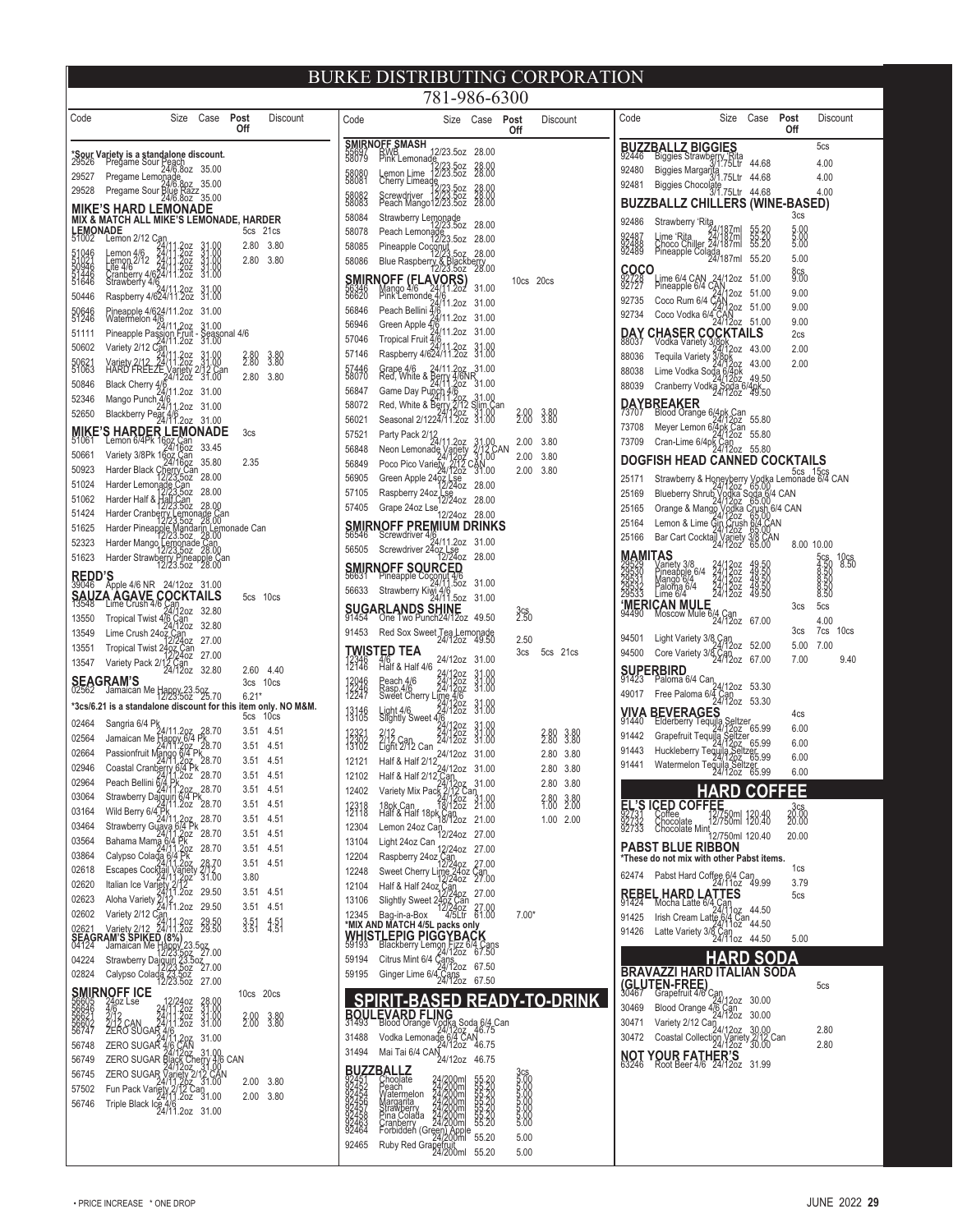# BURKE DISTRIBUTING CORPORATION

781-986-6300

| Code | | Size | Case | Post Off | Discount |
|---|---|---|---|---|---|
| *Sour Variety is a standalone discount. | | | | | |
| 29526 | Pregame Sour Peach | 24/6.8oz | 35.00 | | |
| 29527 | Pregame Lemonade | 24/6.8oz | 35.00 | | |
| 29528 | Pregame Sour Blue Razz | 24/6.8oz | 35.00 | | |
| **MIKE'S HARD LEMONADE** | | | | | |
| **MIX & MATCH ALL MIKE'S LEMONADE, HARDER** | | | | | |
| **LEMONADE** | | | | 5cs | 21cs |
| 51002 | Lemon 2/12 Can | 24/11.2oz | 31.00 | 2.80 | 3.80 |
| 51046 | Lemon 4/6 | 24/11.2oz | 31.00 | | |
| 51021 | Lemon 2/12 | 24/11.2oz | 31.00 | 2.80 | 3.80 |
| 50946 | Lite 4/6 | 24/11.2oz | 31.00 | | |
| 51446 | Cranberry 4/6 | 24/11.2oz | 31.00 | | |
| 51646 | Strawberry 4/6 | 24/11.2oz | 31.00 | | |
| 50446 | Raspberry 4/6 | 24/11.2oz | 31.00 | | |
| 50646 | Pineapple 4/6 | 24/11.2oz | 31.00 | | |
| 51246 | Watermelon 4/6 | 24/11.2oz | 31.00 | | |
| 51111 | Pineapple Passion Fruit - Seasonal 4/6 | 24/11.2oz | 31.00 | | |
| 50602 | Variety 2/12 Can | 24/11.2oz | 31.00 | 2.80 | 3.80 |
| 50621 | Variety 2/12 | 24/11.2oz | 31.00 | 2.80 | 3.80 |
| 51063 | HARD FREEZE Variety 2/12 Can | | | 2.80 | 3.80 |
| 50846 | Black Cherry 4/6 | 24/11.2oz | 31.00 | | |
| 52346 | Mango Punch 4/6 | 24/11.2oz | 31.00 | | |
| 52650 | Blackberry Pear 4/6 | 24/11.2oz | 31.00 | | |
| **MIKE'S HARDER LEMONADE** | | | | 3cs | |
| 51061 | Lemon 6/4Pk 16oz Can | 24/16oz | 33.45 | | |
| 50661 | Variety 3/8Pk 16oz Can | 24/16oz | 35.80 | 2.35 | |
| 50923 | Harder Black Cherry Can | 12/23.5oz | 28.00 | | |
| 51024 | Harder Lemonade Can | 12/23.5oz | 28.00 | | |
| 51062 | Harder Half & Half Can | 12/23.5oz | 28.00 | | |
| 51424 | Harder Cranberry Lemonade Can | 12/23.5oz | 28.00 | | |
| 51625 | Harder Pineapple Mandarin Lemonade Can | 12/23.5oz | 28.00 | | |
| 52323 | Harder Mango Lemonade Can | 12/23.5oz | 28.00 | | |
| 51623 | Harder Strawberry Pineapple Can | 12/23.5oz | 28.00 | | |
| **REDD'S** | | | | | |
| 39046 | Apple 4/6 NR | 24/12oz | 31.00 | | |
| **SAUZA AGAVE COCKTAILS** | | | | 5cs | 10cs |
| 13548 | Lime Crush 4/6 Can | 24/12oz | 32.80 | | |
| 13550 | Tropical Twist 4/6 Can | 24/12oz | 32.80 | | |
| 13549 | Lime Crush 24oz Can | 12/24oz | 27.00 | | |
| 13551 | Tropical Twist 24oz Can | 12/24oz | 27.00 | | |
| 13547 | Variety Pack 2/12 Can | 24/12oz | 32.80 | 2.60 | 4.40 |
| **SEAGRAM'S** | | | | 3cs | 10cs |
| 02562 | Jamaican Me Happy 23.5oz | 12/23.5oz | 25.70 | 6.21* | |
| *3cs/6.21 is a standalone discount for this item only. NO M&M. | | | | | |
| | | | | 5cs | 10cs |
| 02464 | Sangria 6/4 Pk | 24/11.2oz | 28.70 | 3.51 | 4.51 |
| 02564 | Jamaican Me Happy 6/4 Pk | 24/11.2oz | 28.70 | 3.51 | 4.51 |
| 02664 | Passionfruit Mango 6/4 Pk | 24/11.2oz | 28.70 | 3.51 | 4.51 |
| 02946 | Coastal Cranberry 6/4 Pk | 24/11.2oz | 28.70 | 3.51 | 4.51 |
| 02964 | Peach Bellini 6/4 Pk | 24/11.2oz | 28.70 | 3.51 | 4.51 |
| 03064 | Strawberry Daiquiri 6/4 Pk | 24/11.2oz | 28.70 | 3.51 | 4.51 |
| 03164 | Wild Berry 6/4 Pk | 24/11.2oz | 28.70 | 3.51 | 4.51 |
| 03464 | Strawberry Guava 6/4 Pk | 24/11.2oz | 28.70 | 3.51 | 4.51 |
| 03564 | Bahama Mama 6/4 Pk | 24/11.2oz | 28.70 | 3.51 | 4.51 |
| 03864 | Calypso Colada 6/4 Pk | 24/11.2oz | 28.70 | 3.51 | 4.51 |
| 02618 | Escapes Cocktail Variety 2/12 | 24/11.2oz | 31.00 | 3.80 | |
| 02620 | Italian Ice Variety 2/12 | 24/11.2oz | 29.50 | 3.51 | 4.51 |
| 02623 | Aloha Variety 2/12 | 24/11.2oz | 29.50 | 3.51 | 4.51 |
| 02602 | Variety 2/12 Can | 24/11.2oz | 29.50 | 3.51 | 4.51 |
| 02621 | Variety 2/12 | 24/11.2oz | 29.50 | 3.51 | 4.51 |
| **SEAGRAM'S SPIKED (8%)** | | | | | |
| 04124 | Jamaican Me Happy 23.5oz | 12/23.5oz | 27.00 | | |
| 04224 | Strawberry Daiquiri 23.5oz | 12/23.5oz | 27.00 | | |
| 02824 | Calypso Colada 23.5oz | 12/23.5oz | 27.00 | | |
| **SMIRNOFF ICE** | | | | 10cs | 20cs |
| 56605 | 24oz Lse | 12/24oz | 28.00 | | |
| 56646 | 4/6 | 24/11.2oz | 31.00 | | |
| 56621 | 2/12 | 24/11.2oz | 31.00 | 2.00 | 3.80 |
| 56602 | 2/12 CAN | 24/11.2oz | 31.00 | 2.00 | 3.80 |
| 56747 | ZERO SUGAR 4/6 | 24/11.2oz | 31.00 | | |
| 56748 | ZERO SUGAR 4/6 CAN | 24/11.2oz | 31.00 | | |
| 56749 | ZERO SUGAR Black Cherry 4/6 CAN | 24/12oz | 31.00 | | |
| 56745 | ZERO SUGAR Variety 2/12 CAN | 24/11.2oz | 31.00 | 2.00 | 3.80 |
| 57502 | Fun Pack Variety 2/12 Can | 24/11.2oz | 31.00 | 2.00 | 3.80 |
| 56746 | Triple Black Ice 4/6 | 24/11.2oz | 31.00 | | |

| Code | | Size | Case | Post Off | Discount |
|---|---|---|---|---|---|
| **SMIRNOFF SMASH** | | | | | |
| 55697 | RWB | 12/23.5oz | 28.00 | | |
| 58079 | Pink Lemonade | 12/23.5oz | 28.00 | | |
| 58080 | Lemon Lime | 12/23.5oz | 28.00 | | |
| 58081 | Cherry Limeade | 12/23.5oz | 28.00 | | |
| 58082 | Screwdriver | 12/23.5oz | 28.00 | | |
| 58083 | Peach Mango | 12/23.5oz | 28.00 | | |
| 58084 | Strawberry Lemonade | 12/23.5oz | 28.00 | | |
| 58078 | Peach Lemonade | 12/23.5oz | 28.00 | | |
| 58085 | Pineapple Coconut | 12/23.5oz | 28.00 | | |
| 58086 | Blue Raspberry & Blackberry | 12/23.5oz | 28.00 | | |
| **SMIRNOFF (FLAVORS)** | | | | 10cs | 20cs |
| 56346 | Mango 4/6 | 24/11.2oz | 31.00 | | |
| 56620 | Pink Lemonade 4/6 | 24/11.2oz | 31.00 | | |
| 56846 | Peach Bellini 4/6 | 24/11.2oz | 31.00 | | |
| 56946 | Green Apple 4/6 | 24/11.2oz | 31.00 | | |
| 57046 | Tropical Fruit 4/6 | 24/11.2oz | 31.00 | | |
| 57146 | Raspberry 4/6 | 24/11.2oz | 31.00 | | |
| 57446 | Grape 4/6 | 24/11.2oz | 31.00 | | |
| 58070 | Red, White & Berry 4/6NR | 24/11.2oz | 31.00 | | |
| 56847 | Game Day Punch 4/6 | 24/11.2oz | 31.00 | | |
| 58072 | Red, White & Berry 2/12 Slim Can | 24/12oz | 31.00 | 2.00 | 3.80 |
| 56021 | Seasonal 2/12 | 24/11.2oz | 31.00 | 2.00 | 3.80 |
| 57521 | Party Pack 2/12 | 24/11.2oz | 31.00 | 2.00 | 3.80 |
| 56848 | Neon Lemonade Variety 2/12 CAN | 24/12oz | 31.00 | 2.00 | 3.80 |
| 56849 | Poco Pico Variety 2/12 CAN | 24/12oz | 31.00 | 2.00 | 3.80 |
| 56905 | Green Apple 24oz Lse | 12/24oz | 28.00 | | |
| 57105 | Raspberry 24oz Lse | 12/24oz | 28.00 | | |
| 57405 | Grape 24oz Lse | 12/24oz | 28.00 | | |
| **SMIRNOFF PREMIUM DRINKS** | | | | | |
| 56546 | Screwdriver 4/6 | 24/11.2oz | 31.00 | | |
| 56505 | Screwdriver 24oz Lse | 12/24oz | 28.00 | | |
| **SMIRNOFF SOURCED** | | | | | |
| 56631 | Pineapple Coconut 4/6 | 24/11.5oz | 31.00 | | |
| 56633 | Strawberry Kiwi 4/6 | 24/11.5oz | 31.00 | | |
| **SUGARLANDS SHINE** | | | | 3cs | |
| 91454 | One Two Punch | 24/12oz | 49.50 | 2.50 | |
| 91453 | Red Sox Sweet Tea Lemonade | 24/12oz | 49.50 | 2.50 | |
| **TWISTED TEA** | | | | 3cs | 5cs 21cs |
| 12346 | 4/6 | 24/12oz | 31.00 | | |
| 12146 | Half & Half 4/6 | 24/12oz | 31.00 | | |
| 12046 | Peach 4/6 | 24/12oz | 31.00 | | |
| 12246 | Rasp.4/6 | 24/12oz | 31.00 | | |
| 12247 | Sweet Cherry Lime 4/6 | 24/12oz | 31.00 | | |
| 13146 | Light 4/6 | 24/12oz | 31.00 | | |
| 13105 | Slightly Sweet 4/6 | 24/12oz | 31.00 | | |
| 12321 | 2/12 | 24/12oz | 31.00 | 2.80 | 3.80 |
| 12302 | 2/12 Can | 24/12oz | 31.00 | 2.80 | 3.80 |
| 13102 | Light 2/12 Can | 24/12oz | 31.00 | 2.80 | 3.80 |
| 12121 | Half & Half 2/12 | 24/12oz | 31.00 | 2.80 | 3.80 |
| 12102 | Half & Half 2/12 Can | 24/12oz | 31.00 | 2.80 | 3.80 |
| 12402 | Variety Mix Pack 2/12 Can | 24/12oz | 31.00 | 2.80 | 3.80 |
| 12318 | 18pk Can | 18/12oz | 21.00 | 1.00 | 2.00 |
| 12118 | Half & Half 18pk Can | 18/12oz | 21.00 | 1.00 | 2.00 |
| 12304 | Lemon 24oz Can | 12/24oz | 27.00 | | |
| 13104 | Light 24oz Can | 12/24oz | 27.00 | | |
| 12204 | Raspberry 24oz Can | 12/24oz | 27.00 | | |
| 12248 | Sweet Cherry Lime 24oz Can | 12/24oz | 27.00 | | |
| 12104 | Half & Half 24oz Can | 12/24oz | 27.00 | | |
| 13106 | Slightly Sweet 24oz Can | 12/24oz | 27.00 | | |
| 12345 | Bag-in-a-Box | 4/5Ltr | 61.00 | 7.00* | |
| *MIX AND MATCH 4/5L packs only | | | | | |
| **WHISTLEPIG PIGGYBACK** | | | | | |
| 59193 | Blackberry Lemon Fizz 6/4 Cans | 24/12oz | 67.50 | | |
| 59194 | Citrus Mint 6/4 Cans | 24/12oz | 67.50 | | |
| 59195 | Ginger Lime 6/4 Cans | 24/12oz | 67.50 | | |

## SPIRIT-BASED READY-TO-DRINK

| Code | | Size | Case | Post Off | Discount |
|---|---|---|---|---|---|
| **BOULEVARD FLING** | | | | | |
| 31493 | Blood Orange Vodka Soda 6/4 Can | 24/12oz | 46.75 | | |
| 31488 | Vodka Lemonade 6/4 CAN | 24/12oz | 46.75 | | |
| 31494 | Mai Tai 6/4 CAN | 24/12oz | 46.75 | | |
| **BUZZBALLZ** | | | | 3cs | |
| 92451 | Chocolate | 24/200ml | 55.20 | 5.00 | |
| 92452 | Peach | 24/200ml | 55.20 | 5.00 | |
| 92454 | Watermelon | 24/200ml | 55.20 | 5.00 | |
| 92456 | Margarita | 24/200ml | 55.20 | 5.00 | |
| 92457 | Strawberry | 24/200ml | 55.20 | 5.00 | |
| 92458 | Pina Colada | 24/200ml | 55.20 | 5.00 | |
| 92463 | Cranberry | 24/200ml | 55.20 | 5.00 | |
| 92464 | Forbidden (Green) Apple | 24/200ml | 55.20 | 5.00 | |
| 92465 | Ruby Red Grapefruit | 24/200ml | 55.20 | 5.00 | |

| Code | | Size | Case | Post Off | Discount |
|---|---|---|---|---|---|
| **BUZZBALLZ BIGGIES** | | | | 5cs | |
| 92446 | Biggies Strawberry 'Rita | 3/1.75Ltr | 44.68 | 4.00 | |
| 92480 | Biggies Margarita | 3/1.75Ltr | 44.68 | 4.00 | |
| 92481 | Biggies Chocolate | 3/1.75Ltr | 44.68 | 4.00 | |
| **BUZZBALLZ CHILLERS (WINE-BASED)** | | | | 3cs | |
| 92486 | Strawberry 'Rita | 24/187ml | 55.20 | 5.00 | |
| 92487 | Lime 'Rita | 24/187ml | 55.20 | 5.00 | |
| 92488 | Choco Chiller | 24/187ml | 55.20 | 5.00 | |
| 92489 | Pineapple Colada | 24/187ml | 55.20 | 5.00 | |
| **COCO** | | | | 8cs | |
| 92728 | Lime 6/4 CAN | 24/12oz | 51.00 | 9.00 | |
| 92727 | Pineapple 6/4 CAN | 24/12oz | 51.00 | 9.00 | |
| 92735 | Coco Rum 6/4 CAN | 24/12oz | 51.00 | 9.00 | |
| 92734 | Coco Vodka 6/4 CAN | 24/12oz | 51.00 | 9.00 | |
| **DAY CHASER COCKTAILS** | | | | 2cs | |
| 88037 | Vodka Variety 3/8pk | 24/12oz | 43.00 | 2.00 | |
| 88036 | Tequila Variety 3/8pk | 24/12oz | 43.00 | 2.00 | |
| 88038 | Lime Vodka Soda 6/4pk | 24/12oz | 49.50 | | |
| 88039 | Cranberry Vodka Soda 6/4pk | 24/12oz | 49.50 | | |
| **DAYBREAKER** | | | | | |
| 73707 | Blood Orange 6/4pk Can | 24/12oz | 55.80 | | |
| 73708 | Meyer Lemon 6/4pk Can | 24/12oz | 55.80 | | |
| 73709 | Cran-Lime 6/4pk Can | 24/12oz | 55.80 | | |
| **DOGFISH HEAD CANNED COCKTAILS** | | | | 5cs | 15cs |
| 25171 | Strawberry & Honeyberry Vodka Lemonade 6/4 CAN | 24/12oz | 65.00 | | |
| 25169 | Blueberry Shrub Vodka Soda 6/4 CAN | 24/12oz | 65.00 | | |
| 25165 | Orange & Mango Vodka Crush 6/4 CAN | 24/12oz | 65.00 | | |
| 25164 | Lemon & Lime Gin Crush 6/4 CAN | 24/12oz | 65.00 | | |
| 25166 | Bar Cart Cocktail Variety 3/8 CAN | 24/12oz | 65.00 | 8.00 | 10.00 |
| **MAMITAS** | | | | 5cs | 10cs |
| 29529 | Variety 3/8 | 24/12oz | 49.50 | 4.50 | 8.50 |
| 29530 | Pineapple 6/4 | 24/12oz | 49.50 | | 8.50 |
| 29531 | Mango 6/4 | 24/12oz | 49.50 | | 8.50 |
| 29532 | Paloma 6/4 | 24/12oz | 49.50 | | 8.50 |
| 29533 | Lime 6/4 | 24/12oz | 49.50 | | 8.50 |
| **'MERICAN MULE** | | | | 3cs | 5cs |
| 94490 | Moscow Mule 6/4 Can | 24/12oz | 67.00 | | 4.00 |
| | | | | 3cs | 7cs 10cs |
| 94501 | Light Variety 3/8 Can | 24/12oz | 52.00 | 5.00 | 7.00 |
| 94500 | Core Variety 3/8 Can | 24/12oz | 67.00 | 7.00 | 9.40 |
| **SUPERBIRD** | | | | | |
| 91423 | Paloma 6/4 Can | 24/12oz | 53.30 | | |
| 49017 | Free Paloma 6/4 Can | 24/12oz | 53.30 | | |
| **VIVA BEVERAGES** | | | | 4cs | |
| 91440 | Elderberry Tequila Seltzer | 24/12oz | 65.99 | 6.00 | |
| 91442 | Grapefruit Tequila Seltzer | 24/12oz | 65.99 | 6.00 | |
| 91443 | Huckleberry Tequila Seltzer | 24/12oz | 65.99 | 6.00 | |
| 91441 | Watermelon Tequila Seltzer | 24/12oz | 65.99 | 6.00 | |

## HARD COFFEE

| Code | | Size | Case | Post Off | Discount |
|---|---|---|---|---|---|
| **EL'S ICED COFFEE** | | | | 3cs | |
| 92731 | Coffee | 12/750ml | 120.40 | 20.00 | |
| 92732 | Chocolate | 12/750ml | 120.40 | 20.00 | |
| 92733 | Chocolate Mint | 12/750ml | 120.40 | 20.00 | |
| **PABST BLUE RIBBON** | | | | | |
| *These do not mix with other Pabst items. | | | | 1cs | |
| 62474 | Pabst Hard Coffee 6/4 Can | 24/11oz | 49.99 | 3.79 | |
| **REBEL HARD LATTES** | | | | 5cs | |
| 91424 | Mocha Latte 6/4 Can | 24/11oz | 44.50 | | |
| 91425 | Irish Cream Latte 6/4 Can | 24/11oz | 44.50 | | |
| 91426 | Latte Variety 3/8 Can | 24/11oz | 44.50 | 5.00 | |

## HARD SODA

| Code | | Size | Case | Post Off | Discount |
|---|---|---|---|---|---|
| **BRAVAZZI HARD ITALIAN SODA (GLUTEN-FREE)** | | | | 5cs | |
| 30467 | Grapefruit 4/6 Can | 24/12oz | 30.00 | | |
| 30469 | Blood Orange 4/6 Can | 24/12oz | 30.00 | | |
| 30471 | Variety 2/12 Can | 24/12oz | 30.00 | 2.80 | |
| 30472 | Coastal Collection Variety 2/12 Can | 24/12oz | 30.00 | 2.80 | |
| **NOT YOUR FATHER'S** | | | | | |
| 63246 | Root Beer 4/6 | 24/12oz | 31.99 | | |

• PRICE INCREASE * ONE DROP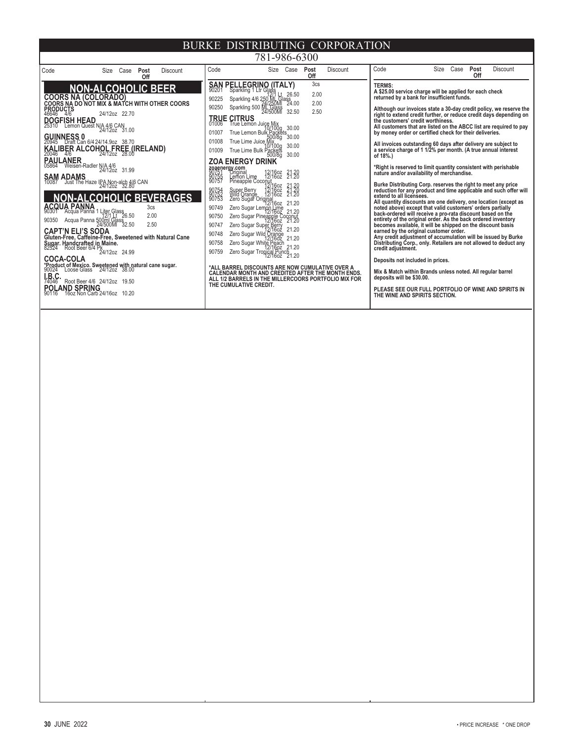# BURKE DISTRIBUTING CORPORATION

781-986-6300

| Code | Size | Case | Post Off | Discount |
|---|---|---|---|---|

## NON-ALCOHOLIC BEER

**COORS NA (COLORADO)**
**COORS NA DO NOT MIX & MATCH WITH OTHER COORS PRODUCTS**

| Code | Description | Size | Case | Post Off | Discount |
|---|---|---|---|---|---|
| 46646 | 4/6 | 24/12oz | 22.70 | | |

**DOGFISH HEAD**

| Code | Description | Size | Case | Post Off | Discount |
|---|---|---|---|---|---|
| 25310 | Lemon Quest N/A 4/6 CAN | 24/12oz | 31.00 | | |

**GUINNESS 0**

| Code | Description | Size | Case | Post Off | Discount |
|---|---|---|---|---|---|
| 20945 | Draft Can 6/4 | 24/14.9oz | 38.70 | | |

**KALIBER ALCOHOL FREE (IRELAND)**

| Code | Description | Size | Case | Post Off | Discount |
|---|---|---|---|---|---|
| 20046 | 4/6 | 24/12oz | 28.00 | | |

**PAULANER**

| Code | Description | Size | Case | Post Off | Discount |
|---|---|---|---|---|---|
| 05864 | Weisen-Radler N/A 4/6 | 24/12oz | 31.99 | | |

**SAM ADAMS**

| Code | Description | Size | Case | Post Off | Discount |
|---|---|---|---|---|---|
| 10087 | Just The Haze IPA Non-alcb 4/6 CAN | 24/12oz | 32.80 | | |

## NON-ALCOHOLIC BEVERAGES

**ACQUA PANNA**

| Code | Description | Size | Case | Post Off | Discount |
|---|---|---|---|---|---|
| | | | | 3cs | |
| 90301 | Acqua Panna 1 Liter Glass | 12/1 Lt | 26.50 | 2.00 | |
| 90350 | Acqua Panna 500ml Glass | 24/500Ml | 32.50 | 2.50 | |

**CAPT'N ELI'S SODA**
**Gluten-Free, Caffeine-Free, Sweetened with Natural Cane Sugar. Handcrafted in Maine.**

| Code | Description | Size | Case | Post Off | Discount |
|---|---|---|---|---|---|
| 82524 | Root Beer 6/4 Pk | 24/12oz | 24.99 | | |

**COCA-COLA**
**\*Product of Mexico. Sweetened with natural cane sugar.**

| Code | Description | Size | Case | Post Off | Discount |
|---|---|---|---|---|---|
| 90024 | Loose Glass | 24/12oz | 38.00 | | |

**I.B.C.**

| Code | Description | Size | Case | Post Off | Discount |
|---|---|---|---|---|---|
| 74046 | Root Beer 4/6 | 24/12oz | 19.50 | | |

**POLAND SPRING**

| Code | Description | Size | Case | Post Off | Discount |
|---|---|---|---|---|---|
| 90116 | 16oz Non Carb | 24/16oz | 10.20 | | |

**SAN PELLEGRINO (ITALY)**

| Code | Description | Size | Case | Post Off | Discount |
|---|---|---|---|---|---|
| | | | | 3cs | |
| 90201 | Sparkling 1 Ltr Glass | 12/1 Lt | 26.50 | 2.00 | |
| 90225 | Sparkling 4/6 250 ML Glass | 24/250Ml | 24.00 | 2.00 | |
| 90250 | Sparkling 500 ML Glass | 24/500Ml | 32.50 | 2.50 | |

**TRUE CITRUS**

| Code | Description | Size | Case | Post Off | Discount |
|---|---|---|---|---|---|
| 01006 | True Lemon Juice Mix | 10/100g | 30.00 | | |
| 01007 | True Lemon Bulk Packets | 500/8g | 30.00 | | |
| 01008 | True Lime Juice Mix | 10/100g | 30.00 | | |
| 01009 | True Lime Bulk Packets | 500/8g | 30.00 | | |

**ZOA ENERGY DRINK**
**zoaenergy.com**

| Code | Description | Size | Case | Post Off | Discount |
|---|---|---|---|---|---|
| 90751 | Original | 12/16oz | 21.20 | | |
| 90755 | Lemon Lime | 12/16oz | 21.20 | | |
| 90757 | Pineapple Coconut | 12/16oz | 21.20 | | |
| 90754 | Super Berry | 12/16oz | 21.20 | | |
| 90752 | Wild Orange | 12/16oz | 21.20 | | |
| 90753 | Zero Sugar Original | 12/16oz | 21.20 | | |
| 90749 | Zero Sugar Lemon Lime | 12/16oz | 21.20 | | |
| 90750 | Zero Sugar Pineapple Coconut | 12/16oz | 21.20 | | |
| 90747 | Zero Sugar Super Berry | 12/16oz | 21.20 | | |
| 90748 | Zero Sugar Wild Orange | 12/16oz | 21.20 | | |
| 90758 | Zero Sugar White Peach | 12/16oz | 21.20 | | |
| 90759 | Zero Sugar Tropical Punch | 12/16oz | 21.20 | | |

**\*ALL BARREL DISCOUNTS ARE NOW CUMULATIVE OVER A CALENDAR MONTH AND CREDITED AFTER THE MONTH ENDS. ALL 1/2 BARRELS IN THE MILLERCOORS PORTFOLIO MIX FOR THE CUMULATIVE CREDIT.**

**TERMS:**
**A $25.00 service charge will be applied for each check returned by a bank for insufficient funds.**

**Although our invoices state a 30-day credit policy, we reserve the right to extend credit further, or reduce credit days depending on the customers' credit worthiness.**
**All customers that are listed on the ABCC list are required to pay by money order or certified check for their deliveries.**

**All invoices outstanding 60 days after delivery are subject to a service charge of 1 1/2% per month. (A true annual interest of 18%.)**

**\*Right is reserved to limit quantity consistent with perishable nature and/or availability of merchandise.**

**Burke Distributing Corp. reserves the right to meet any price reduction for any product and time applicable and such offer will extend to all licensees.**
**All quantity discounts are one delivery, one location (except as noted above) except that valid customers' orders partially back-ordered will receive a pro-rata discount based on the entirety of the original order. As the back ordered inventory becomes available, it will be shipped on the discount basis earned by the original customer order.**
**Any credit adjustment of accumulation will be issued by Burke Distributing Corp., only. Retailers are not allowed to deduct any credit adjustment.**

**Deposits not included in prices.**

**Mix & Match within Brands unless noted. All regular barrel deposits will be $30.00.**

**PLEASE SEE OUR FULL PORTFOLIO OF WINE AND SPIRITS IN THE WINE AND SPIRITS SECTION.**

• PRICE INCREASE \* ONE DROP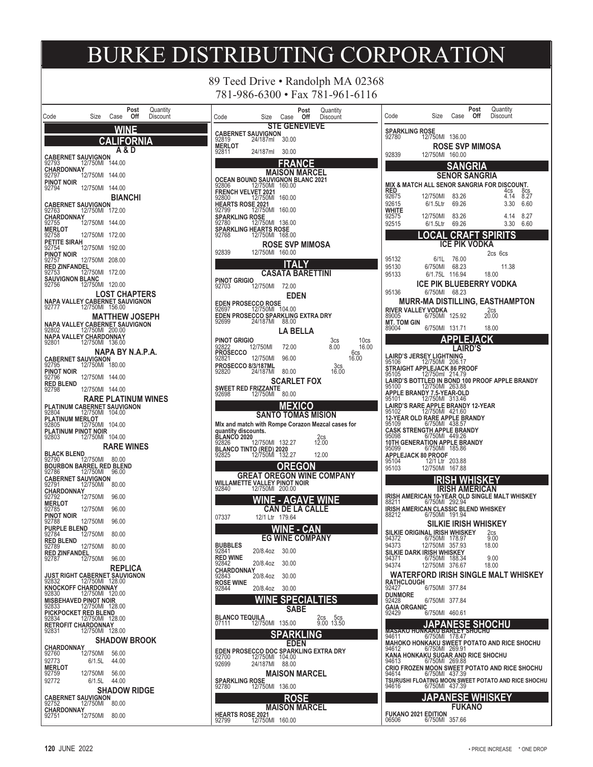# BURKE DISTRIBUTING CORPORATION

89 Teed Drive • Randolph MA 02368
781-986-6300 • Fax 781-961-6116

| Code | Size | Case | Post Off | Quantity Discount |
|---|---|---|---|---|

## WINE

### CALIFORNIA

#### A & D

| Code | Size | Case | Post Off | Quantity Discount |
|---|---|---|---|---|
| **CABERNET SAUVIGNON** | | | | |
| 92793 | 12/750Ml | 144.00 | | |
| **CHARDONNAY** | | | | |
| 92797 | 12/750Ml | 144.00 | | |
| **PINOT NOIR** | | | | |
| 92794 | 12/750Ml | 144.00 | | |

#### BIANCHI

| Code | Size | Case | Post Off | Quantity Discount |
|---|---|---|---|---|
| **CABERNET SAUVIGNON** | | | | |
| 92763 | 12/750Ml | 172.00 | | |
| **CHARDONNAY** | | | | |
| 92755 | 12/750Ml | 144.00 | | |
| **MERLOT** | | | | |
| 92758 | 12/750Ml | 172.00 | | |
| **PETITE SIRAH** | | | | |
| 92754 | 12/750Ml | 192.00 | | |
| **PINOT NOIR** | | | | |
| 92757 | 12/750Ml | 208.00 | | |
| **RED ZINFANDEL** | | | | |
| 92753 | 12/750Ml | 172.00 | | |
| **SAUVIGNON BLANC** | | | | |
| 92756 | 12/750Ml | 120.00 | | |

#### LOST CHAPTERS

| Code | Size | Case | Post Off | Quantity Discount |
|---|---|---|---|---|
| **NAPA VALLEY CABERNET SAUVIGNON** | | | | |
| 92777 | 12/750Ml | 156.00 | | |

#### MATTHEW JOSEPH

| Code | Size | Case | Post Off | Quantity Discount |
|---|---|---|---|---|
| **NAPA VALLEY CABERNET SAUVIGNON** | | | | |
| 92802 | 12/750Ml | 200.00 | | |
| **NAPA VALLEY CHARDONNAY** | | | | |
| 92801 | 12/750Ml | 136.00 | | |

#### NAPA BY N.A.P.A.

| Code | Size | Case | Post Off | Quantity Discount |
|---|---|---|---|---|
| **CABERNET SAUVIGNON** | | | | |
| 92795 | 12/750Ml | 180.00 | | |
| **PINOT NOIR** | | | | |
| 92796 | 12/750Ml | 144.00 | | |
| **RED BLEND** | | | | |
| 92798 | 12/750Ml | 144.00 | | |

#### RARE PLATINUM WINES

| Code | Size | Case | Post Off | Quantity Discount |
|---|---|---|---|---|
| **PLATINUM CABERNET SAUVIGNON** | | | | |
| 92804 | 12/750Ml | 104.00 | | |
| **PLATINUM MERLOT** | | | | |
| 92805 | 12/750Ml | 104.00 | | |
| **PLATINUM PINOT NOIR** | | | | |
| 92803 | 12/750Ml | 104.00 | | |

#### RARE WINES

| Code | Size | Case | Post Off | Quantity Discount |
|---|---|---|---|---|
| **BLACK BLEND** | | | | |
| 92790 | 12/750Ml | 80.00 | | |
| **BOURBON BARREL RED BLEND** | | | | |
| 92786 | 12/750Ml | 96.00 | | |
| **CABERNET SAUVIGNON** | | | | |
| 92791 | 12/750Ml | 80.00 | | |
| **CHARDONNAY** | | | | |
| 92792 | 12/750Ml | 96.00 | | |
| **MERLOT** | | | | |
| 92785 | 12/750Ml | 96.00 | | |
| **PINOT NOIR** | | | | |
| 92788 | 12/750Ml | 96.00 | | |
| **PURPLE BLEND** | | | | |
| 92784 | 12/750Ml | 80.00 | | |
| **RED BLEND** | | | | |
| 92789 | 12/750Ml | 80.00 | | |
| **RED ZINFANDEL** | | | | |
| 92787 | 12/750Ml | 96.00 | | |

#### REPLICA

| Code | Size | Case | Post Off | Quantity Discount |
|---|---|---|---|---|
| **JUST RIGHT CABERNET SAUVIGNON** | | | | |
| 92832 | 12/750Ml | 128.00 | | |
| **KNOCKOFF CHARDONNAY** | | | | |
| 92830 | 12/750Ml | 120.00 | | |
| **MISBEHAVED PINOT NOIR** | | | | |
| 92833 | 12/750Ml | 128.00 | | |
| **PICKPOCKET RED BLEND** | | | | |
| 92834 | 12/750Ml | 128.00 | | |
| **RETROFIT CHARDONNAY** | | | | |
| 92831 | 12/750Ml | 128.00 | | |

#### SHADOW BROOK

| Code | Size | Case | Post Off | Quantity Discount |
|---|---|---|---|---|
| **CHARDONNAY** | | | | |
| 92760 | 12/750Ml | 56.00 | | |
| 92773 | 6/1.5L | 44.00 | | |
| **MERLOT** | | | | |
| 92759 | 12/750Ml | 56.00 | | |
| 92772 | 6/1.5L | 44.00 | | |

#### SHADOW RIDGE

| Code | Size | Case | Post Off | Quantity Discount |
|---|---|---|---|---|
| **CABERNET SAUVIGNON** | | | | |
| 92752 | 12/750Ml | 80.00 | | |
| **CHARDONNAY** | | | | |
| 92751 | 12/750Ml | 80.00 | | |

#### STE GENEVIEVE

| Code | Size | Case | Post Off | Quantity Discount |
|---|---|---|---|---|
| **CABERNET SAUVIGNON** | | | | |
| 92819 | 24/187ml | 30.00 | | |
| **MERLOT** | | | | |
| 92811 | 24/187ml | 30.00 | | |

### FRANCE

#### MAISON MARCEL

| Code | Size | Case | Post Off | Quantity Discount |
|---|---|---|---|---|
| **OCEAN BOUND SAUVIGNON BLANC 2021** | | | | |
| 92806 | 12/750Ml | 160.00 | | |
| **FRENCH VELVET 2021** | | | | |
| 92800 | 12/750Ml | 160.00 | | |
| **HEARTS ROSE 2021** | | | | |
| 92799 | 12/750Ml | 160.00 | | |
| **SPARKLING ROSE** | | | | |
| 92780 | 12/750Ml | 136.00 | | |
| **SPARKLING HEARTS ROSE** | | | | |
| 92768 | 12/750Ml | 168.00 | | |

#### ROSE SVP MIMOSA

| Code | Size | Case | Post Off | Quantity Discount |
|---|---|---|---|---|
| 92839 | 12/750Ml | 160.00 | | |

### ITALY

#### CASATA BARETTINI

| Code | Size | Case | Post Off | Quantity Discount |
|---|---|---|---|---|
| **PINOT GRIGIO** | | | | |
| 92703 | 12/750Ml | 72.00 | | |

#### EDEN

| Code | Size | Case | Post Off | Quantity Discount |
|---|---|---|---|---|
| **EDEN PROSECCO ROSE** | | | | |
| 92697 | 12/750Ml | 104.00 | | |
| **EDEN PROSECCO SPARKLING EXTRA DRY** | | | | |
| 92699 | 24/187Ml | 88.00 | | |

#### LA BELLA

| Code | Size | Case | Post Off | Quantity Discount | |
|---|---|---|---|---|---|
| **PINOT GRIGIO** | | | | 3cs | 10cs |
| 92822 | 12/750Ml | 72.00 | | 8.00 | 16.00 |
| **PROSECCO** | | | | | 6cs |
| 92821 | 12/750Ml | 96.00 | | | 16.00 |
| **PROSECCO 8/3/187ML** | | | | 3cs | |
| 92820 | 24/187Ml | 80.00 | | 16.00 | |

#### SCARLET FOX

| Code | Size | Case | Post Off | Quantity Discount |
|---|---|---|---|---|
| **SWEET RED FRIZZANTE** | | | | |
| 92698 | 12/750Ml | 80.00 | | |

### MEXICO

#### SANTO TOMAS MISION

MIx and match with Rompe Corazon Mezcal cases for quantity discounts.

| Code | Size | Case | Post Off | Quantity Discount |
|---|---|---|---|---|
| **BLANCO 2020** | | | | 2cs |
| 92826 | 12/750Ml | 132.27 | | 12.00 |
| **BLANCO TINTO (RED) 2020** | | | | |
| 92825 | 12/750Ml | 132.27 | | 12.00 |

### OREGON

#### GREAT OREGON WINE COMPANY

| Code | Size | Case | Post Off | Quantity Discount |
|---|---|---|---|---|
| **WILLAMETTE VALLEY PINOT NOIR** | | | | |
| 92840 | 12/750Ml | 200.00 | | |

### WINE - AGAVE WINE

#### CAN DE LA CALLE

| Code | Size | Case | Post Off | Quantity Discount |
|---|---|---|---|---|
| 07337 | 12/1 Ltr | 179.64 | | |

### WINE - CAN

#### EG WINE COMPANY

| Code | Size | Case | Post Off | Quantity Discount |
|---|---|---|---|---|
| **BUBBLES** | | | | |
| 92841 | 20/8.4oz | 30.00 | | |
| **RED WINE** | | | | |
| 92842 | 20/8.4oz | 30.00 | | |
| **CHARDONNAY** | | | | |
| 92843 | 20/8.4oz | 30.00 | | |
| **ROSE WINE** | | | | |
| 92844 | 20/8.4oz | 30.00 | | |

### WINE SPECIALTIES

#### SABE

| Code | Size | Case | Post Off | Quantity Discount | |
|---|---|---|---|---|---|
| **BLANCO TEQUILA** | | | | 2cs | 5cs |
| 07111 | 12/750Ml | 135.00 | | 9.00 | 13.50 |

### SPARKLING

#### EDEN

| Code | Size | Case | Post Off | Quantity Discount |
|---|---|---|---|---|
| **EDEN PROSECCO DOC SPARKLING EXTRA DRY** | | | | |
| 92700 | 12/750Ml | 104.00 | | |
| 92699 | 24/187Ml | 88.00 | | |

#### MAISON MARCEL

| Code | Size | Case | Post Off | Quantity Discount |
|---|---|---|---|---|
| **SPARKLING ROSE** | | | | |
| 92780 | 12/750Ml | 136.00 | | |

### ROSE

#### MAISON MARCEL

| Code | Size | Case | Post Off | Quantity Discount |
|---|---|---|---|---|
| **HEARTS ROSE 2021** | | | | |
| 92799 | 12/750Ml | 160.00 | | |
| **SPARKLING ROSE** | | | | |
| 92780 | 12/750Ml | 136.00 | | |

#### ROSE SVP MIMOSA

| Code | Size | Case | Post Off | Quantity Discount |
|---|---|---|---|---|
| 92839 | 12/750Ml | 160.00 | | |

### SANGRIA

#### SENOR SANGRIA

MIX & MATCH ALL SENOR SANGRIA FOR DISCOUNT.

| Code | Size | Case | Post Off | Quantity Discount | |
|---|---|---|---|---|---|
| **RED** | | | | 4cs | 8cs |
| 92675 | 12/750Ml | 83.26 | | 4.14 | 8.27 |
| 92615 | 6/1.5Ltr | 69.26 | | 3.30 | 6.60 |
| **WHITE** | | | | | |
| 92575 | 12/750Ml | 83.26 | | 4.14 | 8.27 |
| 92515 | 6/1.5Ltr | 69.26 | | 3.30 | 6.60 |

### LOCAL CRAFT SPIRITS

#### ICE PIK VODKA

| Code | Size | Case | Post Off | Quantity Discount | |
|---|---|---|---|---|---|
| | | | | 2cs | 6cs |
| 95132 | 6/1L | 76.00 | | | |
| 95130 | 6/750Ml | 68.23 | | | 11.38 |
| 95133 | 6/1.75L | 116.94 | | 18.00 | |

#### ICE PIK BLUEBERRY VODKA

| Code | Size | Case | Post Off | Quantity Discount |
|---|---|---|---|---|
| 95136 | 6/750Ml | 68.23 | | |

#### MURR-MA DISTILLING, EASTHAMPTON

| Code | Size | Case | Post Off | Quantity Discount |
|---|---|---|---|---|
| **RIVER VALLEY VODKA** | | | | 2cs |
| 89005 | 6/750Ml | 125.92 | | 20.00 |
| **MT. TOM GIN** | | | | |
| 89004 | 6/750Ml | 131.71 | | 18.00 |

### APPLEJACK

#### LAIRD'S

| Code | Size | Case | Post Off | Quantity Discount |
|---|---|---|---|---|
| **LAIRD'S JERSEY LIGHTNING** | | | | |
| 95106 | 12/750Ml | 206.17 | | |
| **STRAIGHT APPLEJACK 86 PROOF** | | | | |
| 95105 | 12/750Ml | 214.79 | | |
| **LAIRD'S BOTTLED IN BOND 100 PROOF APPLE BRANDY** | | | | |
| 95100 | 12/750Ml | 263.88 | | |
| **APPLE BRANDY 7.5-YEAR-OLD** | | | | |
| 95101 | 12/750Ml | 313.46 | | |
| **LAIRD'S RARE APPLE BRANDY 12-YEAR** | | | | |
| 95102 | 12/750Ml | 421.60 | | |
| **12-YEAR OLD RARE APPLE BRANDY** | | | | |
| 95109 | 6/750Ml | 438.57 | | |
| **CASK STRENGTH APPLE BRANDY** | | | | |
| 95098 | 6/750Ml | 449.26 | | |
| **10TH GENERATION APPLE BRANDY** | | | | |
| 95099 | 6/750Ml | 185.86 | | |
| **APPLEJACK 80 PROOF** | | | | |
| 95104 | 12/1 Ltr | 203.88 | | |
| 95103 | 12/750Ml | 167.88 | | |

### IRISH WHISKEY

#### IRISH AMERICAN

| Code | Size | Case | Post Off | Quantity Discount |
|---|---|---|---|---|
| **IRISH AMERICAN 10-YEAR OLD SINGLE MALT WHISKEY** | | | | |
| 88211 | 6/750Ml | 292.94 | | |
| **IRISH AMERICAN CLASSIC BLEND WHISKEY** | | | | |
| 88212 | 6/750Ml | 191.94 | | |

#### SILKIE IRISH WHISKEY

| Code | Size | Case | Post Off | Quantity Discount |
|---|---|---|---|---|
| **SILKIE ORIGINAL IRISH WHISKEY** | | | | 2cs |
| 94372 | 6/750Ml | 178.97 | | 9.00 |
| 94373 | 12/750Ml | 357.93 | | 18.00 |
| **SILKIE DARK IRISH WHISKEY** | | | | |
| 94371 | 6/750Ml | 188.34 | | 9.00 |
| 94374 | 12/750Ml | 376.67 | | 18.00 |

#### WATERFORD IRISH SINGLE MALT WHISKEY

| Code | Size | Case | Post Off | Quantity Discount |
|---|---|---|---|---|
| **RATHCLOUGH** | | | | |
| 92427 | 6/750Ml | 377.84 | | |
| **DUNMORE** | | | | |
| 92428 | 6/750Ml | 377.84 | | |
| **GAIA ORGANIC** | | | | |
| 92429 | 6/750Ml | 460.61 | | |

### JAPANESE SHOCHU

| Code | Size | Case | Post Off | Quantity Discount |
|---|---|---|---|---|
| **MASAKO HONKAKU BARLEY SHOCHU** | | | | |
| 94611 | 6/750Ml | 178.47 | | |
| **MAHOKO HONKAKU SWEET POTATO AND RICE SHOCHU** | | | | |
| 94612 | 6/750Ml | 269.91 | | |
| **KANA HONKAKU SUGAR AND RICE SHOCHU** | | | | |
| 94613 | 6/750Ml | 269.88 | | |
| **CRIO FROZEN MOON SWEET POTATO AND RICE SHOCHU** | | | | |
| 94614 | 6/750Ml | 437.39 | | |
| **TSURUSHI FLOATING MOON SWEET POTATO AND RICE SHOCHU** | | | | |
| 94616 | 6/750Ml | 437.39 | | |

### JAPANESE WHISKEY

#### FUKANO

| Code | Size | Case | Post Off | Quantity Discount |
|---|---|---|---|---|
| **FUKANO 2021 EDITION** | | | | |
| 06506 | 6/750Ml | 357.66 | | |

• PRICE INCREASE * ONE DROP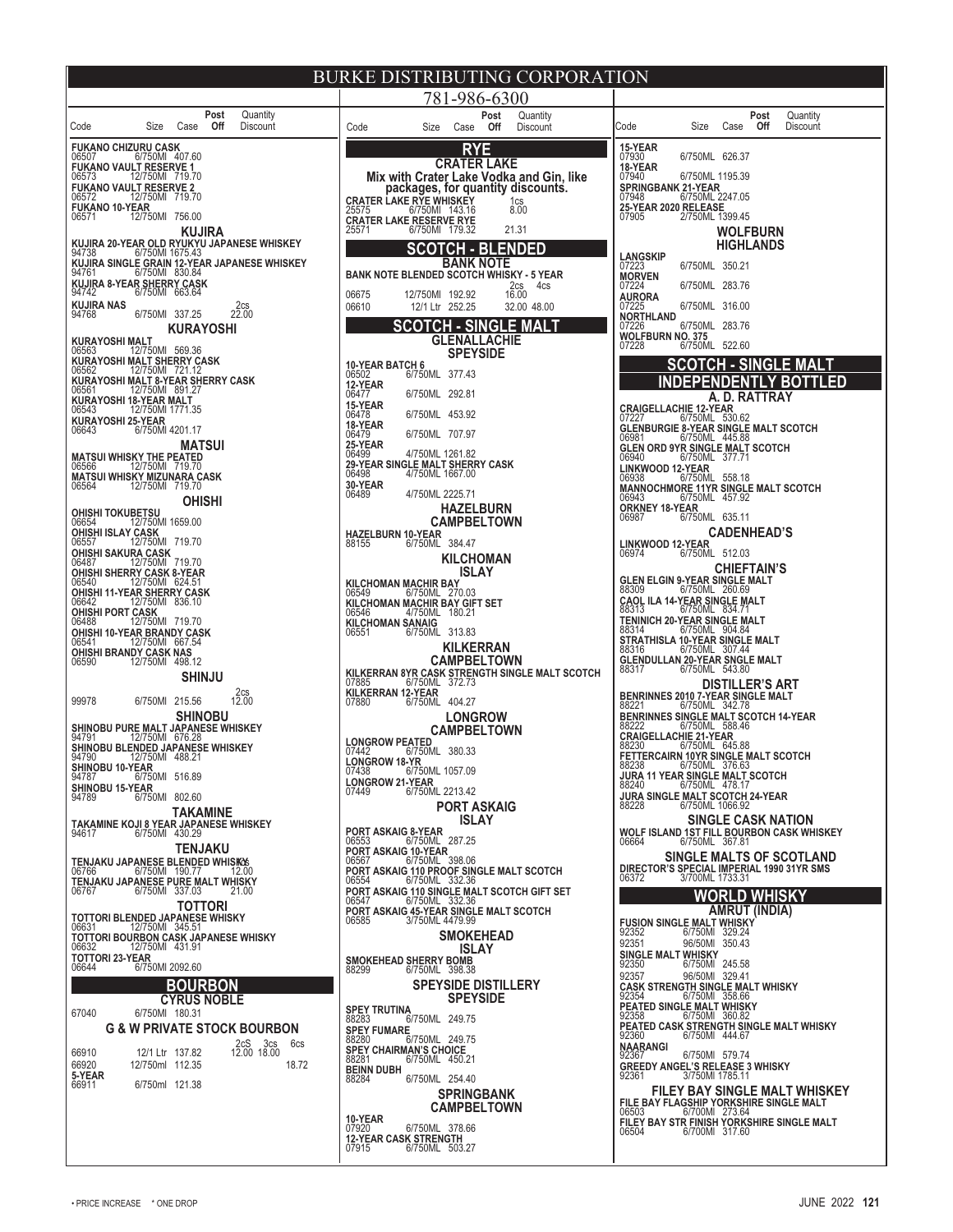# BURKE DISTRIBUTING CORPORATION

781-986-6300

| Code | Size | Case | Post Off | Quantity Discount |
|---|---|---|---|---|
| **FUKANO CHIZURU CASK** | | | | |
| 06507 | 6/750Ml | 407.60 | | |
| **FUKANO VAULT RESERVE 1** | | | | |
| 06573 | 12/750Ml | 719.70 | | |
| **FUKANO VAULT RESERVE 2** | | | | |
| 06572 | 12/750Ml | 719.70 | | |
| **FUKANO 10-YEAR** | | | | |
| 06571 | 12/750Ml | 756.00 | | |

### KUJIRA

| Code | Size | Case | Post Off | Quantity Discount |
|---|---|---|---|---|
| **KUJIRA 20-YEAR OLD RYUKYU JAPANESE WHISKEY** | | | | |
| 94738 | 6/750Ml | 1675.43 | | |
| **KUJIRA SINGLE GRAIN 12-YEAR JAPANESE WHISKEY** | | | | |
| 94761 | 6/750Ml | 830.84 | | |
| **KUJIRA 8-YEAR SHERRY CASK** | | | | |
| 94742 | 6/750Ml | 663.64 | | |
| **KUJIRA NAS** | | | | 2cs |
| 94768 | 6/750Ml | 337.25 | | 22.00 |

### KURAYOSHI

| Code | Size | Case | Post Off | Quantity Discount |
|---|---|---|---|---|
| **KURAYOSHI MALT** | | | | |
| 06563 | 12/750Ml | 569.36 | | |
| **KURAYOSHI MALT SHERRY CASK** | | | | |
| 06562 | 12/750Ml | 721.12 | | |
| **KURAYOSHI MALT 8-YEAR SHERRY CASK** | | | | |
| 06561 | 12/750Ml | 891.27 | | |
| **KURAYOSHI 18-YEAR MALT** | | | | |
| 06543 | 12/750Ml | 1771.35 | | |
| **KURAYOSHI 25-YEAR** | | | | |
| 06643 | 6/750Ml | 4201.17 | | |

### MATSUI

| Code | Size | Case | Post Off | Quantity Discount |
|---|---|---|---|---|
| **MATSUI WHISKY THE PEATED** | | | | |
| 06566 | 12/750Ml | 719.70 | | |
| **MATSUI WHISKY MIZUNARA CASK** | | | | |
| 06564 | 12/750Ml | 719.70 | | |

### OHISHI

| Code | Size | Case | Post Off | Quantity Discount |
|---|---|---|---|---|
| **OHISHI TOKUBETSU** | | | | |
| 06654 | 12/750Ml | 1659.00 | | |
| **OHISHI ISLAY CASK** | | | | |
| 06557 | 12/750Ml | 719.70 | | |
| **OHISHI SAKURA CASK** | | | | |
| 06487 | 12/750Ml | 719.70 | | |
| **OHISHI SHERRY CASK 8-YEAR** | | | | |
| 06540 | 12/750Ml | 624.51 | | |
| **OHISHI 11-YEAR SHERRY CASK** | | | | |
| 06642 | 12/750Ml | 836.10 | | |
| **OHISHI PORT CASK** | | | | |
| 06488 | 12/750Ml | 719.70 | | |
| **OHISHI 10-YEAR BRANDY CASK** | | | | |
| 06541 | 12/750Ml | 667.54 | | |
| **OHISHI BRANDY CASK NAS** | | | | |
| 06590 | 12/750Ml | 498.12 | | |

### SHINJU

| Code | Size | Case | Post Off | Quantity Discount |
|---|---|---|---|---|
| | | | | 2cs |
| 99978 | 6/750Ml | 215.56 | | 12.00 |

### SHINOBU

| Code | Size | Case | Post Off | Quantity Discount |
|---|---|---|---|---|
| **SHINOBU PURE MALT JAPANESE WHISKEY** | | | | |
| 94791 | 12/750Ml | 676.28 | | |
| **SHINOBU BLENDED JAPANESE WHISKEY** | | | | |
| 94790 | 12/750Ml | 488.21 | | |
| **SHINOBU 10-YEAR** | | | | |
| 94787 | 6/750Ml | 516.89 | | |
| **SHINOBU 15-YEAR** | | | | |
| 94789 | 6/750Ml | 802.60 | | |

### TAKAMINE

| Code | Size | Case | Post Off | Quantity Discount |
|---|---|---|---|---|
| **TAKAMINE KOJI 8 YEAR JAPANESE WHISKEY** | | | | |
| 94617 | 6/750Ml | 430.29 | | |

### TENJAKU

| Code | Size | Case | Post Off | Quantity Discount |
|---|---|---|---|---|
| **TENJAKU JAPANESE BLENDED WHISKY** | | | | 2cs |
| 06766 | 6/750Ml | 190.77 | | 12.00 |
| **TENJAKU JAPANESE PURE MALT WHISKY** | | | | |
| 06767 | 6/750Ml | 337.03 | | 21.00 |

### TOTTORI

| Code | Size | Case | Post Off | Quantity Discount |
|---|---|---|---|---|
| **TOTTORI BLENDED JAPANESE WHISKY** | | | | |
| 06631 | 12/750Ml | 345.51 | | |
| **TOTTORI BOURBON CASK JAPANESE WHISKY** | | | | |
| 06632 | 12/750Ml | 431.91 | | |
| **TOTTORI 23-YEAR** | | | | |
| 06644 | 6/750Ml | 2092.60 | | |

## BOURBON

### CYRUS NOBLE

| Code | Size | Case | Post Off | Quantity Discount |
|---|---|---|---|---|
| 67040 | 6/750Ml | 180.31 | | |

### G & W PRIVATE STOCK BOURBON

| Code | Size | Case | Post Off | 2cS | 3cs | 6cs |
|---|---|---|---|---|---|---|
| 66910 | 12/1 Ltr | 137.82 | | 12.00 | 18.00 | |
| 66920 | 12/750ml | 112.35 | | | | 18.72 |
| **5-YEAR** | | | | | | |
| 66911 | 6/750ml | 121.38 | | | | |

## RYE

### CRATER LAKE

Mix with Crater Lake Vodka and Gin, like packages, for quantity discounts.

| Code | Size | Case | Post Off | Quantity Discount |
|---|---|---|---|---|
| **CRATER LAKE RYE WHISKEY** | | | | 1cs |
| 25575 | 6/750Ml | 143.16 | | 8.00 |
| **CRATER LAKE RESERVE RYE** | | | | |
| 25571 | 6/750Ml | 179.32 | | 21.31 |

## SCOTCH - BLENDED

### BANK NOTE

| Code | Size | Case | Post Off | 2cs | 4cs |
|---|---|---|---|---|---|
| **BANK NOTE BLENDED SCOTCH WHISKY - 5 YEAR** | | | | | |
| 06675 | 12/750Ml | 192.92 | | 16.00 | |
| 06610 | 12/1 Ltr | 252.25 | | 32.00 | 48.00 |

## SCOTCH - SINGLE MALT

### GLENALLACHIE SPEYSIDE

| Code | Size | Case | Post Off | Quantity Discount |
|---|---|---|---|---|
| **10-YEAR BATCH 6** | | | | |
| 06502 | 6/750ML | 377.43 | | |
| **12-YEAR** | | | | |
| 06477 | 6/750ML | 292.81 | | |
| **15-YEAR** | | | | |
| 06478 | 6/750ML | 453.92 | | |
| **18-YEAR** | | | | |
| 06479 | 6/750ML | 707.97 | | |
| **25-YEAR** | | | | |
| 06499 | 4/750ML | 1261.82 | | |
| **29-YEAR SINGLE MALT SHERRY CASK** | | | | |
| 06498 | 4/750ML | 1667.00 | | |
| **30-YEAR** | | | | |
| 06489 | 4/750ML | 2225.71 | | |

### HAZELBURN CAMPBELTOWN

| Code | Size | Case | Post Off | Quantity Discount |
|---|---|---|---|---|
| **HAZELBURN 10-YEAR** | | | | |
| 88155 | 6/750ML | 384.47 | | |

### KILCHOMAN ISLAY

| Code | Size | Case | Post Off | Quantity Discount |
|---|---|---|---|---|
| **KILCHOMAN MACHIR BAY** | | | | |
| 06549 | 6/750ML | 270.03 | | |
| **KILCHOMAN MACHIR BAY GIFT SET** | | | | |
| 06546 | 4/750ML | 180.21 | | |
| **KILCHOMAN SANAIG** | | | | |
| 06551 | 6/750ML | 313.83 | | |

### KILKERRAN CAMPBELTOWN

| Code | Size | Case | Post Off | Quantity Discount |
|---|---|---|---|---|
| **KILKERRAN 8YR CASK STRENGTH SINGLE MALT SCOTCH** | | | | |
| 07885 | 6/750ML | 372.73 | | |
| **KILKERRAN 12-YEAR** | | | | |
| 07880 | 6/750ML | 404.27 | | |

### LONGROW CAMPBELTOWN

| Code | Size | Case | Post Off | Quantity Discount |
|---|---|---|---|---|
| **LONGROW PEATED** | | | | |
| 07442 | 6/750ML | 380.33 | | |
| **LONGROW 18-YR** | | | | |
| 07438 | 6/750ML | 1057.09 | | |
| **LONGROW 21-YEAR** | | | | |
| 07449 | 6/750ML | 2213.42 | | |

### PORT ASKAIG ISLAY

| Code | Size | Case | Post Off | Quantity Discount |
|---|---|---|---|---|
| **PORT ASKAIG 8-YEAR** | | | | |
| 06553 | 6/750ML | 287.25 | | |
| **PORT ASKAIG 10-YEAR** | | | | |
| 06567 | 6/750ML | 398.06 | | |
| **PORT ASKAIG 110 PROOF SINGLE MALT SCOTCH** | | | | |
| 06554 | 6/750ML | 332.36 | | |
| **PORT ASKAIG 110 SINGLE MALT SCOTCH GIFT SET** | | | | |
| 06547 | 6/750ML | 332.36 | | |
| **PORT ASKAIG 45-YEAR SINGLE MALT SCOTCH** | | | | |
| 06585 | 3/750ML | 4479.99 | | |

### SMOKEHEAD ISLAY

| Code | Size | Case | Post Off | Quantity Discount |
|---|---|---|---|---|
| **SMOKEHEAD SHERRY BOMB** | | | | |
| 88299 | 6/750ML | 398.38 | | |

### SPEYSIDE DISTILLERY SPEYSIDE

| Code | Size | Case | Post Off | Quantity Discount |
|---|---|---|---|---|
| **SPEY TRUTINA** | | | | |
| 88283 | 6/750ML | 249.75 | | |
| **SPEY FUMARE** | | | | |
| 88280 | 6/750ML | 249.75 | | |
| **SPEY CHAIRMAN'S CHOICE** | | | | |
| 88281 | 6/750ML | 450.21 | | |
| **BEINN DUBH** | | | | |
| 88284 | 6/750ML | 254.40 | | |

### SPRINGBANK CAMPBELTOWN

| Code | Size | Case | Post Off | Quantity Discount |
|---|---|---|---|---|
| **10-YEAR** | | | | |
| 07920 | 6/750ML | 378.66 | | |
| **12-YEAR CASK STRENGTH** | | | | |
| 07915 | 6/750ML | 503.27 | | |
| **15-YEAR** | | | | |
| 07930 | 6/750ML | 626.37 | | |
| **18-YEAR** | | | | |
| 07940 | 6/750ML | 1195.39 | | |
| **SPRINGBANK 21-YEAR** | | | | |
| 07948 | 6/750ML | 2247.05 | | |
| **25-YEAR 2020 RELEASE** | | | | |
| 07905 | 2/750ML | 1399.45 | | |

### WOLFBURN HIGHLANDS

| Code | Size | Case | Post Off | Quantity Discount |
|---|---|---|---|---|
| **LANGSKIP** | | | | |
| 07223 | 6/750ML | 350.21 | | |
| **MORVEN** | | | | |
| 07224 | 6/750ML | 283.76 | | |
| **AURORA** | | | | |
| 07225 | 6/750ML | 316.00 | | |
| **NORTHLAND** | | | | |
| 07226 | 6/750ML | 283.76 | | |
| **WOLFBURN NO. 375** | | | | |
| 07228 | 6/750ML | 522.60 | | |

## SCOTCH - SINGLE MALT INDEPENDENTLY BOTTLED

### A. D. RATTRAY

| Code | Size | Case | Post Off | Quantity Discount |
|---|---|---|---|---|
| **CRAIGELLACHIE 12-YEAR** | | | | |
| 07227 | 6/750ML | 530.62 | | |
| **GLENBURGIE 8-YEAR SINGLE MALT SCOTCH** | | | | |
| 06981 | 6/750ML | 445.88 | | |
| **GLEN ORD 9YR SINGLE MALT SCOTCH** | | | | |
| 06940 | 6/750ML | 377.71 | | |
| **LINKWOOD 12-YEAR** | | | | |
| 06938 | 6/750ML | 558.18 | | |
| **MANNOCHMORE 11YR SINGLE MALT SCOTCH** | | | | |
| 06943 | 6/750ML | 457.92 | | |
| **ORKNEY 18-YEAR** | | | | |
| 06987 | 6/750ML | 635.11 | | |

### CADENHEAD'S

| Code | Size | Case | Post Off | Quantity Discount |
|---|---|---|---|---|
| **LINKWOOD 12-YEAR** | | | | |
| 06974 | 6/750ML | 512.03 | | |

### CHIEFTAIN'S

| Code | Size | Case | Post Off | Quantity Discount |
|---|---|---|---|---|
| **GLEN ELGIN 9-YEAR SINGLE MALT** | | | | |
| 88309 | 6/750ML | 260.69 | | |
| **CAOL ILA 14-YEAR SINGLE MALT** | | | | |
| 88313 | 6/750ML | 834.71 | | |
| **TENINICH 20-YEAR SINGLE MALT** | | | | |
| 88314 | 6/750ML | 904.84 | | |
| **STRATHISLA 10-YEAR SINGLE MALT** | | | | |
| 88316 | 6/750ML | 307.44 | | |
| **GLENDULLAN 20-YEAR SNGLE MALT** | | | | |
| 88317 | 6/750ML | 543.80 | | |

### DISTILLER'S ART

| Code | Size | Case | Post Off | Quantity Discount |
|---|---|---|---|---|
| **BENRINNES 2010 7-YEAR SINGLE MALT** | | | | |
| 88221 | 6/750ML | 342.78 | | |
| **BENRINNES SINGLE MALT SCOTCH 14-YEAR** | | | | |
| 88222 | 6/750ML | 588.46 | | |
| **CRAIGELLACHIE 21-YEAR** | | | | |
| 88230 | 6/750ML | 645.88 | | |
| **FETTERCAIRN 10YR SINGLE MALT SCOTCH** | | | | |
| 88238 | 6/750ML | 376.63 | | |
| **JURA 11 YEAR SINGLE MALT SCOTCH** | | | | |
| 88240 | 6/750ML | 478.17 | | |
| **JURA SINGLE MALT SCOTCH 24-YEAR** | | | | |
| 88228 | 6/750ML | 1066.92 | | |

### SINGLE CASK NATION

| Code | Size | Case | Post Off | Quantity Discount |
|---|---|---|---|---|
| **WOLF ISLAND 1ST FILL BOURBON CASK WHISKEY** | | | | |
| 06664 | 6/750ML | 367.81 | | |

### SINGLE MALTS OF SCOTLAND

| Code | Size | Case | Post Off | Quantity Discount |
|---|---|---|---|---|
| **DIRECTOR'S SPECIAL IMPERIAL 1990 31YR SMS** | | | | |
| 06372 | 3/700ML | 1733.31 | | |

## WORLD WHISKY

### AMRUT (INDIA)

| Code | Size | Case | Post Off | Quantity Discount |
|---|---|---|---|---|
| **FUSION SINGLE MALT WHISKY** | | | | |
| 92352 | 6/750Ml | 329.24 | | |
| 92351 | 96/50Ml | 350.43 | | |
| **SINGLE MALT WHISKY** | | | | |
| 92350 | 6/750Ml | 245.58 | | |
| 92357 | 96/50Ml | 329.41 | | |
| **CASK STRENGTH SINGLE MALT WHISKY** | | | | |
| 92354 | 6/750Ml | 358.66 | | |
| **PEATED SINGLE MALT WHISKY** | | | | |
| 92358 | 6/750Ml | 360.82 | | |
| **PEATED CASK STRENGTH SINGLE MALT WHISKY** | | | | |
| 92360 | 6/750Ml | 444.67 | | |
| **NAARANGI** | | | | |
| 92367 | 6/750Ml | 579.74 | | |
| **GREEDY ANGEL'S RELEASE 3 WHISKEY** | | | | |
| 92361 | 3/750Ml | 1785.11 | | |

### FILEY BAY SINGLE MALT WHISKEY

| Code | Size | Case | Post Off | Quantity Discount |
|---|---|---|---|---|
| **FILE BAY FLAGSHIP YORKSHIRE SINGLE MALT** | | | | |
| 06503 | 6/700Ml | 273.64 | | |
| **FILEY BAY STR FINISH YORKSHIRE SINGLE MALT** | | | | |
| 06504 | 6/700Ml | 317.60 | | |

• PRICE INCREASE * ONE DROP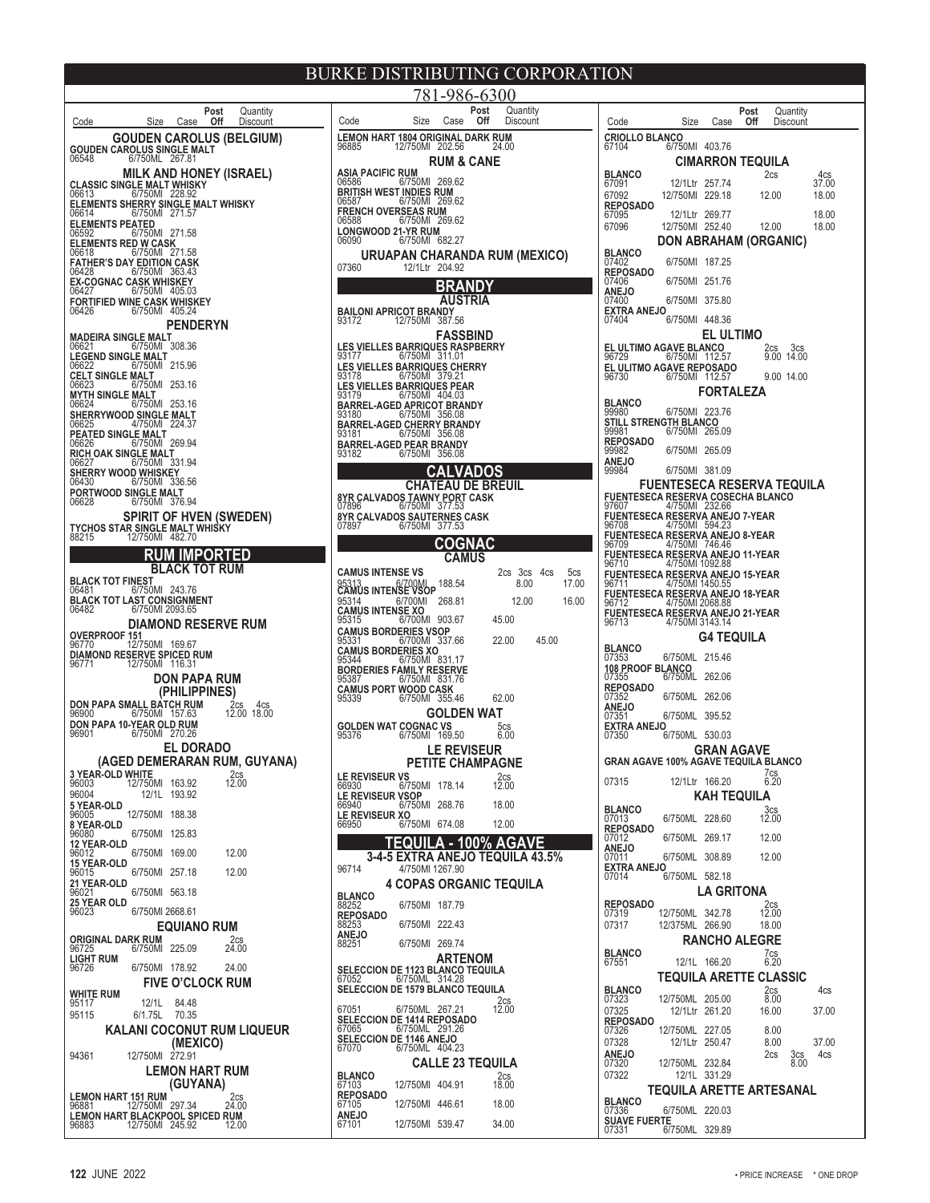# BURKE DISTRIBUTING CORPORATION

781-986-6300

| Code | Size | Case | Post Off | Quantity Discount |
|---|---|---|---|---|

## GOUDEN CAROLUS (BELGIUM)

**GOUDEN CAROLUS SINGLE MALT**
06548 6/750ML 267.81

## MILK AND HONEY (ISRAEL)

**CLASSIC SINGLE MALT WHISKY**
06613 6/750Ml 228.92
**ELEMENTS SHERRY SINGLE MALT WHISKY**
06614 6/750Ml 271.57
**ELEMENTS PEATED**
06592 6/750Ml 271.58
**ELEMENTS RED W CASK**
06618 6/750Ml 271.58
**FATHER'S DAY EDITION CASK**
06428 6/750Ml 363.43
**EX-COGNAC CASK WHISKEY**
06427 6/750Ml 405.03
**FORTIFIED WINE CASK WHISKEY**
06426 6/750Ml 405.24

## PENDERYN

**MADEIRA SINGLE MALT**
06621 6/750Ml 308.36
**LEGEND SINGLE MALT**
06622 6/750Ml 215.96
**CELT SINGLE MALT**
06623 6/750Ml 253.16
**MYTH SINGLE MALT**
06624 6/750Ml 253.16
**SHERRYWOOD SINGLE MALT**
06625 4/750Ml 224.37
**PEATED SINGLE MALT**
06626 6/750Ml 269.94
**RICH OAK SINGLE MALT**
06627 6/750Ml 331.94
**SHERRY WOOD WHISKEY**
06430 6/750Ml 336.56
**PORTWOOD SINGLE MALT**
06628 6/750Ml 376.94

## SPIRIT OF HVEN (SWEDEN)

**TYCHOS STAR SINGLE MALT WHISKY**
88215 12/750Ml 482.70

# RUM IMPORTED

## BLACK TOT RUM

**BLACK TOT FINEST**
06481 6/750Ml 243.76
**BLACK TOT LAST CONSIGNMENT**
06482 6/750Ml 2093.65

## DIAMOND RESERVE RUM

**OVERPROOF 151**
96770 12/750Ml 169.67
**DIAMOND RESERVE SPICED RUM**
96771 12/750Ml 116.31

## DON PAPA RUM (PHILIPPINES)

**DON PAPA SMALL BATCH RUM** — 2cs 4cs
96900 6/750Ml 157.63 — 12.00 18.00
**DON PAPA 10-YEAR OLD RUM**
96901 6/750Ml 270.26

## EL DORADO (AGED DEMERARAN RUM, GUYANA)

**3 YEAR-OLD WHITE** — 2cs
96003 12/750Ml 163.92 — 12.00
96004 12/1L 193.92
**5 YEAR-OLD**
96005 12/750Ml 188.38
**8 YEAR-OLD**
96080 6/750Ml 125.83
**12 YEAR-OLD**
96012 6/750Ml 169.00 — 12.00
**15 YEAR-OLD**
96015 6/750Ml 257.18 — 12.00
**21 YEAR-OLD**
96021 6/750Ml 563.18
**25 YEAR OLD**
96023 6/750Ml 2668.61

## EQUIANO RUM

**ORIGINAL DARK RUM** — 2cs
96725 6/750Ml 225.09 — 24.00
**LIGHT RUM**
96726 6/750Ml 178.92 — 24.00

## FIVE O'CLOCK RUM

**WHITE RUM**
95117 12/1L 84.48
95115 6/1.75L 70.35

## KALANI COCONUT RUM LIQUEUR (MEXICO)

94361 12/750Ml 272.91

## LEMON HART RUM (GUYANA)

**LEMON HART 151 RUM** — 2cs
96881 12/750Ml 297.34 — 24.00
**LEMON HART BLACKPOOL SPICED RUM**
96883 12/750Ml 245.92 — 12.00
**LEMON HART 1804 ORIGINAL DARK RUM**
96885 12/750Ml 202.56 — 24.00

## RUM & CANE

**ASIA PACIFIC RUM**
06586 6/750Ml 269.62
**BRITISH WEST INDIES RUM**
06587 6/750Ml 269.62
**FRENCH OVERSEAS RUM**
06588 6/750Ml 269.62
**LONGWOOD 21-YR RUM**
06090 6/750Ml 682.27

## URUAPAN CHARANDA RUM (MEXICO)

07360 12/1Ltr 204.92

# BRANDY

## AUSTRIA

**BAILONI APRICOT BRANDY**
93172 12/750Ml 387.56

## FASSBIND

**LES VIELLES BARRIQUES RASPBERRY**
93177 6/750Ml 311.01
**LES VIELLES BARRIQUES CHERRY**
93178 6/750Ml 379.21
**LES VIELLES BARRIQUES PEAR**
93179 6/750Ml 404.03
**BARREL-AGED APRICOT BRANDY**
93180 6/750Ml 356.08
**BARREL-AGED CHERRY BRANDY**
93181 6/750Ml 356.08
**BARREL-AGED PEAR BRANDY**
93182 6/750Ml 356.08

# CALVADOS

## CHATEAU DE BREUIL

**8YR CALVADOS TAWNY PORT CASK**
07896 6/750Ml 377.53
**8YR CALVADOS SAUTERNES CASK**
07897 6/750Ml 377.53

# COGNAC

## CAMUS

**CAMUS INTENSE VS** — 2cs 3cs 4cs 5cs
95313 6/700Ml 188.54 — 8.00 17.00
**CAMUS INTENSE VSOP**
95314 6/700Ml 268.81 — 12.00 16.00
**CAMUS INTENSE XO**
95315 6/700Ml 903.67 — 45.00
**CAMUS BORDERIES VSOP**
95331 6/700Ml 337.66 — 22.00 45.00
**CAMUS BORDERIES XO**
95344 6/750Ml 831.17
**BORDERIES FAMILY RESERVE**
95387 6/750Ml 831.76
**CAMUS PORT WOOD CASK**
95339 6/750Ml 355.46 — 62.00

## GOLDEN WAT

**GOLDEN WAT COGNAC VS** — 5cs
95376 6/750Ml 169.50 — 6.00

## LE REVISEUR PETITE CHAMPAGNE

**LE REVISEUR VS** — 2cs
66930 6/750Ml 178.14 — 12.00
**LE REVISEUR VSOP**
66940 6/750Ml 268.76 — 18.00
**LE REVISEUR XO**
66950 6/750Ml 674.08 — 12.00

# TEQUILA - 100% AGAVE

## 3-4-5 EXTRA ANEJO TEQUILA 43.5%

96714 4/750Ml 1267.90

## 4 COPAS ORGANIC TEQUILA

**BLANCO**
88252 6/750Ml 187.79
**REPOSADO**
88253 6/750Ml 222.43
**ANEJO**
88251 6/750Ml 269.74

## ARTENOM

**SELECCION DE 1123 BLANCO TEQUILA**
67052 6/750ML 314.28
**SELECCION DE 1579 BLANCO TEQUILA** — 2cs
67051 6/750ML 267.21 — 12.00
**SELECCION DE 1414 REPOSADO**
67065 6/750ML 291.26
**SELECCION DE 1146 ANEJO**
67070 6/750ML 404.23

## CALLE 23 TEQUILA

**BLANCO** — 2cs
67103 12/750Ml 404.91 — 18.00
**REPOSADO**
67105 12/750Ml 446.61 — 18.00
**ANEJO**
67101 12/750Ml 539.47 — 34.00

**CRIOLLO BLANCO**
67104 6/750Ml 403.76

## CIMARRON TEQUILA

**BLANCO** — 2cs 4cs
67091 12/1Ltr 257.74 — 37.00
67092 12/750Ml 229.18 — 12.00 18.00
**REPOSADO**
67095 12/1Ltr 269.77 — 18.00
67096 12/750Ml 252.40 — 12.00 18.00

## DON ABRAHAM (ORGANIC)

**BLANCO**
07402 6/750Ml 187.25
**REPOSADO**
07406 6/750Ml 251.76
**ANEJO**
07400 6/750Ml 375.80
**EXTRA ANEJO**
07404 6/750Ml 448.36

## EL ULTIMO

**EL ULTIMO AGAVE BLANCO** — 2cs 3cs
96729 6/750Ml 112.57 — 9.00 14.00
**EL ULITMO AGAVE REPOSADO**
96730 6/750Ml 112.57 — 9.00 14.00

## FORTALEZA

**BLANCO**
99980 6/750Ml 223.76
**STILL STRENGTH BLANCO**
99981 6/750Ml 265.09
**REPOSADO**
99982 6/750Ml 265.09
**ANEJO**
99984 6/750Ml 381.09

## FUENTESECA RESERVA TEQUILA

**FUENTESECA RESERVA COSECHA BLANCO**
97607 4/750Ml 232.66
**FUENTESECA RESERVA ANEJO 7-YEAR**
96708 4/750Ml 594.23
**FUENTESECA RESERVA ANEJO 8-YEAR**
96709 4/750Ml 746.46
**FUENTESECA RESERVA ANEJO 11-YEAR**
96710 4/750Ml 1092.88
**FUENTESECA RESERVA ANEJO 15-YEAR**
96711 4/750Ml 1450.55
**FUENTESECA RESERVA ANEJO 18-YEAR**
96712 4/750Ml 2068.88
**FUENTESECA RESERVA ANEJO 21-YEAR**
96713 4/750Ml 3143.14

## G4 TEQUILA

**BLANCO**
07353 6/750ML 215.46
**108 PROOF BLANCO**
07355 6/750ML 262.06
**REPOSADO**
07352 6/750ML 262.06
**ANEJO**
07351 6/750ML 395.52
**EXTRA ANEJO**
07350 6/750ML 530.03

## GRAN AGAVE

**GRAN AGAVE 100% AGAVE TEQUILA BLANCO** — 7cs
07315 12/1Ltr 166.20 — 6.20

## KAH TEQUILA

**BLANCO** — 3cs
07013 6/750ML 228.60 — 12.00
**REPOSADO**
07012 6/750ML 269.17 — 12.00
**ANEJO**
07011 6/750ML 308.89 — 12.00
**EXTRA ANEJO**
07014 6/750ML 582.18

## LA GRITONA

**REPOSADO** — 2cs
07319 12/750ML 342.78 — 12.00
07317 12/375ML 266.90 — 18.00

## RANCHO ALEGRE

**BLANCO** — 7cs
67551 12/1L 166.20 — 6.20

## TEQUILA ARETTE CLASSIC

**BLANCO** — 2cs 4cs
07323 12/750ML 205.00 — 8.00
07325 12/1Ltr 261.20 — 16.00 37.00
**REPOSADO**
07326 12/750ML 227.05 — 8.00
07328 12/1Ltr 250.47 — 8.00 37.00
**ANEJO** — 2cs 3cs 4cs
07320 12/750ML 232.84 — 8.00
07322 12/1L 331.29

## TEQUILA ARETTE ARTESANAL

**BLANCO**
07336 6/750ML 220.03
**SUAVE FUERTE**
07331 6/750ML 329.89

122 JUNE 2022 • PRICE INCREASE * ONE DROP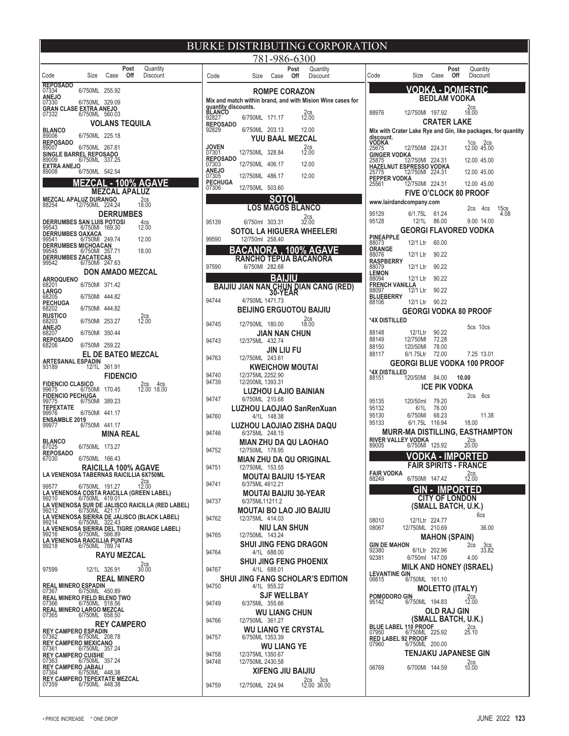# BURKE DISTRIBUTING CORPORATION

781-986-6300

| Code | Size | Case | Post Off | Quantity Discount |
|---|---|---|---|---|
| **REPOSADO** | | | | |
| 07334 | 6/750ML | 255.92 | | |
| **ANEJO** | | | | |
| 07330 | 6/750ML | 329.09 | | |
| **GRAN CLASE EXTRA ANEJO** | | | | |
| 07332 | 6/750ML | 560.03 | | |

## VOLANS TEQUILA

| Code | Size | Case | Post Off | Quantity Discount |
|---|---|---|---|---|
| **BLANCO** | | | | |
| 89006 | 6/750ML | 225.18 | | |
| **REPOSADO** | | | | |
| 89007 | 6/750ML | 267.81 | | |
| **SINGLE BARREL REPOSADO** | | | | |
| 89009 | 6/750ML | 337.25 | | |
| **EXTRA ANEJO** | | | | |
| 89008 | 6/750ML | 542.54 | | |

## MEZCAL - 100% AGAVE

### MEZCAL APALUZ

| Code | Size | Case | Post Off | Quantity Discount |
|---|---|---|---|---|
| **MEZCAL APALUZ DURANGO** | | | | 2cs |
| 88254 | 12/750ML | 224.24 | | 18.00 |

### DERRUMBES

| Code | Size | Case | Post Off | Quantity Discount |
|---|---|---|---|---|
| **DERRUMBES SAN LUIS POTOSI** | | | | 4cs |
| 99543 | 6/750Ml | 169.30 | | 12.00 |
| **DERRUMBES OAXACA** | | | | |
| 99541 | 6/750Ml | 249.74 | | 12.00 |
| **DERRUMBES MICHOACAN** | | | | |
| 99545 | 6/750Ml | 357.71 | | 18.00 |
| **DERRUMBES ZACATECAS** | | | | |
| 99542 | 6/750Ml | 247.63 | | |

### DON AMADO MEZCAL

| Code | Size | Case | Post Off | Quantity Discount |
|---|---|---|---|---|
| **ARROQUENO** | | | | |
| 68201 | 6/750Ml | 371.42 | | |
| **LARGO** | | | | |
| 68205 | 6/750Ml | 444.82 | | |
| **PECHUGA** | | | | |
| 68202 | 6/750Ml | 444.82 | | |
| **RUSTICO** | | | | 2cs |
| 68203 | 6/750Ml | 253.27 | | 12.00 |
| **ANEJO** | | | | |
| 68207 | 6/750Ml | 350.44 | | |
| **REPOSADO** | | | | |
| 68206 | 6/750Ml | 259.22 | | |

### EL DE BATEO MEZCAL

| Code | Size | Case | Post Off | Quantity Discount |
|---|---|---|---|---|
| **ARTESANAL ESPADIN** | | | | |
| 93189 | 12/1L | 361.91 | | |

### FIDENCIO

| Code | Size | Case | Post Off | Quantity Discount |
|---|---|---|---|---|
| **FIDENCIO CLASICO** | | | | 2cs 4cs |
| 99675 | 6/750Ml | 170.45 | | 12.00 18.00 |
| **FIDENCIO PECHUGA** | | | | |
| 99775 | 6/750Ml | 389.23 | | |
| **TEPEXTATE** | | | | |
| 99976 | 6/750Ml | 441.17 | | |
| **ENSAMBLE 2019** | | | | |
| 99977 | 6/750Ml | 441.17 | | |

### MINA REAL

| Code | Size | Case | Post Off | Quantity Discount |
|---|---|---|---|---|
| **BLANCO** | | | | |
| 67025 | 6/750ML | 173.27 | | |
| **REPOSADO** | | | | |
| 67030 | 6/750ML | 166.43 | | |

### RAICILLA 100% AGAVE

| Code | Size | Case | Post Off | Quantity Discount |
|---|---|---|---|---|
| **LA VENENOSA TABERNAS RAICILLIA 6X750ML** | | | | 2cs |
| 99577 | 6/750ML | 191.27 | | 12.00 |
| **LA VENENOSA COSTA RAICILLA (GREEN LABEL)** | | | | |
| 99210 | 6/750ML | 419.01 | | |
| **LA VENENOSA SUR DE JALISCO RAICILLA (RED LABEL)** | | | | |
| 99212 | 6/750ML | 421.17 | | |
| **LA VENENOSA SIERRA DE JALISCO (BLACK LABEL)** | | | | |
| 99214 | 6/750ML | 322.43 | | |
| **LA VENENOSA SIERRA DEL TIGRE (ORANGE LABEL)** | | | | |
| 99216 | 6/750ML | 566.89 | | |
| **LA VENENOSA RAICILLIA PUNTAS** | | | | |
| 99218 | 6/750ML | 789.74 | | |

### RAYU MEZCAL

| Code | Size | Case | Post Off | Quantity Discount |
|---|---|---|---|---|
| | | | | 2cs |
| 97599 | 12/1L | 326.91 | | 30.00 |

### REAL MINERO

| Code | Size | Case | Post Off | Quantity Discount |
|---|---|---|---|---|
| **REAL MINERO ESPADIN** | | | | |
| 07367 | 6/750ML | 450.89 | | |
| **REAL MINERO FIELD BLEND TWO** | | | | |
| 07366 | 6/750ML | 518.56 | | |
| **REAL MINERO LARGO MEZCAL** | | | | |
| 07365 | 6/750ML | 658.50 | | |

### REY CAMPERO

| Code | Size | Case | Post Off | Quantity Discount |
|---|---|---|---|---|
| **REY CAMPERO ESPADIN** | | | | |
| 07362 | 6/750ML | 208.78 | | |
| **REY CAMPERO MEXICANO** | | | | |
| 07361 | 6/750ML | 357.24 | | |
| **REY CAMPERO CUISHE** | | | | |
| 07363 | 6/750ML | 357.24 | | |
| **REY CAMPERO JABALI** | | | | |
| 07364 | 6/750ML | 448.38 | | |
| **REY CAMPERO TEPEXTATE MEZCAL** | | | | |
| 07359 | 6/750ML | 448.38 | | |

### ROMPE CORAZON

Mix and match within brand, and with Mision Wine cases for quantity discounts.

| Code | Size | Case | Post Off | Quantity Discount |
|---|---|---|---|---|
| **BLANCO** | | | | 2cs |
| 92827 | 6/750ML | 171.17 | | 12.00 |
| **REPOSADO** | | | | |
| 92829 | 6/750ML | 203.13 | | 12.00 |

### YUU BAAL MEZCAL

| Code | Size | Case | Post Off | Quantity Discount |
|---|---|---|---|---|
| **JOVEN** | | | | 2cs |
| 07301 | 12/750ML | 328.84 | | 12.00 |
| **REPOSADO** | | | | |
| 07303 | 12/750ML | 406.17 | | 12.00 |
| **ANEJO** | | | | |
| 07305 | 12/750ML | 486.17 | | 12.00 |
| **PECHUGA** | | | | |
| 07306 | 12/750ML | 503.60 | | |

## SOTOL

### LOS MAGOS BLANCO

| Code | Size | Case | Post Off | Quantity Discount |
|---|---|---|---|---|
| | | | | 2cs |
| 95139 | 6/750ml | 303.31 | | 32.00 |

### SOTOL LA HIGUERA WHEELERI

| Code | Size | Case | Post Off | Quantity Discount |
|---|---|---|---|---|
| 99590 | 12/750ml | 258.40 | | |

## BACANORA , 100% AGAVE

### RANCHO TEPUA BACANORA

| Code | Size | Case | Post Off | Quantity Discount |
|---|---|---|---|---|
| 97590 | 6/750Ml | 282.68 | | |

## BAIJIU

### BAIJIU JIAN NAN CHUN DIAN CANG (RED) 30-YEAR

| Code | Size | Case | Post Off | Quantity Discount |
|---|---|---|---|---|
| 94744 | 4/750ML | 1471.73 | | |

### BEIJING ERGUOTOU BAIJIU

| Code | Size | Case | Post Off | Quantity Discount |
|---|---|---|---|---|
| | | | | 2cs |
| 94745 | 12/750ML | 180.00 | | 18.00 |

### JIAN NAN CHUN

| Code | Size | Case | Post Off | Quantity Discount |
|---|---|---|---|---|
| 94743 | 12/375ML | 432.74 | | |

### JIN LIU FU

| Code | Size | Case | Post Off | Quantity Discount |
|---|---|---|---|---|
| 94763 | 12/750ML | 243.61 | | |

### KWEICHOW MOUTAI

| Code | Size | Case | Post Off | Quantity Discount |
|---|---|---|---|---|
| 94740 | 12/375ML | 2252.90 | | |
| 94739 | 12/200ML | 1393.31 | | |

### LUZHOU LAJIO BAINIAN

| Code | Size | Case | Post Off | Quantity Discount |
|---|---|---|---|---|
| 94747 | 6/750ML | 210.68 | | |

### LUZHOU LAOJIAO SanRenXuan

| Code | Size | Case | Post Off | Quantity Discount |
|---|---|---|---|---|
| 94760 | 4/1L | 148.38 | | |

### LUZHOU LAOJIAO ZISHA DAQU

| Code | Size | Case | Post Off | Quantity Discount |
|---|---|---|---|---|
| 94746 | 6/375ML | 248.15 | | |

### MIAN ZHU DA QU LAOHAO

| Code | Size | Case | Post Off | Quantity Discount |
|---|---|---|---|---|
| 94752 | 12/750ML | 178.95 | | |

### MIAN ZHU DA QU ORIGINAL

| Code | Size | Case | Post Off | Quantity Discount |
|---|---|---|---|---|
| 94751 | 12/750ML | 153.55 | | |

### MOUTAI BAIJIU 15-YEAR

| Code | Size | Case | Post Off | Quantity Discount |
|---|---|---|---|---|
| 94741 | 6/375ML | 4612.21 | | |

### MOUTAI BAIJIU 30-YEAR

| Code | Size | Case | Post Off | Quantity Discount |
|---|---|---|---|---|
| 94737 | 6/375ML | 11211.2 | | |

### MOUTAI BO LAO JIO BAIJIU

| Code | Size | Case | Post Off | Quantity Discount |
|---|---|---|---|---|
| 94762 | 12/375ML | 414.03 | | |

### NIU LAN SHUN

| Code | Size | Case | Post Off | Quantity Discount |
|---|---|---|---|---|
| 94765 | 12/750ML | 143.24 | | |

### SHUI JING FENG DRAGON

| Code | Size | Case | Post Off | Quantity Discount |
|---|---|---|---|---|
| 94764 | 4/1L | 688.00 | | |

### SHUI JING FENG PHOENIX

| Code | Size | Case | Post Off | Quantity Discount |
|---|---|---|---|---|
| 94767 | 4/1L | 688.01 | | |

### SHUI JING FANG SCHOLAR'S EDITION

| Code | Size | Case | Post Off | Quantity Discount |
|---|---|---|---|---|
| 94750 | 4/1L | 955.22 | | |

### SJF WELLBAY

| Code | Size | Case | Post Off | Quantity Discount |
|---|---|---|---|---|
| 94749 | 6/375ML | 355.66 | | |

### WU LIANG CHUN

| Code | Size | Case | Post Off | Quantity Discount |
|---|---|---|---|---|
| 94766 | 12/750ML | 361.27 | | |

### WU LIANG YE CRYSTAL

| Code | Size | Case | Post Off | Quantity Discount |
|---|---|---|---|---|
| 94757 | 6/750ML | 1353.39 | | |

### WU LIANG YE

| Code | Size | Case | Post Off | Quantity Discount |
|---|---|---|---|---|
| 94758 | 12/375ML | 1350.67 | | |
| 94748 | 12/750ML | 2430.58 | | |

### XIFENG JIU BAIJIU

| Code | Size | Case | Post Off | Quantity Discount |
|---|---|---|---|---|
| | | | | 2cs 3cs |
| 94759 | 12/750ML | 224.94 | | 12.00 36.00 |

## VODKA - DOMESTIC

### BEDLAM VODKA

| Code | Size | Case | Post Off | Quantity Discount |
|---|---|---|---|---|
| | | | | 2cs |
| 88976 | 12/750Ml | 197.92 | | 18.00 |

### CRATER LAKE

Mix with Crater Lake Rye and Gin, like packages, for quantity discount.

| Code | Size | Case | Post Off | Quantity Discount |
|---|---|---|---|---|
| **VODKA** | | | | 1cs 2cs |
| 25675 | 12/750Ml | 224.31 | | 12.00 45.00 |
| **GINGER VODKA** | | | | |
| 25875 | 12/750Ml | 224.31 | | 12.00 45.00 |
| **HAZELNUT ESPRESSO VODKA** | | | | |
| 25775 | 12/750Ml | 224.31 | | 12.00 45.00 |
| **PEPPER VODKA** | | | | |
| 25561 | 12/750Ml | 224.31 | | 12.00 45.00 |

### FIVE O'CLOCK 80 PROOF

www.lairdandcompany.com

| Code | Size | Case | Post Off | Quantity Discount |
|---|---|---|---|---|
| | | | | 2cs 4cs 15cs |
| 95129 | 6/1.75L | 61.24 | | 4.08 |
| 95128 | 12/1L | 86.00 | | 9.00 14.00 |

### GEORGI FLAVORED VODKA

| Code | Size | Case | Post Off | Quantity Discount |
|---|---|---|---|---|
| **PINEAPPLE** | | | | |
| 88073 | 12/1 Ltr | 60.00 | | |
| **ORANGE** | | | | |
| 88076 | 12/1 Ltr | 90.22 | | |
| **RASPBERRY** | | | | |
| 88079 | 12/1 Ltr | 90.22 | | |
| **LEMON** | | | | |
| 88094 | 12/1 Ltr | 90.22 | | |
| **FRENCH VANILLA** | | | | |
| 88097 | 12/1 Ltr | 90.22 | | |
| **BLUEBERRY** | | | | |
| 88106 | 12/1 Ltr | 90.22 | | |

### GEORGI VODKA 80 PROOF

| Code | Size | Case | Post Off | Quantity Discount |
|---|---|---|---|---|
| ***4X DISTILLED** | | | | 5cs 10cs |
| 88148 | 12/1Ltr | 90.22 | | |
| 88149 | 12/750Ml | 72.28 | | |
| 88150 | 120/50Ml | 78.00 | | |
| 88117 | 6/1.75Ltr | 72.00 | | 7.25 13.01 |

### GEORGI BLUE VODKA 100 PROOF

| Code | Size | Case | Post Off | Quantity Discount |
|---|---|---|---|---|
| ***4X DISTILLED** | | | | |
| 88151 | 120/50Ml | 84.00 | **10.00** | |

### ICE PIK VODKA

| Code | Size | Case | Post Off | Quantity Discount |
|---|---|---|---|---|
| | | | | 2cs 6cs |
| 95135 | 120/50ml | 79.20 | | |
| 95132 | 6/1L | 76.00 | | |
| 95130 | 6/750Ml | 68.23 | | 11.38 |
| 95133 | 6/1.75L | 116.94 | | 18.00 |

### MURR-MA DISTILLING, EASTHAMPTON

| Code | Size | Case | Post Off | Quantity Discount |
|---|---|---|---|---|
| **RIVER VALLEY VODKA** | | | | 2cs |
| 89005 | 6/750Ml | 125.92 | | 20.00 |

## VODKA - IMPORTED

### FAIR SPIRITS - FRANCE

| Code | Size | Case | Post Off | Quantity Discount |
|---|---|---|---|---|
| **FAIR VODKA** | | | | 2cs |
| 88249 | 6/750Ml | 147.42 | | 12.00 |

## GIN - IMPORTED

### CITY OF LONDON (SMALL BATCH, U.K.)

| Code | Size | Case | Post Off | Quantity Discount |
|---|---|---|---|---|
| | | | | 6cs |
| 08010 | 12/1Ltr | 224.77 | | |
| 08067 | 12/750ML | 210.69 | | 36.00 |

### MAHON (SPAIN)

| Code | Size | Case | Post Off | Quantity Discount |
|---|---|---|---|---|
| **GIN DE MAHON** | | | | 2cs 3cs |
| 92380 | 6/1Ltr | 202.96 | | 33.82 |
| 92381 | 6/750ml | 147.09 | | 4.00 |

### MILK AND HONEY (ISRAEL)

| Code | Size | Case | Post Off | Quantity Discount |
|---|---|---|---|---|
| **LEVANTINE GIN** | | | | |
| 06615 | 6/750ML | 161.10 | | |

### MOLETTO (ITALY)

| Code | Size | Case | Post Off | Quantity Discount |
|---|---|---|---|---|
| **POMODORO GIN** | | | | 2cs |
| 95142 | 6/750ML | 194.83 | | 12.00 |

### OLD RAJ GIN (SMALL BATCH, U.K.)

| Code | Size | Case | Post Off | Quantity Discount |
|---|---|---|---|---|
| **BLUE LABEL 110 PROOF** | | | | 2cs |
| 07950 | 6/750ML | 225.92 | | 25.10 |
| **RED LABEL 92 PROOF** | | | | |
| 07960 | 6/750ML | 200.00 | | |

### TENJAKU JAPANESE GIN

| Code | Size | Case | Post Off | Quantity Discount |
|---|---|---|---|---|
| | | | | 2cs |
| 06769 | 6/700Ml | 144.59 | | 10.00 |

• PRICE INCREASE * ONE DROP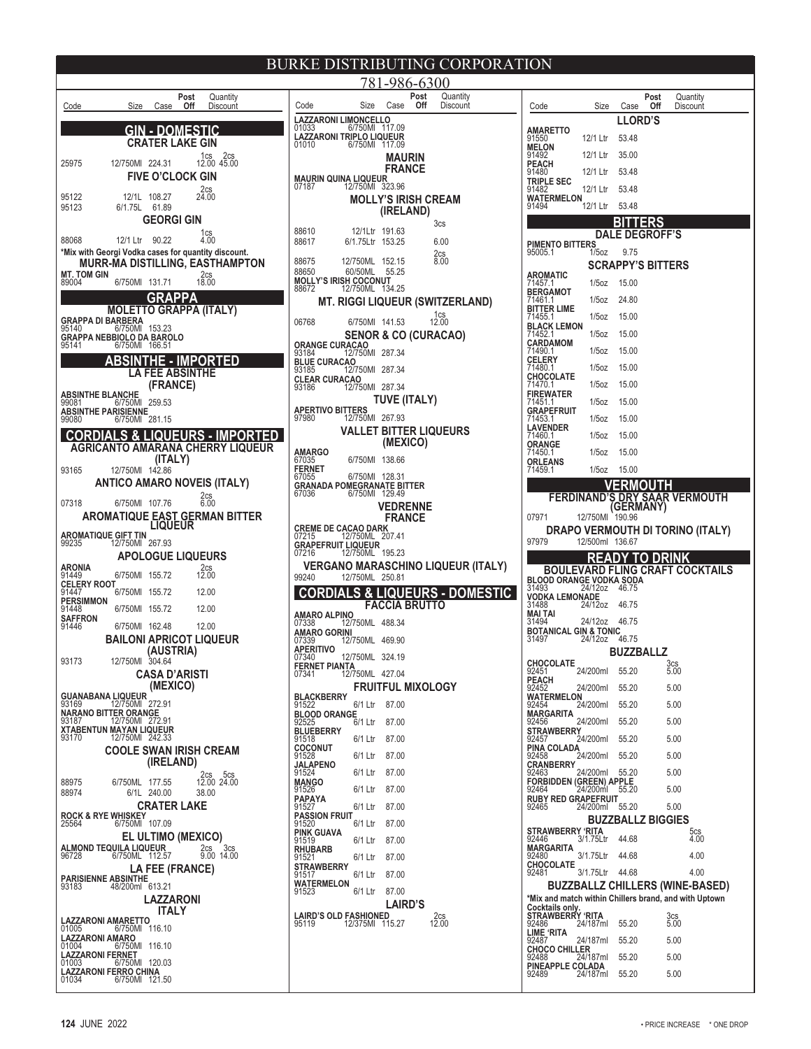# BURKE DISTRIBUTING CORPORATION

781-986-6300

| Code | Size | Case | Post Off | Quantity Discount |
|---|---|---|---|---|

## GIN - DOMESTIC

### CRATER LAKE GIN

| Code | Size | Case | Post Off | Quantity Discount |
|---|---|---|---|---|
| 25975 | 12/750Ml | 224.31 | | 1cs 12.00 / 2cs 45.00 |

### FIVE O'CLOCK GIN

| Code | Size | Case | Post Off | Quantity Discount |
|---|---|---|---|---|
| 95122 | 12/1L | 108.27 | | 2cs 24.00 |
| 95123 | 6/1.75L | 61.89 | | |

### GEORGI GIN

| Code | Size | Case | Post Off | Quantity Discount |
|---|---|---|---|---|
| 88068 | 12/1 Ltr | 90.22 | | 1cs 4.00 |

*Mix with Georgi Vodka cases for quantity discount.

### MURR-MA DISTILLING, EASTHAMPTON

| Code | Size | Case | Post Off | Quantity Discount |
|---|---|---|---|---|
| MT. TOM GIN 89004 | 6/750Ml | 131.71 | | 2cs 18.00 |

## GRAPPA

### MOLETTO GRAPPA (ITALY)

| Code | Size | Case | Post Off | Quantity Discount |
|---|---|---|---|---|
| GRAPPA DI BARBERA 95140 | 6/750Ml | 153.23 | | |
| GRAPPA NEBBIOLO DA BAROLO 95141 | 6/750Ml | 166.51 | | |

## ABSINTHE - IMPORTED

### LA FEE ABSINTHE (FRANCE)

| Code | Size | Case | Post Off | Quantity Discount |
|---|---|---|---|---|
| ABSINTHE BLANCHE 99081 | 6/750Ml | 259.53 | | |
| ABSINTHE PARISIENNE 99080 | 6/750Ml | 281.15 | | |

## CORDIALS & LIQUEURS - IMPORTED

### AGRICANTO AMARANA CHERRY LIQUEUR (ITALY)

| Code | Size | Case | Post Off | Quantity Discount |
|---|---|---|---|---|
| 93165 | 12/750Ml | 142.86 | | |

### ANTICO AMARO NOVEIS (ITALY)

| Code | Size | Case | Post Off | Quantity Discount |
|---|---|---|---|---|
| 07318 | 6/750Ml | 107.76 | | 2cs 6.00 |

### AROMATIQUE EAST GERMAN BITTER LIQUEUR

| Code | Size | Case | Post Off | Quantity Discount |
|---|---|---|---|---|
| AROMATIQUE GIFT TIN 99235 | 12/750Ml | 267.93 | | |

### APOLOGUE LIQUEURS

| Code | Size | Case | Post Off | Quantity Discount |
|---|---|---|---|---|
| ARONIA 91449 | 6/750Ml | 155.72 | | 2cs 12.00 |
| CELERY ROOT 91447 | 6/750Ml | 155.72 | | 12.00 |
| PERSIMMON 91448 | 6/750Ml | 155.72 | | 12.00 |
| SAFFRON 91446 | 6/750Ml | 162.48 | | 12.00 |

### BAILONI APRICOT LIQUEUR (AUSTRIA)

| Code | Size | Case | Post Off | Quantity Discount |
|---|---|---|---|---|
| 93173 | 12/750Ml | 304.64 | | |

### CASA D'ARISTI (MEXICO)

| Code | Size | Case | Post Off | Quantity Discount |
|---|---|---|---|---|
| GUANABANA LIQUEUR 93169 | 12/750Ml | 272.91 | | |
| NARANO BITTER ORANGE 93187 | 12/750Ml | 272.91 | | |
| XTABENTUN MAYAN LIQUEUR 93170 | 12/750Ml | 242.33 | | |

### COOLE SWAN IRISH CREAM (IRELAND)

| Code | Size | Case | Post Off | Quantity Discount |
|---|---|---|---|---|
| 88975 | 6/750ML | 177.55 | | 2cs 12.00 / 5cs 24.00 |
| 88974 | 6/1L | 240.00 | | 38.00 |

### CRATER LAKE

| Code | Size | Case | Post Off | Quantity Discount |
|---|---|---|---|---|
| ROCK & RYE WHISKEY 25564 | 6/750Ml | 107.09 | | |

### EL ULTIMO (MEXICO)

| Code | Size | Case | Post Off | Quantity Discount |
|---|---|---|---|---|
| ALMOND TEQUILA LIQUEUR 96728 | 6/750ML | 112.57 | | 2cs 9.00 / 3cs 14.00 |

### LA FEE (FRANCE)

| Code | Size | Case | Post Off | Quantity Discount |
|---|---|---|---|---|
| PARISIENNE ABSINTHE 93183 | 48/200Ml | 613.21 | | |

### LAZZARONI ITALY

| Code | Size | Case | Post Off | Quantity Discount |
|---|---|---|---|---|
| LAZZARONI AMARETTO 01005 | 6/750Ml | 116.10 | | |
| LAZZARONI AMARO 01004 | 6/750Ml | 116.10 | | |
| LAZZARONI FERNET 01003 | 6/750Ml | 120.03 | | |
| LAZZARONI FERRO CHINA 01034 | 6/750Ml | 121.50 | | |
| LAZZARONI LIMONCELLO 01033 | 6/750Ml | 117.09 | | |
| LAZZARONI TRIPLO LIQUEUR 01010 | 6/750Ml | 117.09 | | |

### MAURIN FRANCE

| Code | Size | Case | Post Off | Quantity Discount |
|---|---|---|---|---|
| MAURIN QUINA LIQUEUR 07187 | 12/750Ml | 323.96 | | |

### MOLLY'S IRISH CREAM (IRELAND)

| Code | Size | Case | Post Off | Quantity Discount |
|---|---|---|---|---|
| 88610 | 12/1Ltr | 191.63 | | 3cs |
| 88617 | 6/1.75Ltr | 153.25 | | 6.00 |
| 88675 | 12/750ML | 152.15 | | 2cs 8.00 |
| 88650 | 60/50ML | 55.25 | | |
| MOLLY'S IRISH COCONUT 88672 | 12/750ML | 134.25 | | |

### MT. RIGGI LIQUEUR (SWITZERLAND)

| Code | Size | Case | Post Off | Quantity Discount |
|---|---|---|---|---|
| 06768 | 6/750Ml | 141.53 | | 1cs 12.00 |

### SENOR & CO (CURACAO)

| Code | Size | Case | Post Off | Quantity Discount |
|---|---|---|---|---|
| ORANGE CURACAO 93184 | 12/750Ml | 287.34 | | |
| BLUE CURACAO 93185 | 12/750Ml | 287.34 | | |
| CLEAR CURACAO 93186 | 12/750Ml | 287.34 | | |

### TUVE (ITALY)

| Code | Size | Case | Post Off | Quantity Discount |
|---|---|---|---|---|
| APERTIVO BITTERS 97980 | 12/750Ml | 267.93 | | |

### VALLET BITTER LIQUEURS (MEXICO)

| Code | Size | Case | Post Off | Quantity Discount |
|---|---|---|---|---|
| AMARGO 67035 | 6/750Ml | 138.66 | | |
| FERNET 67055 | 6/750Ml | 128.31 | | |
| GRANADA POMEGRANATE BITTER 67036 | 6/750Ml | 129.49 | | |

### VEDRENNE FRANCE

| Code | Size | Case | Post Off | Quantity Discount |
|---|---|---|---|---|
| CREME DE CACAO DARK 07215 | 12/750ML | 207.41 | | |
| GRAPEFRUIT LIQUEUR 07216 | 12/750ML | 195.23 | | |

### VERGANO MARASCHINO LIQUEUR (ITALY)

| Code | Size | Case | Post Off | Quantity Discount |
|---|---|---|---|---|
| 99240 | 12/750ML | 250.81 | | |

## CORDIALS & LIQUEURS - DOMESTIC

### FACCIA BRUTTO

| Code | Size | Case | Post Off | Quantity Discount |
|---|---|---|---|---|
| AMARO ALPINO 07338 | 12/750ML | 488.34 | | |
| AMARO GORINI 07339 | 12/750ML | 469.90 | | |
| APERITIVO 07340 | 12/750ML | 324.19 | | |
| FERNET PIANTA 07341 | 12/750ML | 427.04 | | |

### FRUITFUL MIXOLOGY

| Code | Size | Case | Post Off | Quantity Discount |
|---|---|---|---|---|
| BLACKBERRY 91522 | 6/1 Ltr | 87.00 | | |
| BLOOD ORANGE 92525 | 6/1 Ltr | 87.00 | | |
| BLUEBERRY 91518 | 6/1 Ltr | 87.00 | | |
| COCONUT 91528 | 6/1 Ltr | 87.00 | | |
| JALAPENO 91524 | 6/1 Ltr | 87.00 | | |
| MANGO 91526 | 6/1 Ltr | 87.00 | | |
| PAPAYA 91527 | 6/1 Ltr | 87.00 | | |
| PASSION FRUIT 91520 | 6/1 Ltr | 87.00 | | |
| PINK GUAVA 91519 | 6/1 Ltr | 87.00 | | |
| RHUBARB 91521 | 6/1 Ltr | 87.00 | | |
| STRAWBERRY 91517 | 6/1 Ltr | 87.00 | | |
| WATERMELON 91523 | 6/1 Ltr | 87.00 | | |

### LAIRD'S

| Code | Size | Case | Post Off | Quantity Discount |
|---|---|---|---|---|
| LAIRD'S OLD FASHIONED 95119 | 12/375Ml | 115.27 | | 2cs 12.00 |

### LLORD'S

| Code | Size | Case | Post Off | Quantity Discount |
|---|---|---|---|---|
| AMARETTO 91550 | 12/1 Ltr | 53.48 | | |
| MELON 91492 | 12/1 Ltr | 35.00 | | |
| PEACH 91480 | 12/1 Ltr | 53.48 | | |
| TRIPLE SEC 91482 | 12/1 Ltr | 53.48 | | |
| WATERMELON 91494 | 12/1 Ltr | 53.48 | | |

## BITTERS

### DALE DEGROFF'S

| Code | Size | Case | Post Off | Quantity Discount |
|---|---|---|---|---|
| PIMENTO BITTERS 95005.1 | 1/5oz | 9.75 | | |

### SCRAPPY'S BITTERS

| Code | Size | Case | Post Off | Quantity Discount |
|---|---|---|---|---|
| AROMATIC 71457.1 | 1/5oz | 15.00 | | |
| BERGAMOT 71461.1 | 1/5oz | 24.80 | | |
| BITTER LIME 71455.1 | 1/5oz | 15.00 | | |
| BLACK LEMON 71452.1 | 1/5oz | 15.00 | | |
| CARDAMOM 71490.1 | 1/5oz | 15.00 | | |
| CELERY 71480.1 | 1/5oz | 15.00 | | |
| CHOCOLATE 71470.1 | 1/5oz | 15.00 | | |
| FIREWATER 71451.1 | 1/5oz | 15.00 | | |
| GRAPEFRUIT 71453.1 | 1/5oz | 15.00 | | |
| LAVENDER 71460.1 | 1/5oz | 15.00 | | |
| ORANGE 71450.1 | 1/5oz | 15.00 | | |
| ORLEANS 71459.1 | 1/5oz | 15.00 | | |

## VERMOUTH

### FERDINAND'S DRY SAAR VERMOUTH (GERMANY)

| Code | Size | Case | Post Off | Quantity Discount |
|---|---|---|---|---|
| 07971 | 12/750Ml | 190.96 | | |

### DRAPO VERMOUTH DI TORINO (ITALY)

| Code | Size | Case | Post Off | Quantity Discount |
|---|---|---|---|---|
| 97979 | 12/500ml | 136.67 | | |

## READY TO DRINK

### BOULEVARD FLING CRAFT COCKTAILS

| Code | Size | Case | Post Off | Quantity Discount |
|---|---|---|---|---|
| BLOOD ORANGE VODKA SODA 31493 | 24/12oz | 46.75 | | |
| VODKA LEMONADE 31488 | 24/12oz | 46.75 | | |
| MAI TAI 31494 | 24/12oz | 46.75 | | |
| BOTANICAL GIN & TONIC 31497 | 24/12oz | 46.75 | | |

### BUZZBALLZ

| Code | Size | Case | Post Off | Quantity Discount |
|---|---|---|---|---|
| CHOCOLATE 92451 | 24/200ml | 55.20 | | 3cs 5.00 |
| PEACH 92452 | 24/200ml | 55.20 | | 5.00 |
| WATERMELON 92454 | 24/200ml | 55.20 | | 5.00 |
| MARGARITA 92456 | 24/200ml | 55.20 | | 5.00 |
| STRAWBERRY 92457 | 24/200ml | 55.20 | | 5.00 |
| PINA COLADA 92458 | 24/200ml | 55.20 | | 5.00 |
| CRANBERRY 92463 | 24/200ml | 55.20 | | 5.00 |
| FORBIDDEN (GREEN) APPLE 92464 | 24/200ml | 55.20 | | 5.00 |
| RUBY RED GRAPEFRUIT 92465 | 24/200ml | 55.20 | | 5.00 |

### BUZZBALLZ BIGGIES

| Code | Size | Case | Post Off | Quantity Discount |
|---|---|---|---|---|
| STRAWBERRY 'RITA 92446 | 3/1.75Ltr | 44.68 | | 5cs 4.00 |
| MARGARITA 92480 | 3/1.75Ltr | 44.68 | | 4.00 |
| CHOCOLATE 92481 | 3/1.75Ltr | 44.68 | | 4.00 |

### BUZZBALLZ CHILLERS (WINE-BASED)

*Mix and match within Chillers brand, and with Uptown Cocktails only.

| Code | Size | Case | Post Off | Quantity Discount |
|---|---|---|---|---|
| STRAWBERRY 'RITA 92486 | 24/187ml | 55.20 | | 3cs 5.00 |
| LIME 'RITA 92487 | 24/187ml | 55.20 | | 5.00 |
| CHOCO CHILLER 92488 | 24/187ml | 55.20 | | 5.00 |
| PINEAPPLE COLADA 92489 | 24/187ml | 55.20 | | 5.00 |

• PRICE INCREASE * ONE DROP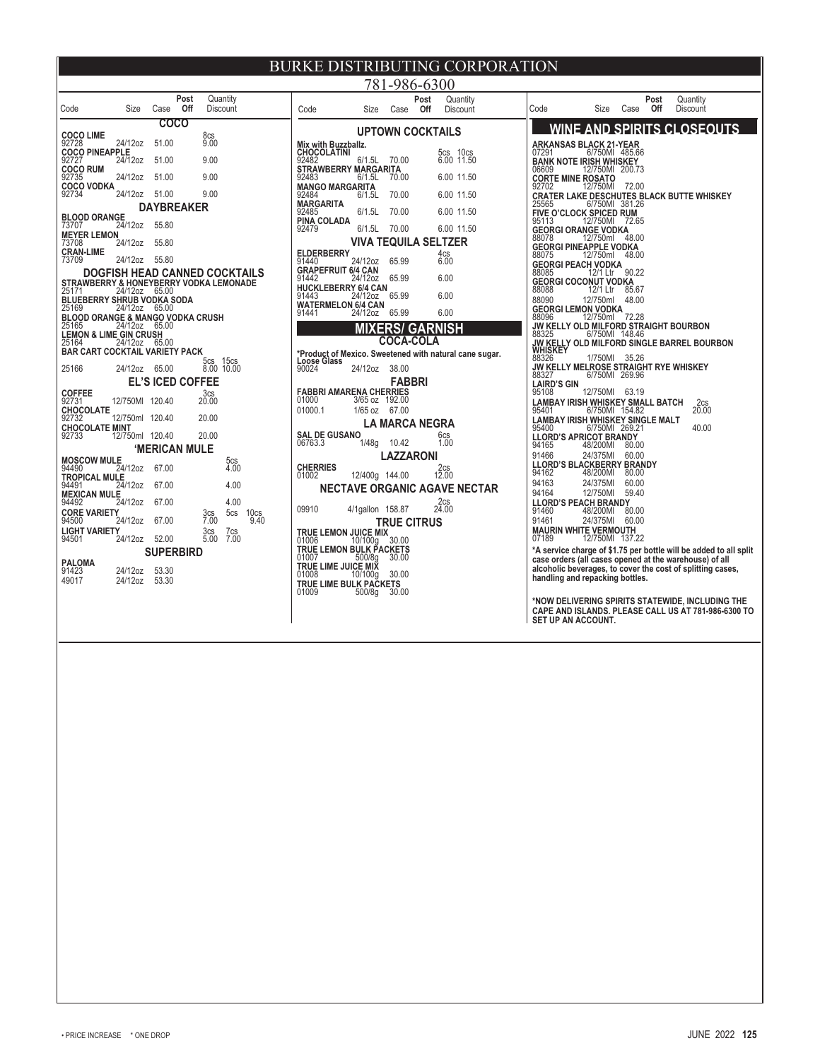# BURKE DISTRIBUTING CORPORATION

781-986-6300

## COCO

| Code | Size | Case | Post Off | Quantity Discount |
|---|---|---|---|---|
| **COCO LIME** | | | | 8cs |
| 92728 | 24/12oz | 51.00 | | 9.00 |
| **COCO PINEAPPLE** | | | | |
| 92727 | 24/12oz | 51.00 | | 9.00 |
| **COCO RUM** | | | | |
| 92735 | 24/12oz | 51.00 | | 9.00 |
| **COCO VODKA** | | | | |
| 92734 | 24/12oz | 51.00 | | 9.00 |

## DAYBREAKER

| Code | Size | Case | Post Off | Quantity Discount |
|---|---|---|---|---|
| **BLOOD ORANGE** | | | | |
| 73707 | 24/12oz | 55.80 | | |
| **MEYER LEMON** | | | | |
| 73708 | 24/12oz | 55.80 | | |
| **CRAN-LIME** | | | | |
| 73709 | 24/12oz | 55.80 | | |

## DOGFISH HEAD CANNED COCKTAILS

| Code | Size | Case | Post Off | Quantity Discount |
|---|---|---|---|---|
| **STRAWBERRY & HONEYBERRY VODKA LEMONADE** | | | | |
| 25171 | 24/12oz | 65.00 | | |
| **BLUEBERRY SHRUB VODKA SODA** | | | | |
| 25169 | 24/12oz | 65.00 | | |
| **BLOOD ORANGE & MANGO VODKA CRUSH** | | | | |
| 25165 | 24/12oz | 65.00 | | |
| **LEMON & LIME GIN CRUSH** | | | | |
| 25164 | 24/12oz | 65.00 | | |
| **BAR CART COCKTAIL VARIETY PACK** | | | | 5cs 15cs |
| 25166 | 24/12oz | 65.00 | | 8.00 10.00 |

## EL'S ICED COFFEE

| Code | Size | Case | Post Off | Quantity Discount |
|---|---|---|---|---|
| **COFFEE** | | | | 3cs |
| 92731 | 12/750Ml | 120.40 | | 20.00 |
| **CHOCOLATE** | | | | |
| 92732 | 12/750ml | 120.40 | | 20.00 |
| **CHOCOLATE MINT** | | | | |
| 92733 | 12/750ml | 120.40 | | 20.00 |

## 'MERICAN MULE

| Code | Size | Case | Post Off | Quantity Discount |
|---|---|---|---|---|
| **MOSCOW MULE** | | | | 5cs |
| 94490 | 24/12oz | 67.00 | | 4.00 |
| **TROPICAL MULE** | | | | |
| 94491 | 24/12oz | 67.00 | | 4.00 |
| **MEXICAN MULE** | | | | |
| 94492 | 24/12oz | 67.00 | | 4.00 |
| **CORE VARIETY** | | | | 3cs 5cs 10cs |
| 94500 | 24/12oz | 67.00 | | 7.00 9.40 |
| **LIGHT VARIETY** | | | | 3cs 7cs |
| 94501 | 24/12oz | 52.00 | | 5.00 7.00 |

## SUPERBIRD

| Code | Size | Case | Post Off | Quantity Discount |
|---|---|---|---|---|
| **PALOMA** | | | | |
| 91423 | 24/12oz | 53.30 | | |
| 49017 | 24/12oz | 53.30 | | |

## UPTOWN COCKTAILS

| Code | Size | Case | Post Off | Quantity Discount |
|---|---|---|---|---|
| **Mix with Buzzballz.** | | | | |
| **CHOCOLATINI** | | | | 5cs 10cs |
| 92482 | 6/1.5L | 70.00 | | 6.00 11.50 |
| **STRAWBERRY MARGARITA** | | | | |
| 92483 | 6/1.5L | 70.00 | | 6.00 11.50 |
| **MANGO MARGARITA** | | | | |
| 92484 | 6/1.5L | 70.00 | | 6.00 11.50 |
| **MARGARITA** | | | | |
| 92485 | 6/1.5L | 70.00 | | 6.00 11.50 |
| **PINA COLADA** | | | | |
| 92479 | 6/1.5L | 70.00 | | 6.00 11.50 |

## VIVA TEQUILA SELTZER

| Code | Size | Case | Post Off | Quantity Discount |
|---|---|---|---|---|
| **ELDERBERRY** | | | | 4cs |
| 91440 | 24/12oz | 65.99 | | 6.00 |
| **GRAPEFRUIT 6/4 CAN** | | | | |
| 91442 | 24/12oz | 65.99 | | 6.00 |
| **HUCKLEBERRY 6/4 CAN** | | | | |
| 91443 | 24/12oz | 65.99 | | 6.00 |
| **WATERMELON 6/4 CAN** | | | | |
| 91441 | 24/12oz | 65.99 | | 6.00 |

## MIXERS/ GARNISH

### COCA-COLA

*Product of Mexico. Sweetened with natural cane sugar.

| Code | Size | Case | Post Off | Quantity Discount |
|---|---|---|---|---|
| **Loose Glass** | | | | |
| 90024 | 24/12oz | 38.00 | | |

### FABBRI

| Code | Size | Case | Post Off | Quantity Discount |
|---|---|---|---|---|
| **FABBRI AMARENA CHERRIES** | | | | |
| 01000 | 3/65 oz | 192.00 | | |
| 01000.1 | 1/65 oz | 67.00 | | |

### LA MARCA NEGRA

| Code | Size | Case | Post Off | Quantity Discount |
|---|---|---|---|---|
| **SAL DE GUSANO** | | | | 6cs |
| 06763.3 | 1/48g | 10.42 | | 1.00 |

### LAZZARONI

| Code | Size | Case | Post Off | Quantity Discount |
|---|---|---|---|---|
| **CHERRIES** | | | | 2cs |
| 01002 | 12/400g | 144.00 | | 12.00 |

### NECTAVE ORGANIC AGAVE NECTAR

| Code | Size | Case | Post Off | Quantity Discount |
|---|---|---|---|---|
| | | | | 2cs |
| 09910 | 4/1gallon | 158.87 | | 24.00 |

### TRUE CITRUS

| Code | Size | Case | Post Off | Quantity Discount |
|---|---|---|---|---|
| **TRUE LEMON JUICE MIX** | | | | |
| 01006 | 10/100g | 30.00 | | |
| **TRUE LEMON BULK PACKETS** | | | | |
| 01007 | 500/8g | 30.00 | | |
| **TRUE LIME JUICE MIX** | | | | |
| 01008 | 10/100g | 30.00 | | |
| **TRUE LIME BULK PACKETS** | | | | |
| 01009 | 500/8g | 30.00 | | |

## WINE AND SPIRITS CLOSEOUTS

| Code | Size | Case | Post Off | Quantity Discount |
|---|---|---|---|---|
| **ARKANSAS BLACK 21-YEAR** | | | | |
| 07291 | 6/750Ml | 485.66 | | |
| **BANK NOTE IRISH WHISKEY** | | | | |
| 06609 | 12/750Ml | 200.73 | | |
| **CORTE MINE ROSATO** | | | | |
| 92702 | 12/750Ml | 72.00 | | |
| **CRATER LAKE DESCHUTES BLACK BUTTE WHISKEY** | | | | |
| 25565 | 6/750Ml | 381.26 | | |
| **FIVE O'CLOCK SPICED RUM** | | | | |
| 95113 | 12/750Ml | 72.65 | | |
| **GEORGI ORANGE VODKA** | | | | |
| 88078 | 12/750ml | 48.00 | | |
| **GEORGI PINEAPPLE VODKA** | | | | |
| 88075 | 12/750ml | 48.00 | | |
| **GEORGI PEACH VODKA** | | | | |
| 88085 | 12/1 Ltr | 90.22 | | |
| **GEORGI COCONUT VODKA** | | | | |
| 88088 | 12/1 Ltr | 85.67 | | |
| 88090 | 12/750ml | 48.00 | | |
| **GEORGI LEMON VODKA** | | | | |
| 88096 | 12/750ml | 72.28 | | |
| **JW KELLY OLD MILFORD STRAIGHT BOURBON** | | | | |
| 88325 | 6/750Ml | 148.46 | | |
| **JW KELLY OLD MILFORD SINGLE BARREL BOURBON WHISKEY** | | | | |
| 88326 | 1/750Ml | 35.26 | | |
| **JW KELLY MELROSE STRAIGHT RYE WHISKEY** | | | | |
| 88327 | 6/750Ml | 269.96 | | |
| **LAIRD'S GIN** | | | | |
| 95108 | 12/750Ml | 63.19 | | |
| **LAMBAY IRISH WHISKEY SMALL BATCH** | | | | 2cs |
| 95401 | 6/750Ml | 154.82 | | 20.00 |
| **LAMBAY IRISH WHISKEY SINGLE MALT** | | | | |
| 95400 | 6/750Ml | 269.21 | | 40.00 |
| **LLORD'S APRICOT BRANDY** | | | | |
| 94165 | 48/200Ml | 80.00 | | |
| 91466 | 24/375Ml | 60.00 | | |
| **LLORD'S BLACKBERRY BRANDY** | | | | |
| 94162 | 48/200Ml | 80.00 | | |
| 94163 | 24/375Ml | 60.00 | | |
| 94164 | 12/750Ml | 59.40 | | |
| **LLORD'S PEACH BRANDY** | | | | |
| 91460 | 48/200Ml | 80.00 | | |
| 91461 | 24/375Ml | 60.00 | | |
| **MAURIN WHITE VERMOUTH** | | | | |
| 07189 | 12/750Ml | 137.22 | | |

**\*A service charge of $1.75 per bottle will be added to all split case orders (all cases opened at the warehouse) of all alcoholic beverages, to cover the cost of splitting cases, handling and repacking bottles.**

**\*NOW DELIVERING SPIRITS STATEWIDE, INCLUDING THE CAPE AND ISLANDS. PLEASE CALL US AT 781-986-6300 TO SET UP AN ACCOUNT.**

• PRICE INCREASE * ONE DROP